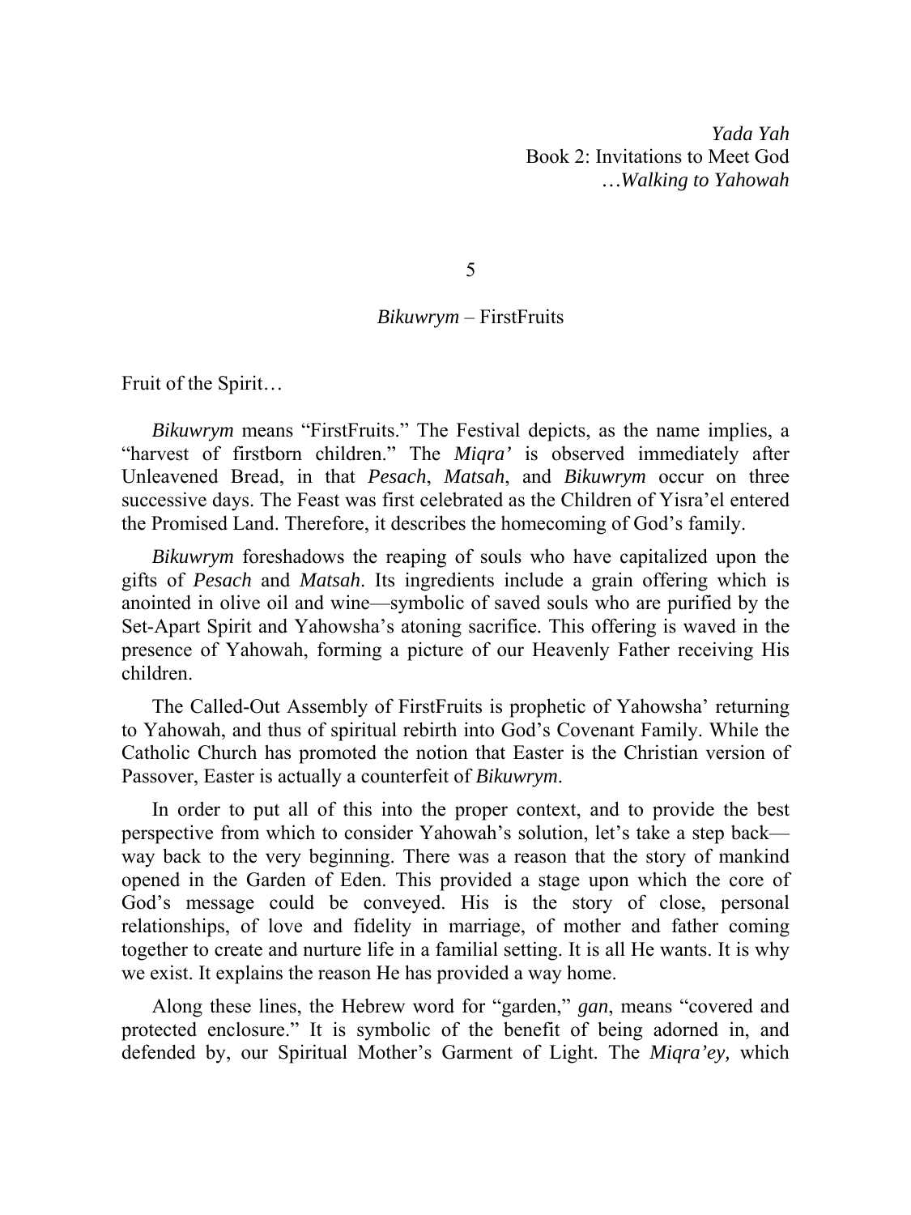*Yada Yah*
Book 2: Invitations to Meet God
*…Walking to Yahowah*

# 5

## *Bikuwrym* – FirstFruits

Fruit of the Spirit…

*Bikuwrym* means "FirstFruits." The Festival depicts, as the name implies, a "harvest of firstborn children." The *Miqra'* is observed immediately after Unleavened Bread, in that *Pesach*, *Matsah*, and *Bikuwrym* occur on three successive days. The Feast was first celebrated as the Children of Yisra'el entered the Promised Land. Therefore, it describes the homecoming of God's family.

*Bikuwrym* foreshadows the reaping of souls who have capitalized upon the gifts of *Pesach* and *Matsah*. Its ingredients include a grain offering which is anointed in olive oil and wine—symbolic of saved souls who are purified by the Set-Apart Spirit and Yahowsha's atoning sacrifice. This offering is waved in the presence of Yahowah, forming a picture of our Heavenly Father receiving His children.

The Called-Out Assembly of FirstFruits is prophetic of Yahowsha' returning to Yahowah, and thus of spiritual rebirth into God's Covenant Family. While the Catholic Church has promoted the notion that Easter is the Christian version of Passover, Easter is actually a counterfeit of *Bikuwrym*.

In order to put all of this into the proper context, and to provide the best perspective from which to consider Yahowah's solution, let's take a step back—way back to the very beginning. There was a reason that the story of mankind opened in the Garden of Eden. This provided a stage upon which the core of God's message could be conveyed. His is the story of close, personal relationships, of love and fidelity in marriage, of mother and father coming together to create and nurture life in a familial setting. It is all He wants. It is why we exist. It explains the reason He has provided a way home.

Along these lines, the Hebrew word for "garden," *gan*, means "covered and protected enclosure." It is symbolic of the benefit of being adorned in, and defended by, our Spiritual Mother's Garment of Light. The *Miqra'ey,* which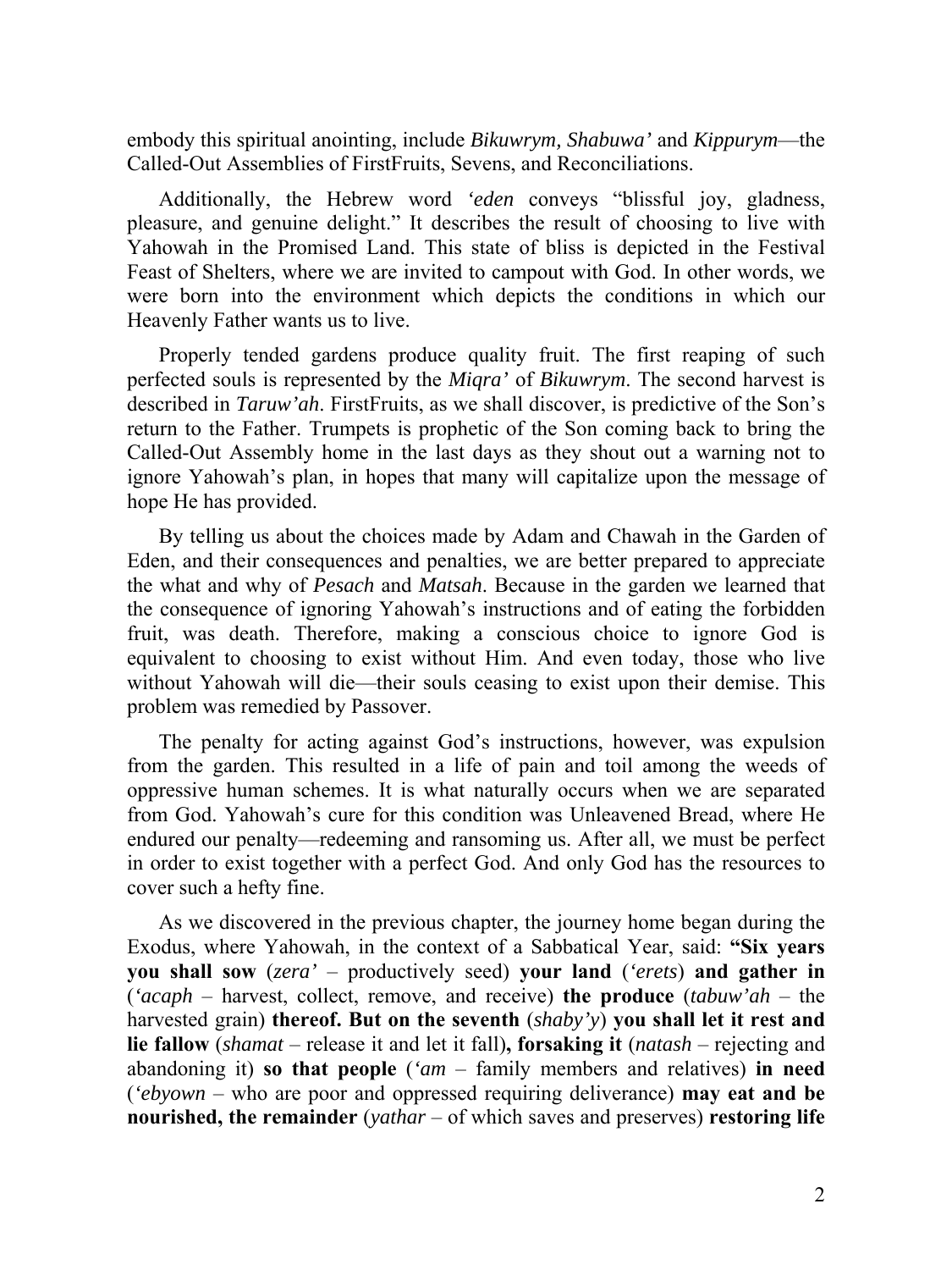embody this spiritual anointing, include *Bikuwrym, Shabuwa'* and *Kippurym*—the Called-Out Assemblies of FirstFruits, Sevens, and Reconciliations.

Additionally, the Hebrew word *'eden* conveys "blissful joy, gladness, pleasure, and genuine delight." It describes the result of choosing to live with Yahowah in the Promised Land. This state of bliss is depicted in the Festival Feast of Shelters, where we are invited to campout with God. In other words, we were born into the environment which depicts the conditions in which our Heavenly Father wants us to live.

Properly tended gardens produce quality fruit. The first reaping of such perfected souls is represented by the *Miqra'* of *Bikuwrym*. The second harvest is described in *Taruw'ah*. FirstFruits, as we shall discover, is predictive of the Son's return to the Father. Trumpets is prophetic of the Son coming back to bring the Called-Out Assembly home in the last days as they shout out a warning not to ignore Yahowah's plan, in hopes that many will capitalize upon the message of hope He has provided.

By telling us about the choices made by Adam and Chawah in the Garden of Eden, and their consequences and penalties, we are better prepared to appreciate the what and why of *Pesach* and *Matsah*. Because in the garden we learned that the consequence of ignoring Yahowah's instructions and of eating the forbidden fruit, was death. Therefore, making a conscious choice to ignore God is equivalent to choosing to exist without Him. And even today, those who live without Yahowah will die—their souls ceasing to exist upon their demise. This problem was remedied by Passover.

The penalty for acting against God's instructions, however, was expulsion from the garden. This resulted in a life of pain and toil among the weeds of oppressive human schemes. It is what naturally occurs when we are separated from God. Yahowah's cure for this condition was Unleavened Bread, where He endured our penalty—redeeming and ransoming us. After all, we must be perfect in order to exist together with a perfect God. And only God has the resources to cover such a hefty fine.

As we discovered in the previous chapter, the journey home began during the Exodus, where Yahowah, in the context of a Sabbatical Year, said: **"Six years you shall sow** (*zera'* – productively seed) **your land** (*'erets*) **and gather in** (*'acaph* – harvest, collect, remove, and receive) **the produce** (*tabuw'ah* – the harvested grain) **thereof. But on the seventh** (*shaby'y*) **you shall let it rest and lie fallow** (*shamat* – release it and let it fall)**, forsaking it** (*natash* – rejecting and abandoning it) **so that people** (*'am* – family members and relatives) **in need** (*'ebyown* – who are poor and oppressed requiring deliverance) **may eat and be nourished, the remainder** (*yathar* – of which saves and preserves) **restoring life**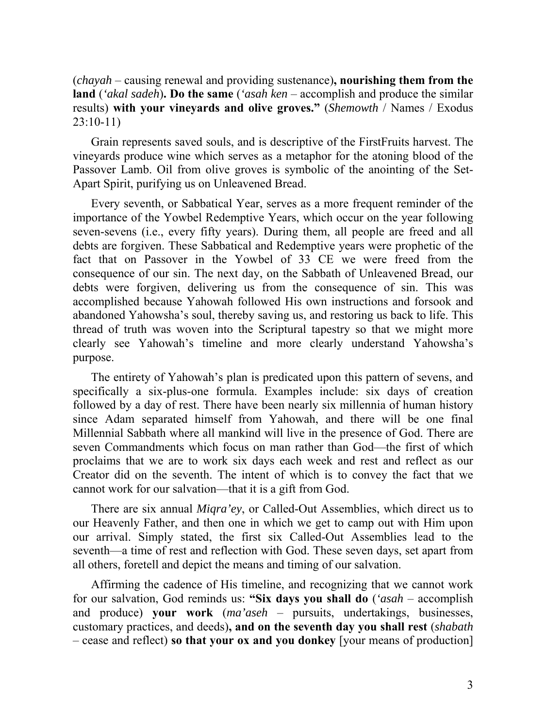(*chayah* – causing renewal and providing sustenance)**, nourishing them from the land** (*'akal sadeh*)**. Do the same** (*'asah ken* – accomplish and produce the similar results) **with your vineyards and olive groves."** (*Shemowth* / Names / Exodus 23:10-11)

Grain represents saved souls, and is descriptive of the FirstFruits harvest. The vineyards produce wine which serves as a metaphor for the atoning blood of the Passover Lamb. Oil from olive groves is symbolic of the anointing of the Set-Apart Spirit, purifying us on Unleavened Bread.

Every seventh, or Sabbatical Year, serves as a more frequent reminder of the importance of the Yowbel Redemptive Years, which occur on the year following seven-sevens (i.e., every fifty years). During them, all people are freed and all debts are forgiven. These Sabbatical and Redemptive years were prophetic of the fact that on Passover in the Yowbel of 33 CE we were freed from the consequence of our sin. The next day, on the Sabbath of Unleavened Bread, our debts were forgiven, delivering us from the consequence of sin. This was accomplished because Yahowah followed His own instructions and forsook and abandoned Yahowsha's soul, thereby saving us, and restoring us back to life. This thread of truth was woven into the Scriptural tapestry so that we might more clearly see Yahowah's timeline and more clearly understand Yahowsha's purpose.

The entirety of Yahowah's plan is predicated upon this pattern of sevens, and specifically a six-plus-one formula. Examples include: six days of creation followed by a day of rest. There have been nearly six millennia of human history since Adam separated himself from Yahowah, and there will be one final Millennial Sabbath where all mankind will live in the presence of God. There are seven Commandments which focus on man rather than God—the first of which proclaims that we are to work six days each week and rest and reflect as our Creator did on the seventh. The intent of which is to convey the fact that we cannot work for our salvation—that it is a gift from God.

There are six annual *Miqra'ey*, or Called-Out Assemblies, which direct us to our Heavenly Father, and then one in which we get to camp out with Him upon our arrival. Simply stated, the first six Called-Out Assemblies lead to the seventh—a time of rest and reflection with God. These seven days, set apart from all others, foretell and depict the means and timing of our salvation.

Affirming the cadence of His timeline, and recognizing that we cannot work for our salvation, God reminds us: **"Six days you shall do** (*'asah* – accomplish and produce) **your work** (*ma'aseh* – pursuits, undertakings, businesses, customary practices, and deeds)**, and on the seventh day you shall rest** (*shabath* – cease and reflect) **so that your ox and you donkey** [your means of production]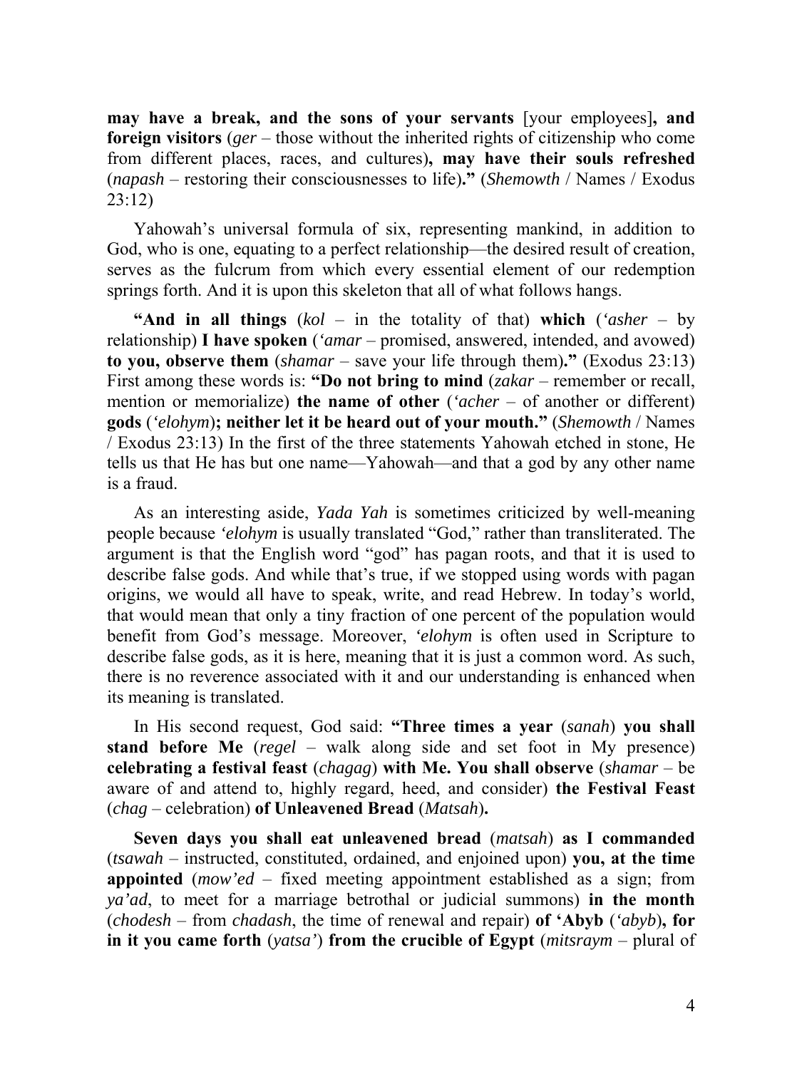**may have a break, and the sons of your servants** [your employees]**, and foreign visitors** (*ger* – those without the inherited rights of citizenship who come from different places, races, and cultures)**, may have their souls refreshed** (*napash* – restoring their consciousnesses to life)**."** (*Shemowth* / Names / Exodus 23:12)

Yahowah's universal formula of six, representing mankind, in addition to God, who is one, equating to a perfect relationship—the desired result of creation, serves as the fulcrum from which every essential element of our redemption springs forth. And it is upon this skeleton that all of what follows hangs.

**"And in all things** (*kol* – in the totality of that) **which** (*'asher* – by relationship) **I have spoken** (*'amar* – promised, answered, intended, and avowed) **to you, observe them** (*shamar* – save your life through them)**."** (Exodus 23:13) First among these words is: **"Do not bring to mind** (*zakar* – remember or recall, mention or memorialize) **the name of other** (*'acher* – of another or different) **gods** (*'elohym*)**; neither let it be heard out of your mouth."** (*Shemowth* / Names / Exodus 23:13) In the first of the three statements Yahowah etched in stone, He tells us that He has but one name—Yahowah—and that a god by any other name is a fraud.

As an interesting aside, *Yada Yah* is sometimes criticized by well-meaning people because *'elohym* is usually translated "God," rather than transliterated. The argument is that the English word "god" has pagan roots, and that it is used to describe false gods. And while that's true, if we stopped using words with pagan origins, we would all have to speak, write, and read Hebrew. In today's world, that would mean that only a tiny fraction of one percent of the population would benefit from God's message. Moreover, *'elohym* is often used in Scripture to describe false gods, as it is here, meaning that it is just a common word. As such, there is no reverence associated with it and our understanding is enhanced when its meaning is translated.

In His second request, God said: **"Three times a year** (*sanah*) **you shall stand before Me** (*regel* – walk along side and set foot in My presence) **celebrating a festival feast** (*chagag*) **with Me. You shall observe** (*shamar* – be aware of and attend to, highly regard, heed, and consider) **the Festival Feast** (*chag* – celebration) **of Unleavened Bread** (*Matsah*)**.**

**Seven days you shall eat unleavened bread** (*matsah*) **as I commanded** (*tsawah* – instructed, constituted, ordained, and enjoined upon) **you, at the time appointed** (*mow'ed* – fixed meeting appointment established as a sign; from *ya'ad*, to meet for a marriage betrothal or judicial summons) **in the month** (*chodesh* – from *chadash*, the time of renewal and repair) **of 'Abyb** (*'abyb*)**, for in it you came forth** (*yatsa'*) **from the crucible of Egypt** (*mitsraym* – plural of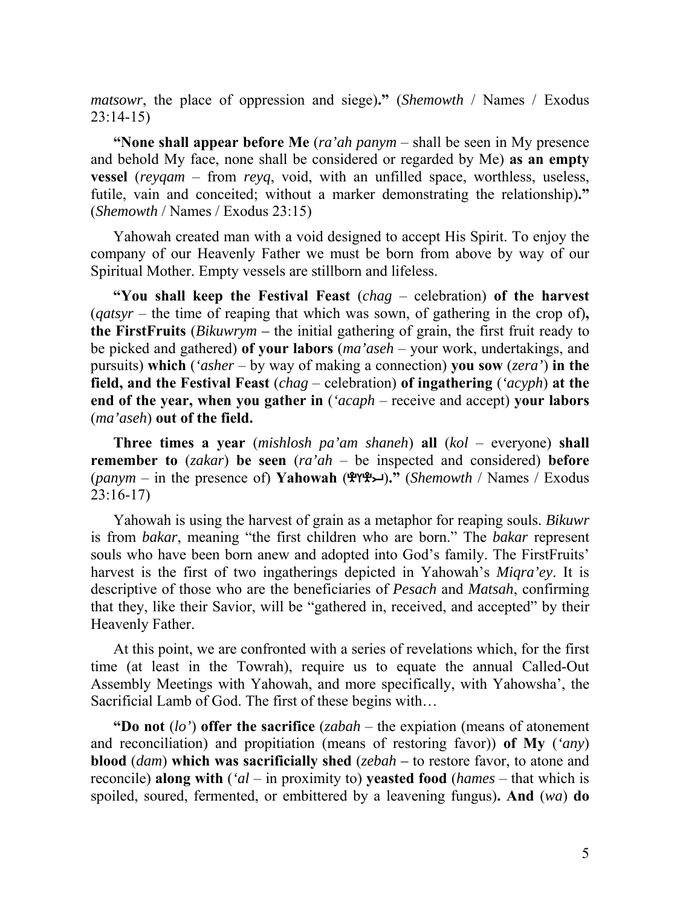*matsowr*, the place of oppression and siege)**.”** (*Shemowth* / Names / Exodus 23:14-15)

**“None shall appear before Me** (*ra’ah panym* – shall be seen in My presence and behold My face, none shall be considered or regarded by Me) **as an empty vessel** (*reyqam* – from *reyq*, void, with an unfilled space, worthless, useless, futile, vain and conceited; without a marker demonstrating the relationship)**.”** (*Shemowth* / Names / Exodus 23:15)

Yahowah created man with a void designed to accept His Spirit. To enjoy the company of our Heavenly Father we must be born from above by way of our Spiritual Mother. Empty vessels are stillborn and lifeless.

**“You shall keep the Festival Feast** (*chag* – celebration) **of the harvest** (*qatsyr* – the time of reaping that which was sown, of gathering in the crop of)**, the FirstFruits** (*Bikuwrym* **–** the initial gathering of grain, the first fruit ready to be picked and gathered) **of your labors** (*ma’aseh* – your work, undertakings, and pursuits) **which** (*‘asher* – by way of making a connection) **you sow** (*zera’*) **in the field, and the Festival Feast** (*chag* – celebration) **of ingathering** (*‘acyph*) **at the end of the year, when you gather in** (*‘acaph* – receive and accept) **your labors** (*ma’aseh*) **out of the field.**

**Three times a year** (*mishlosh pa’am shaneh*) **all** (*kol* – everyone) **shall remember to** (*zakar*) **be seen** (*ra’ah* – be inspected and considered) **before** (*panym* – in the presence of) **Yahowah** (**𐤉𐤄𐤅𐤄**)**.”** (*Shemowth* / Names / Exodus 23:16-17)

Yahowah is using the harvest of grain as a metaphor for reaping souls. *Bikuwr* is from *bakar*, meaning “the first children who are born.” The *bakar* represent souls who have been born anew and adopted into God’s family. The FirstFruits’ harvest is the first of two ingatherings depicted in Yahowah’s *Miqra’ey*. It is descriptive of those who are the beneficiaries of *Pesach* and *Matsah*, confirming that they, like their Savior, will be “gathered in, received, and accepted” by their Heavenly Father.

At this point, we are confronted with a series of revelations which, for the first time (at least in the Towrah), require us to equate the annual Called-Out Assembly Meetings with Yahowah, and more specifically, with Yahowsha’, the Sacrificial Lamb of God. The first of these begins with…

**“Do not** (*lo’*) **offer the sacrifice** (*zabah* – the expiation (means of atonement and reconciliation) and propitiation (means of restoring favor)) **of My** (*‘any*) **blood** (*dam*) **which was sacrificially shed** (*zebah* **–** to restore favor, to atone and reconcile) **along with** (*‘al* – in proximity to) **yeasted food** (*hames* – that which is spoiled, soured, fermented, or embittered by a leavening fungus)**. And** (*wa*) **do**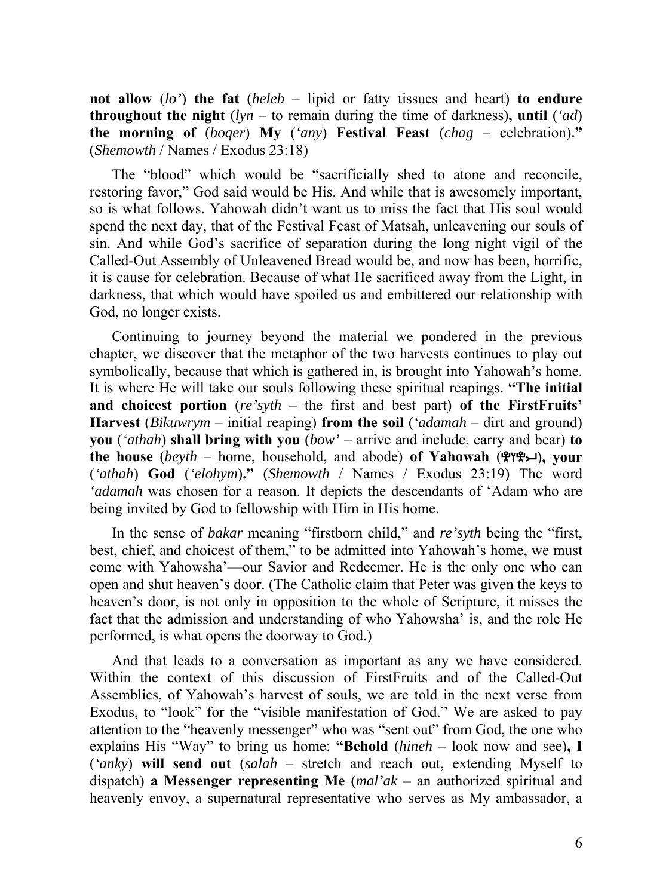**not allow** (*lo'*) **the fat** (*heleb* – lipid or fatty tissues and heart) **to endure throughout the night** (*lyn* – to remain during the time of darkness)**, until** (*'ad*) **the morning of** (*boqer*) **My** (*'any*) **Festival Feast** (*chag* – celebration)**."** (*Shemowth* / Names / Exodus 23:18)

The "blood" which would be "sacrificially shed to atone and reconcile, restoring favor," God said would be His. And while that is awesomely important, so is what follows. Yahowah didn't want us to miss the fact that His soul would spend the next day, that of the Festival Feast of Matsah, unleavening our souls of sin. And while God's sacrifice of separation during the long night vigil of the Called-Out Assembly of Unleavened Bread would be, and now has been, horrific, it is cause for celebration. Because of what He sacrificed away from the Light, in darkness, that which would have spoiled us and embittered our relationship with God, no longer exists.

Continuing to journey beyond the material we pondered in the previous chapter, we discover that the metaphor of the two harvests continues to play out symbolically, because that which is gathered in, is brought into Yahowah's home. It is where He will take our souls following these spiritual reapings. **"The initial and choicest portion** (*re'syth* – the first and best part) **of the FirstFruits' Harvest** (*Bikuwrym* – initial reaping) **from the soil** (*'adamah* – dirt and ground) **you** (*'athah*) **shall bring with you** (*bow'* – arrive and include, carry and bear) **to the house** (*beyth* – home, household, and abode) **of Yahowah** (𐤉𐤄𐤅𐤄)**, your** (*'athah*) **God** (*'elohym*)**."** (*Shemowth* / Names / Exodus 23:19) The word *'adamah* was chosen for a reason. It depicts the descendants of 'Adam who are being invited by God to fellowship with Him in His home.

In the sense of *bakar* meaning "firstborn child," and *re'syth* being the "first, best, chief, and choicest of them," to be admitted into Yahowah's home, we must come with Yahowsha'—our Savior and Redeemer. He is the only one who can open and shut heaven's door. (The Catholic claim that Peter was given the keys to heaven's door, is not only in opposition to the whole of Scripture, it misses the fact that the admission and understanding of who Yahowsha' is, and the role He performed, is what opens the doorway to God.)

And that leads to a conversation as important as any we have considered. Within the context of this discussion of FirstFruits and of the Called-Out Assemblies, of Yahowah's harvest of souls, we are told in the next verse from Exodus, to "look" for the "visible manifestation of God." We are asked to pay attention to the "heavenly messenger" who was "sent out" from God, the one who explains His "Way" to bring us home: **"Behold** (*hineh* – look now and see)**, I** (*'anky*) **will send out** (*salah* – stretch and reach out, extending Myself to dispatch) **a Messenger representing Me** (*mal'ak* – an authorized spiritual and heavenly envoy, a supernatural representative who serves as My ambassador, a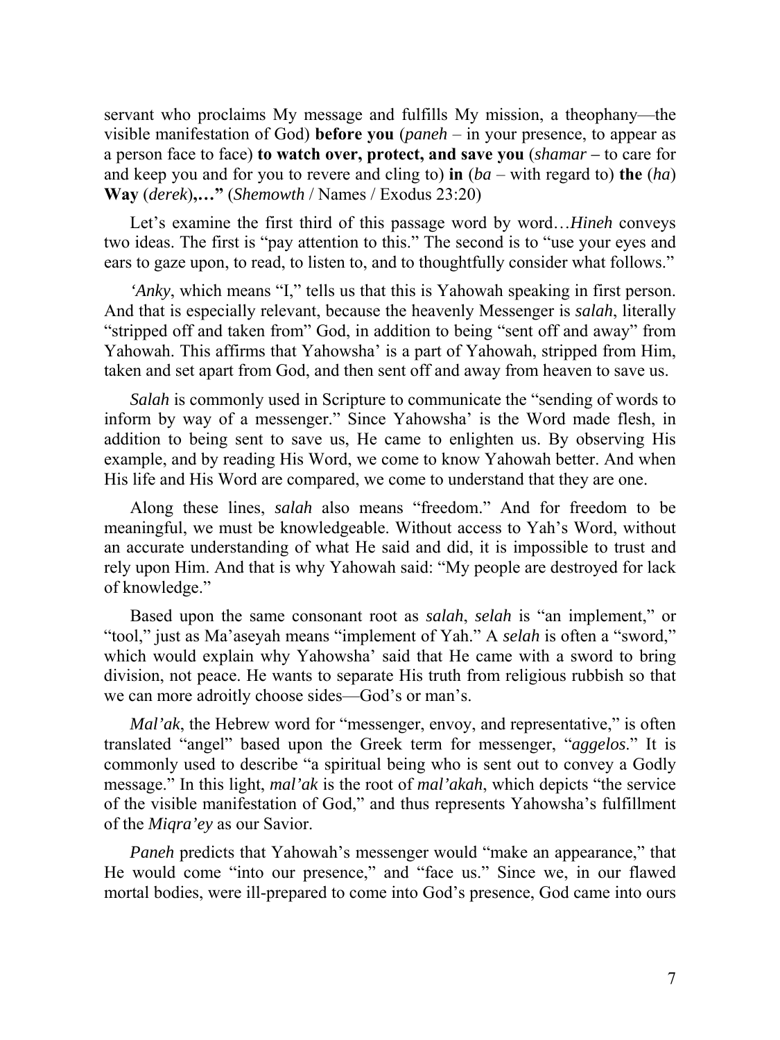servant who proclaims My message and fulfills My mission, a theophany—the visible manifestation of God) **before you** (*paneh* – in your presence, to appear as a person face to face) **to watch over, protect, and save you** (*shamar* – to care for and keep you and for you to revere and cling to) **in** (*ba* – with regard to) **the** (*ha*) **Way** (*derek*)**,…"** (*Shemowth* / Names / Exodus 23:20)

Let's examine the first third of this passage word by word…*Hineh* conveys two ideas. The first is "pay attention to this." The second is to "use your eyes and ears to gaze upon, to read, to listen to, and to thoughtfully consider what follows."

*'Anky*, which means "I," tells us that this is Yahowah speaking in first person. And that is especially relevant, because the heavenly Messenger is *salah*, literally "stripped off and taken from" God, in addition to being "sent off and away" from Yahowah. This affirms that Yahowsha' is a part of Yahowah, stripped from Him, taken and set apart from God, and then sent off and away from heaven to save us.

*Salah* is commonly used in Scripture to communicate the "sending of words to inform by way of a messenger." Since Yahowsha' is the Word made flesh, in addition to being sent to save us, He came to enlighten us. By observing His example, and by reading His Word, we come to know Yahowah better. And when His life and His Word are compared, we come to understand that they are one.

Along these lines, *salah* also means "freedom." And for freedom to be meaningful, we must be knowledgeable. Without access to Yah's Word, without an accurate understanding of what He said and did, it is impossible to trust and rely upon Him. And that is why Yahowah said: "My people are destroyed for lack of knowledge."

Based upon the same consonant root as *salah*, *selah* is "an implement," or "tool," just as Ma'aseyah means "implement of Yah." A *selah* is often a "sword," which would explain why Yahowsha' said that He came with a sword to bring division, not peace. He wants to separate His truth from religious rubbish so that we can more adroitly choose sides—God's or man's.

*Mal'ak*, the Hebrew word for "messenger, envoy, and representative," is often translated "angel" based upon the Greek term for messenger, "*aggelos*." It is commonly used to describe "a spiritual being who is sent out to convey a Godly message." In this light, *mal'ak* is the root of *mal'akah*, which depicts "the service of the visible manifestation of God," and thus represents Yahowsha's fulfillment of the *Miqra'ey* as our Savior.

*Paneh* predicts that Yahowah's messenger would "make an appearance," that He would come "into our presence," and "face us." Since we, in our flawed mortal bodies, were ill-prepared to come into God's presence, God came into ours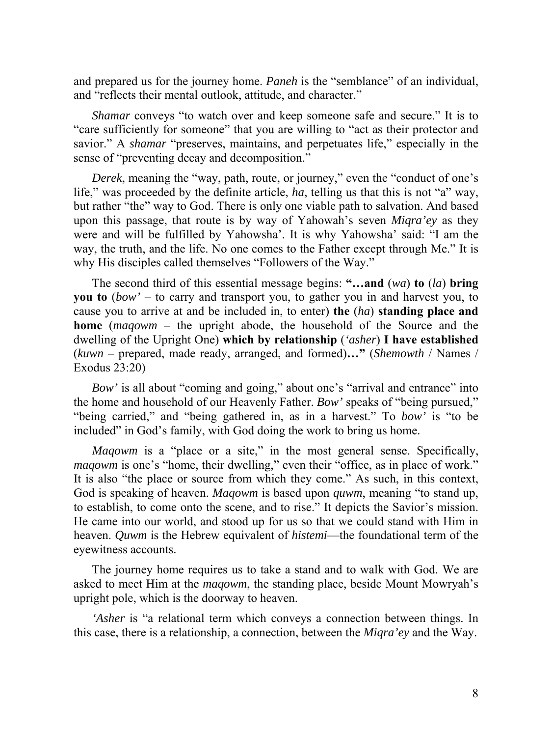and prepared us for the journey home. *Paneh* is the "semblance" of an individual, and "reflects their mental outlook, attitude, and character."

*Shamar* conveys "to watch over and keep someone safe and secure." It is to "care sufficiently for someone" that you are willing to "act as their protector and savior." A *shamar* "preserves, maintains, and perpetuates life," especially in the sense of "preventing decay and decomposition."

*Derek*, meaning the "way, path, route, or journey," even the "conduct of one's life," was proceeded by the definite article, *ha*, telling us that this is not "a" way, but rather "the" way to God. There is only one viable path to salvation. And based upon this passage, that route is by way of Yahowah's seven *Miqra'ey* as they were and will be fulfilled by Yahowsha'. It is why Yahowsha' said: "I am the way, the truth, and the life. No one comes to the Father except through Me." It is why His disciples called themselves "Followers of the Way."

The second third of this essential message begins: **"…and** (*wa*) **to** (*la*) **bring you to** (*bow'* – to carry and transport you, to gather you in and harvest you, to cause you to arrive at and be included in, to enter) **the** (*ha*) **standing place and home** (*maqowm* – the upright abode, the household of the Source and the dwelling of the Upright One) **which by relationship** (*'asher*) **I have established** (*kuwn* – prepared, made ready, arranged, and formed)**…"** (*Shemowth* / Names / Exodus 23:20)

*Bow'* is all about "coming and going," about one's "arrival and entrance" into the home and household of our Heavenly Father. *Bow'* speaks of "being pursued," "being carried," and "being gathered in, as in a harvest." To *bow'* is "to be included" in God's family, with God doing the work to bring us home.

*Maqowm* is a "place or a site," in the most general sense. Specifically, *maqowm* is one's "home, their dwelling," even their "office, as in place of work." It is also "the place or source from which they come." As such, in this context, God is speaking of heaven. *Maqowm* is based upon *quwm*, meaning "to stand up, to establish, to come onto the scene, and to rise." It depicts the Savior's mission. He came into our world, and stood up for us so that we could stand with Him in heaven. *Quwm* is the Hebrew equivalent of *histemi*—the foundational term of the eyewitness accounts.

The journey home requires us to take a stand and to walk with God. We are asked to meet Him at the *maqowm*, the standing place, beside Mount Mowryah's upright pole, which is the doorway to heaven.

*'Asher* is "a relational term which conveys a connection between things. In this case, there is a relationship, a connection, between the *Miqra'ey* and the Way.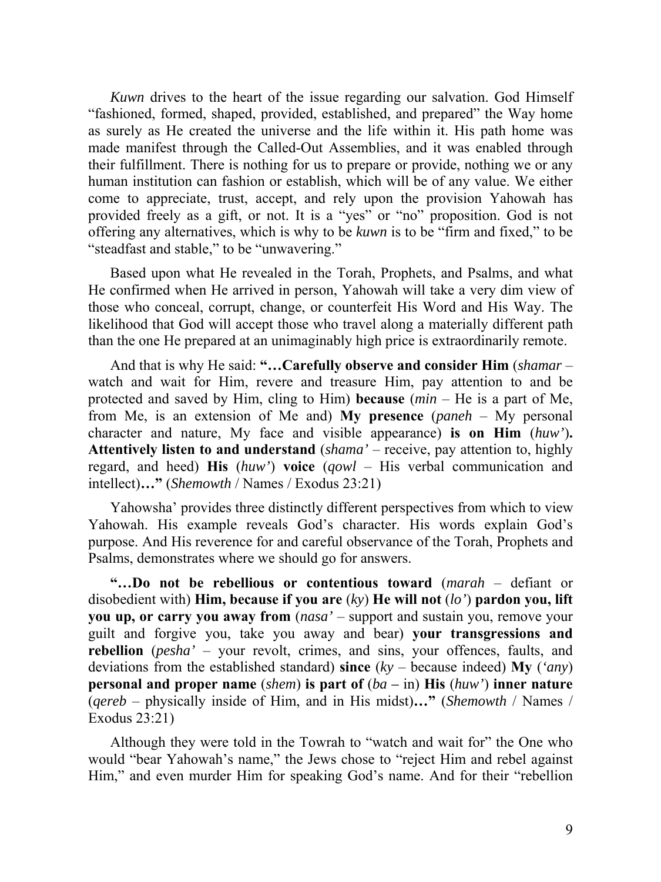*Kuwn* drives to the heart of the issue regarding our salvation. God Himself "fashioned, formed, shaped, provided, established, and prepared" the Way home as surely as He created the universe and the life within it. His path home was made manifest through the Called-Out Assemblies, and it was enabled through their fulfillment. There is nothing for us to prepare or provide, nothing we or any human institution can fashion or establish, which will be of any value. We either come to appreciate, trust, accept, and rely upon the provision Yahowah has provided freely as a gift, or not. It is a "yes" or "no" proposition. God is not offering any alternatives, which is why to be *kuwn* is to be "firm and fixed," to be "steadfast and stable," to be "unwavering."

Based upon what He revealed in the Torah, Prophets, and Psalms, and what He confirmed when He arrived in person, Yahowah will take a very dim view of those who conceal, corrupt, change, or counterfeit His Word and His Way. The likelihood that God will accept those who travel along a materially different path than the one He prepared at an unimaginably high price is extraordinarily remote.

And that is why He said: **"…Carefully observe and consider Him** (*shamar* – watch and wait for Him, revere and treasure Him, pay attention to and be protected and saved by Him, cling to Him) **because** (*min* – He is a part of Me, from Me, is an extension of Me and) **My presence** (*paneh* – My personal character and nature, My face and visible appearance) **is on Him** (*huw'*)**. Attentively listen to and understand** (*shama'* – receive, pay attention to, highly regard, and heed) **His** (*huw'*) **voice** (*qowl* – His verbal communication and intellect)**…"** (*Shemowth* / Names / Exodus 23:21)

Yahowsha' provides three distinctly different perspectives from which to view Yahowah. His example reveals God's character. His words explain God's purpose. And His reverence for and careful observance of the Torah, Prophets and Psalms, demonstrates where we should go for answers.

**"…Do not be rebellious or contentious toward** (*marah* – defiant or disobedient with) **Him, because if you are** (*ky*) **He will not** (*lo'*) **pardon you, lift you up, or carry you away from** (*nasa'* – support and sustain you, remove your guilt and forgive you, take you away and bear) **your transgressions and rebellion** (*pesha'* – your revolt, crimes, and sins, your offences, faults, and deviations from the established standard) **since** (*ky* – because indeed) **My** (*'any*) **personal and proper name** (*shem*) **is part of** (*ba* – in) **His** (*huw'*) **inner nature** (*qereb* – physically inside of Him, and in His midst)**…"** (*Shemowth* / Names / Exodus 23:21)

Although they were told in the Towrah to "watch and wait for" the One who would "bear Yahowah's name," the Jews chose to "reject Him and rebel against Him," and even murder Him for speaking God's name. And for their "rebellion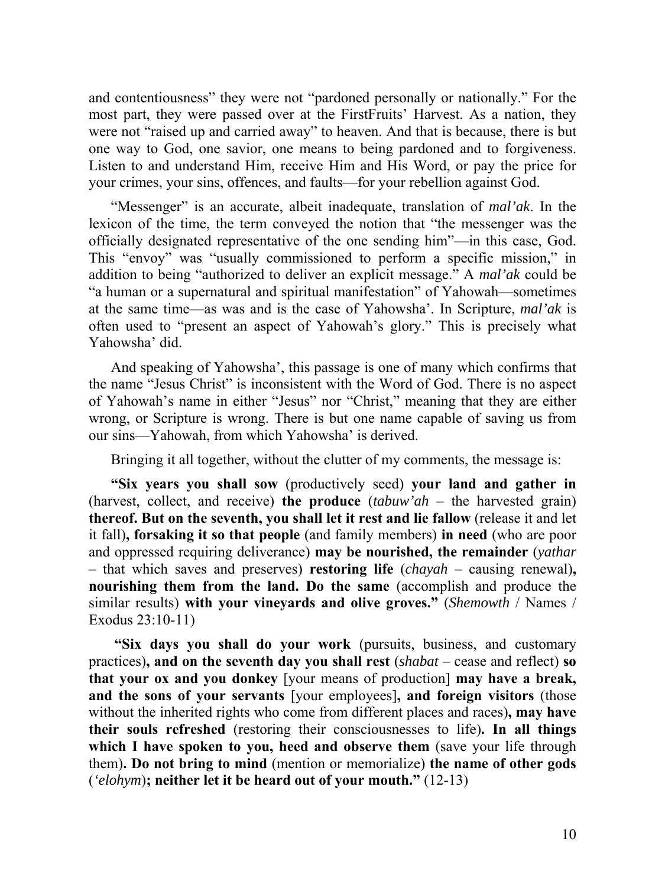and contentiousness" they were not "pardoned personally or nationally." For the most part, they were passed over at the FirstFruits' Harvest. As a nation, they were not "raised up and carried away" to heaven. And that is because, there is but one way to God, one savior, one means to being pardoned and to forgiveness. Listen to and understand Him, receive Him and His Word, or pay the price for your crimes, your sins, offences, and faults—for your rebellion against God.

"Messenger" is an accurate, albeit inadequate, translation of *mal'ak*. In the lexicon of the time, the term conveyed the notion that "the messenger was the officially designated representative of the one sending him"—in this case, God. This "envoy" was "usually commissioned to perform a specific mission," in addition to being "authorized to deliver an explicit message." A *mal'ak* could be "a human or a supernatural and spiritual manifestation" of Yahowah—sometimes at the same time—as was and is the case of Yahowsha'. In Scripture, *mal'ak* is often used to "present an aspect of Yahowah's glory." This is precisely what Yahowsha' did.

And speaking of Yahowsha', this passage is one of many which confirms that the name "Jesus Christ" is inconsistent with the Word of God. There is no aspect of Yahowah's name in either "Jesus" nor "Christ," meaning that they are either wrong, or Scripture is wrong. There is but one name capable of saving us from our sins—Yahowah, from which Yahowsha' is derived.

Bringing it all together, without the clutter of my comments, the message is:

**"Six years you shall sow** (productively seed) **your land and gather in** (harvest, collect, and receive) **the produce** (*tabuw'ah* – the harvested grain) **thereof. But on the seventh, you shall let it rest and lie fallow** (release it and let it fall)**, forsaking it so that people** (and family members) **in need** (who are poor and oppressed requiring deliverance) **may be nourished, the remainder** (*yathar* – that which saves and preserves) **restoring life** (*chayah* – causing renewal)**, nourishing them from the land. Do the same** (accomplish and produce the similar results) **with your vineyards and olive groves."** (*Shemowth* / Names / Exodus 23:10-11)

**"Six days you shall do your work** (pursuits, business, and customary practices)**, and on the seventh day you shall rest** (*shabat* – cease and reflect) **so that your ox and you donkey** [your means of production] **may have a break, and the sons of your servants** [your employees]**, and foreign visitors** (those without the inherited rights who come from different places and races)**, may have their souls refreshed** (restoring their consciousnesses to life)**. In all things which I have spoken to you, heed and observe them** (save your life through them)**. Do not bring to mind** (mention or memorialize) **the name of other gods** (*'elohym*)**; neither let it be heard out of your mouth."** (12-13)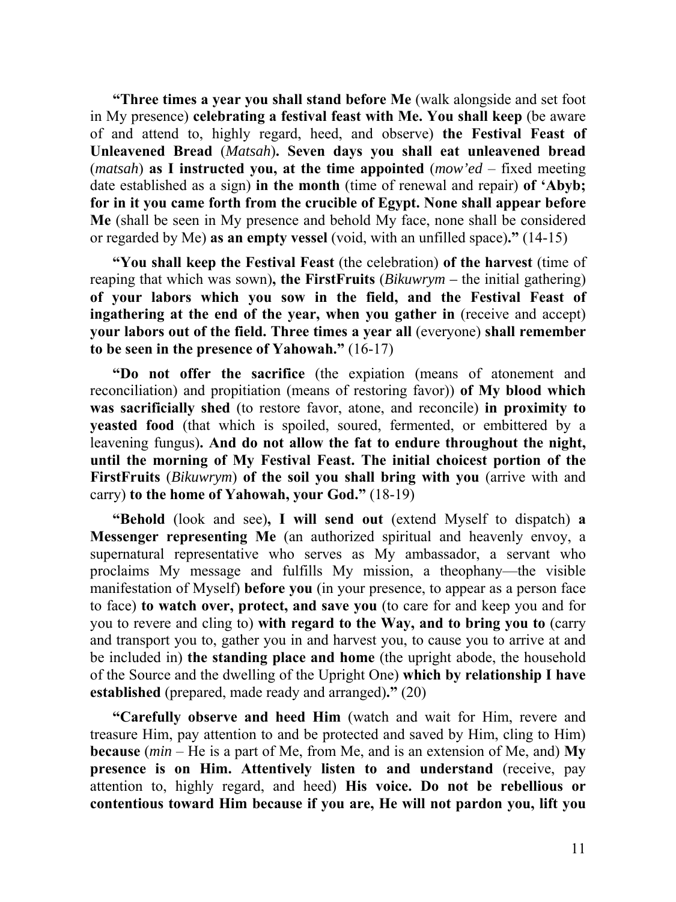**"Three times a year you shall stand before Me** (walk alongside and set foot in My presence) **celebrating a festival feast with Me. You shall keep** (be aware of and attend to, highly regard, heed, and observe) **the Festival Feast of Unleavened Bread** (*Matsah*)**. Seven days you shall eat unleavened bread** (*matsah*) **as I instructed you, at the time appointed** (*mow'ed* – fixed meeting date established as a sign) **in the month** (time of renewal and repair) **of 'Abyb; for in it you came forth from the crucible of Egypt. None shall appear before Me** (shall be seen in My presence and behold My face, none shall be considered or regarded by Me) **as an empty vessel** (void, with an unfilled space)**."** (14-15)

**"You shall keep the Festival Feast** (the celebration) **of the harvest** (time of reaping that which was sown)**, the FirstFruits** (*Bikuwrym* – the initial gathering) **of your labors which you sow in the field, and the Festival Feast of ingathering at the end of the year, when you gather in** (receive and accept) **your labors out of the field. Three times a year all** (everyone) **shall remember to be seen in the presence of Yahowah."** (16-17)

**"Do not offer the sacrifice** (the expiation (means of atonement and reconciliation) and propitiation (means of restoring favor)) **of My blood which was sacrificially shed** (to restore favor, atone, and reconcile) **in proximity to yeasted food** (that which is spoiled, soured, fermented, or embittered by a leavening fungus)**. And do not allow the fat to endure throughout the night, until the morning of My Festival Feast. The initial choicest portion of the FirstFruits** (*Bikuwrym*) **of the soil you shall bring with you** (arrive with and carry) **to the home of Yahowah, your God."** (18-19)

**"Behold** (look and see)**, I will send out** (extend Myself to dispatch) **a Messenger representing Me** (an authorized spiritual and heavenly envoy, a supernatural representative who serves as My ambassador, a servant who proclaims My message and fulfills My mission, a theophany—the visible manifestation of Myself) **before you** (in your presence, to appear as a person face to face) **to watch over, protect, and save you** (to care for and keep you and for you to revere and cling to) **with regard to the Way, and to bring you to** (carry and transport you to, gather you in and harvest you, to cause you to arrive at and be included in) **the standing place and home** (the upright abode, the household of the Source and the dwelling of the Upright One) **which by relationship I have established** (prepared, made ready and arranged)**."** (20)

**"Carefully observe and heed Him** (watch and wait for Him, revere and treasure Him, pay attention to and be protected and saved by Him, cling to Him) **because** (*min* – He is a part of Me, from Me, and is an extension of Me, and) **My presence is on Him. Attentively listen to and understand** (receive, pay attention to, highly regard, and heed) **His voice. Do not be rebellious or contentious toward Him because if you are, He will not pardon you, lift you**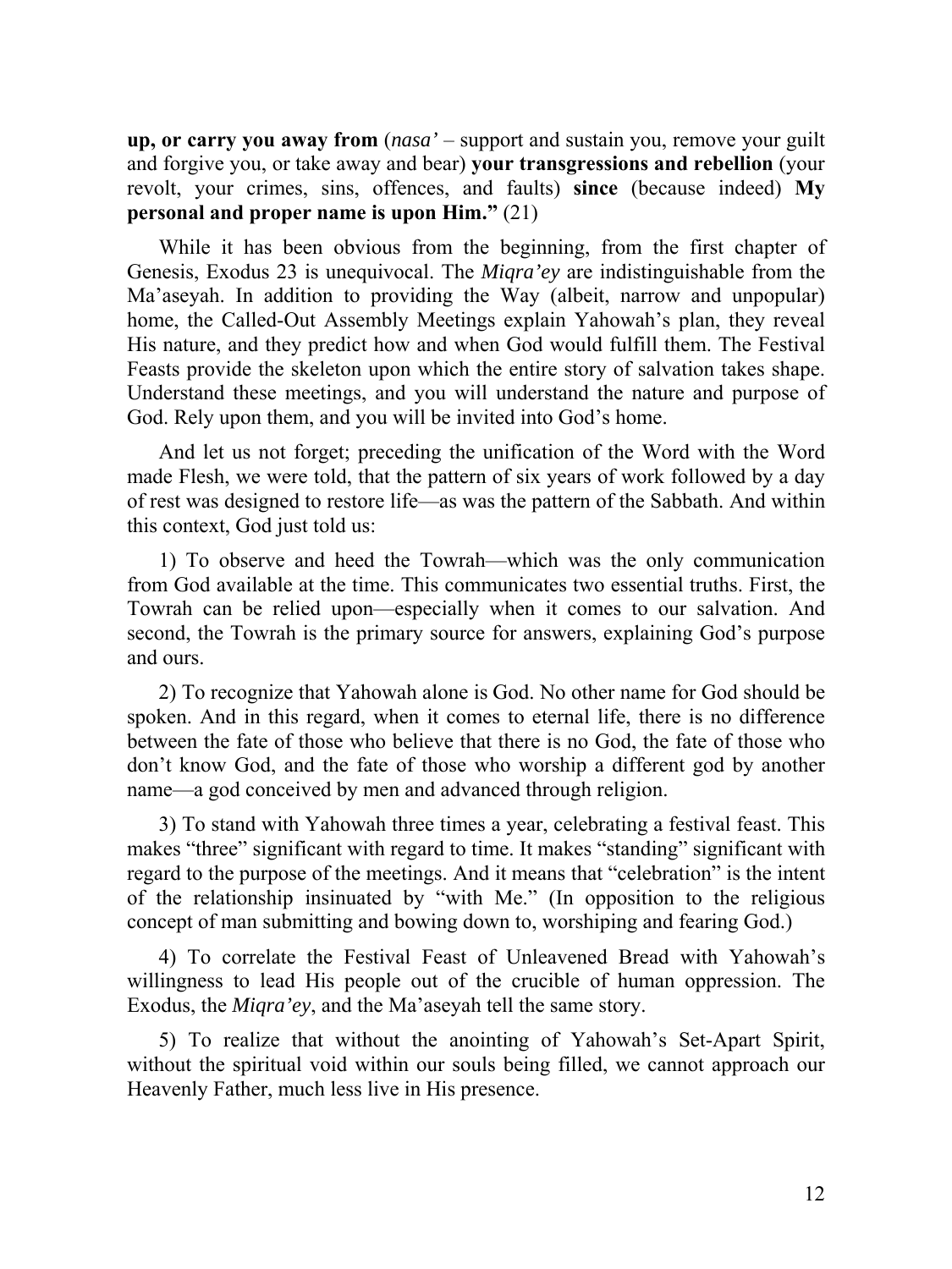**up, or carry you away from** (*nasa'* – support and sustain you, remove your guilt and forgive you, or take away and bear) **your transgressions and rebellion** (your revolt, your crimes, sins, offences, and faults) **since** (because indeed) **My personal and proper name is upon Him."** (21)

While it has been obvious from the beginning, from the first chapter of Genesis, Exodus 23 is unequivocal. The *Miqra'ey* are indistinguishable from the Ma'aseyah. In addition to providing the Way (albeit, narrow and unpopular) home, the Called-Out Assembly Meetings explain Yahowah's plan, they reveal His nature, and they predict how and when God would fulfill them. The Festival Feasts provide the skeleton upon which the entire story of salvation takes shape. Understand these meetings, and you will understand the nature and purpose of God. Rely upon them, and you will be invited into God's home.

And let us not forget; preceding the unification of the Word with the Word made Flesh, we were told, that the pattern of six years of work followed by a day of rest was designed to restore life—as was the pattern of the Sabbath. And within this context, God just told us:

1) To observe and heed the Towrah—which was the only communication from God available at the time. This communicates two essential truths. First, the Towrah can be relied upon—especially when it comes to our salvation. And second, the Towrah is the primary source for answers, explaining God's purpose and ours.

2) To recognize that Yahowah alone is God. No other name for God should be spoken. And in this regard, when it comes to eternal life, there is no difference between the fate of those who believe that there is no God, the fate of those who don't know God, and the fate of those who worship a different god by another name—a god conceived by men and advanced through religion.

3) To stand with Yahowah three times a year, celebrating a festival feast. This makes "three" significant with regard to time. It makes "standing" significant with regard to the purpose of the meetings. And it means that "celebration" is the intent of the relationship insinuated by "with Me." (In opposition to the religious concept of man submitting and bowing down to, worshiping and fearing God.)

4) To correlate the Festival Feast of Unleavened Bread with Yahowah's willingness to lead His people out of the crucible of human oppression. The Exodus, the *Miqra'ey*, and the Ma'aseyah tell the same story.

5) To realize that without the anointing of Yahowah's Set-Apart Spirit, without the spiritual void within our souls being filled, we cannot approach our Heavenly Father, much less live in His presence.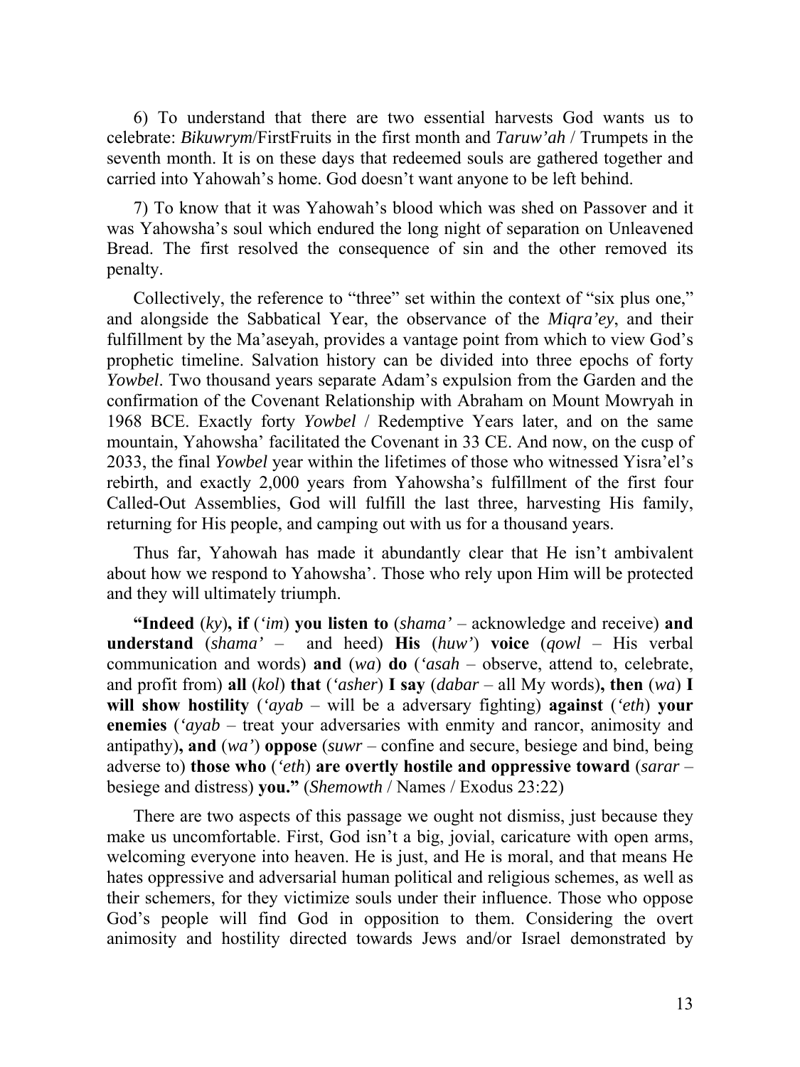6) To understand that there are two essential harvests God wants us to celebrate: *Bikuwrym*/FirstFruits in the first month and *Taruw'ah* / Trumpets in the seventh month. It is on these days that redeemed souls are gathered together and carried into Yahowah's home. God doesn't want anyone to be left behind.

7) To know that it was Yahowah's blood which was shed on Passover and it was Yahowsha's soul which endured the long night of separation on Unleavened Bread. The first resolved the consequence of sin and the other removed its penalty.

Collectively, the reference to "three" set within the context of "six plus one," and alongside the Sabbatical Year, the observance of the *Miqra'ey*, and their fulfillment by the Ma'aseyah, provides a vantage point from which to view God's prophetic timeline. Salvation history can be divided into three epochs of forty *Yowbel*. Two thousand years separate Adam's expulsion from the Garden and the confirmation of the Covenant Relationship with Abraham on Mount Mowryah in 1968 BCE. Exactly forty *Yowbel* / Redemptive Years later, and on the same mountain, Yahowsha' facilitated the Covenant in 33 CE. And now, on the cusp of 2033, the final *Yowbel* year within the lifetimes of those who witnessed Yisra'el's rebirth, and exactly 2,000 years from Yahowsha's fulfillment of the first four Called-Out Assemblies, God will fulfill the last three, harvesting His family, returning for His people, and camping out with us for a thousand years.

Thus far, Yahowah has made it abundantly clear that He isn't ambivalent about how we respond to Yahowsha'. Those who rely upon Him will be protected and they will ultimately triumph.

**"Indeed** (*ky*)**, if** (*'im*) **you listen to** (*shama'* – acknowledge and receive) **and understand** (*shama'* – and heed) **His** (*huw'*) **voice** (*qowl* – His verbal communication and words) **and** (*wa*) **do** (*'asah* – observe, attend to, celebrate, and profit from) **all** (*kol*) **that** (*'asher*) **I say** (*dabar* – all My words)**, then** (*wa*) **I will show hostility** (*'ayab* – will be a adversary fighting) **against** (*'eth*) **your enemies** (*'ayab* – treat your adversaries with enmity and rancor, animosity and antipathy)**, and** (*wa'*) **oppose** (*suwr* – confine and secure, besiege and bind, being adverse to) **those who** (*'eth*) **are overtly hostile and oppressive toward** (*sarar* – besiege and distress) **you."** (*Shemowth* / Names / Exodus 23:22)

There are two aspects of this passage we ought not dismiss, just because they make us uncomfortable. First, God isn't a big, jovial, caricature with open arms, welcoming everyone into heaven. He is just, and He is moral, and that means He hates oppressive and adversarial human political and religious schemes, as well as their schemers, for they victimize souls under their influence. Those who oppose God's people will find God in opposition to them. Considering the overt animosity and hostility directed towards Jews and/or Israel demonstrated by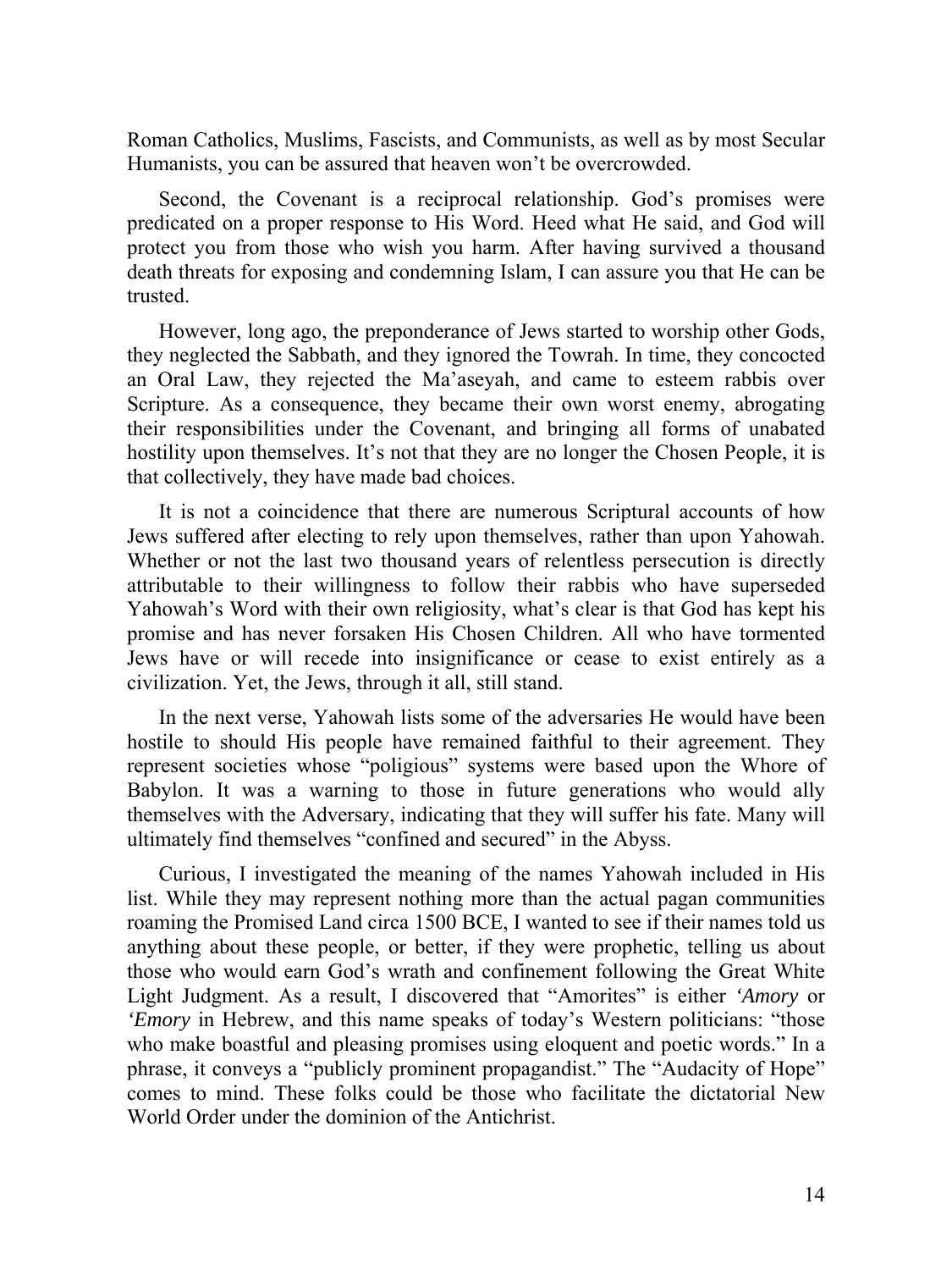Roman Catholics, Muslims, Fascists, and Communists, as well as by most Secular Humanists, you can be assured that heaven won't be overcrowded.

Second, the Covenant is a reciprocal relationship. God's promises were predicated on a proper response to His Word. Heed what He said, and God will protect you from those who wish you harm. After having survived a thousand death threats for exposing and condemning Islam, I can assure you that He can be trusted.

However, long ago, the preponderance of Jews started to worship other Gods, they neglected the Sabbath, and they ignored the Towrah. In time, they concocted an Oral Law, they rejected the Ma'aseyah, and came to esteem rabbis over Scripture. As a consequence, they became their own worst enemy, abrogating their responsibilities under the Covenant, and bringing all forms of unabated hostility upon themselves. It's not that they are no longer the Chosen People, it is that collectively, they have made bad choices.

It is not a coincidence that there are numerous Scriptural accounts of how Jews suffered after electing to rely upon themselves, rather than upon Yahowah. Whether or not the last two thousand years of relentless persecution is directly attributable to their willingness to follow their rabbis who have superseded Yahowah's Word with their own religiosity, what's clear is that God has kept his promise and has never forsaken His Chosen Children. All who have tormented Jews have or will recede into insignificance or cease to exist entirely as a civilization. Yet, the Jews, through it all, still stand.

In the next verse, Yahowah lists some of the adversaries He would have been hostile to should His people have remained faithful to their agreement. They represent societies whose "poligious" systems were based upon the Whore of Babylon. It was a warning to those in future generations who would ally themselves with the Adversary, indicating that they will suffer his fate. Many will ultimately find themselves "confined and secured" in the Abyss.

Curious, I investigated the meaning of the names Yahowah included in His list. While they may represent nothing more than the actual pagan communities roaming the Promised Land circa 1500 BCE, I wanted to see if their names told us anything about these people, or better, if they were prophetic, telling us about those who would earn God's wrath and confinement following the Great White Light Judgment. As a result, I discovered that "Amorites" is either *'Amory* or *'Emory* in Hebrew, and this name speaks of today's Western politicians: "those who make boastful and pleasing promises using eloquent and poetic words." In a phrase, it conveys a "publicly prominent propagandist." The "Audacity of Hope" comes to mind. These folks could be those who facilitate the dictatorial New World Order under the dominion of the Antichrist.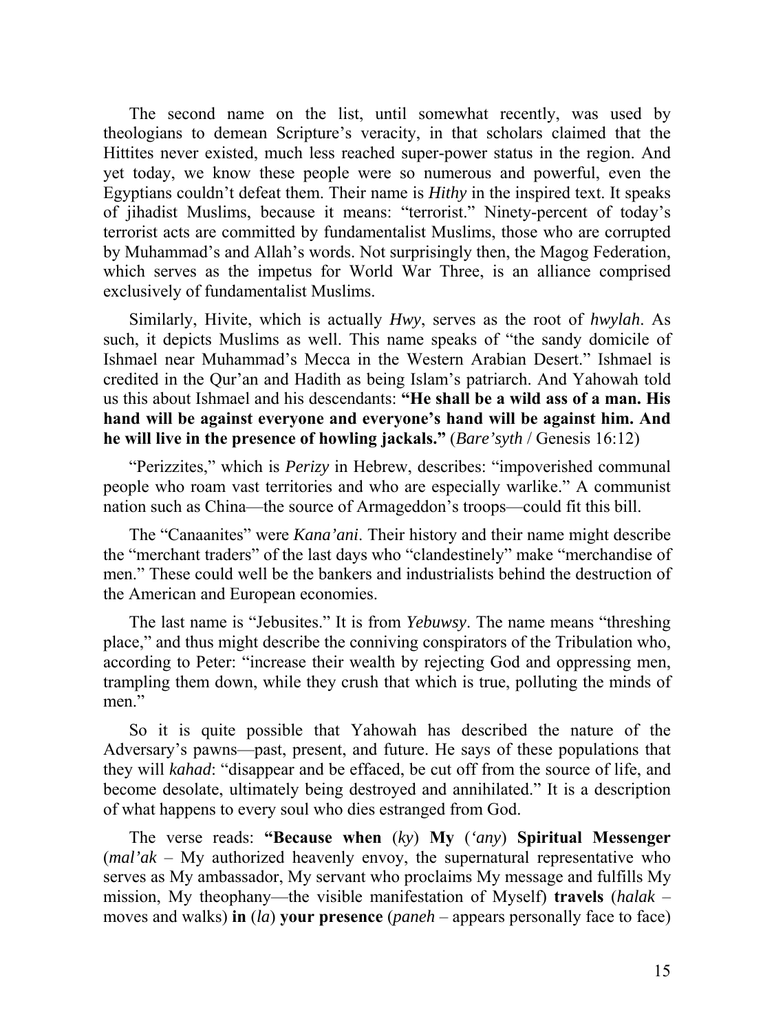The second name on the list, until somewhat recently, was used by theologians to demean Scripture's veracity, in that scholars claimed that the Hittites never existed, much less reached super-power status in the region. And yet today, we know these people were so numerous and powerful, even the Egyptians couldn't defeat them. Their name is *Hithy* in the inspired text. It speaks of jihadist Muslims, because it means: "terrorist." Ninety-percent of today's terrorist acts are committed by fundamentalist Muslims, those who are corrupted by Muhammad's and Allah's words. Not surprisingly then, the Magog Federation, which serves as the impetus for World War Three, is an alliance comprised exclusively of fundamentalist Muslims.

Similarly, Hivite, which is actually *Hwy*, serves as the root of *hwylah*. As such, it depicts Muslims as well. This name speaks of "the sandy domicile of Ishmael near Muhammad's Mecca in the Western Arabian Desert." Ishmael is credited in the Qur'an and Hadith as being Islam's patriarch. And Yahowah told us this about Ishmael and his descendants: **"He shall be a wild ass of a man. His hand will be against everyone and everyone's hand will be against him. And he will live in the presence of howling jackals."** (*Bare'syth* / Genesis 16:12)

"Perizzites," which is *Perizy* in Hebrew, describes: "impoverished communal people who roam vast territories and who are especially warlike." A communist nation such as China—the source of Armageddon's troops—could fit this bill.

The "Canaanites" were *Kana'ani*. Their history and their name might describe the "merchant traders" of the last days who "clandestinely" make "merchandise of men." These could well be the bankers and industrialists behind the destruction of the American and European economies.

The last name is "Jebusites." It is from *Yebuwsy*. The name means "threshing place," and thus might describe the conniving conspirators of the Tribulation who, according to Peter: "increase their wealth by rejecting God and oppressing men, trampling them down, while they crush that which is true, polluting the minds of men."

So it is quite possible that Yahowah has described the nature of the Adversary's pawns—past, present, and future. He says of these populations that they will *kahad*: "disappear and be effaced, be cut off from the source of life, and become desolate, ultimately being destroyed and annihilated." It is a description of what happens to every soul who dies estranged from God.

The verse reads: **"Because when** (*ky*) **My** (*'any*) **Spiritual Messenger** (*mal'ak* – My authorized heavenly envoy, the supernatural representative who serves as My ambassador, My servant who proclaims My message and fulfills My mission, My theophany—the visible manifestation of Myself) **travels** (*halak* – moves and walks) **in** (*la*) **your presence** (*paneh* – appears personally face to face)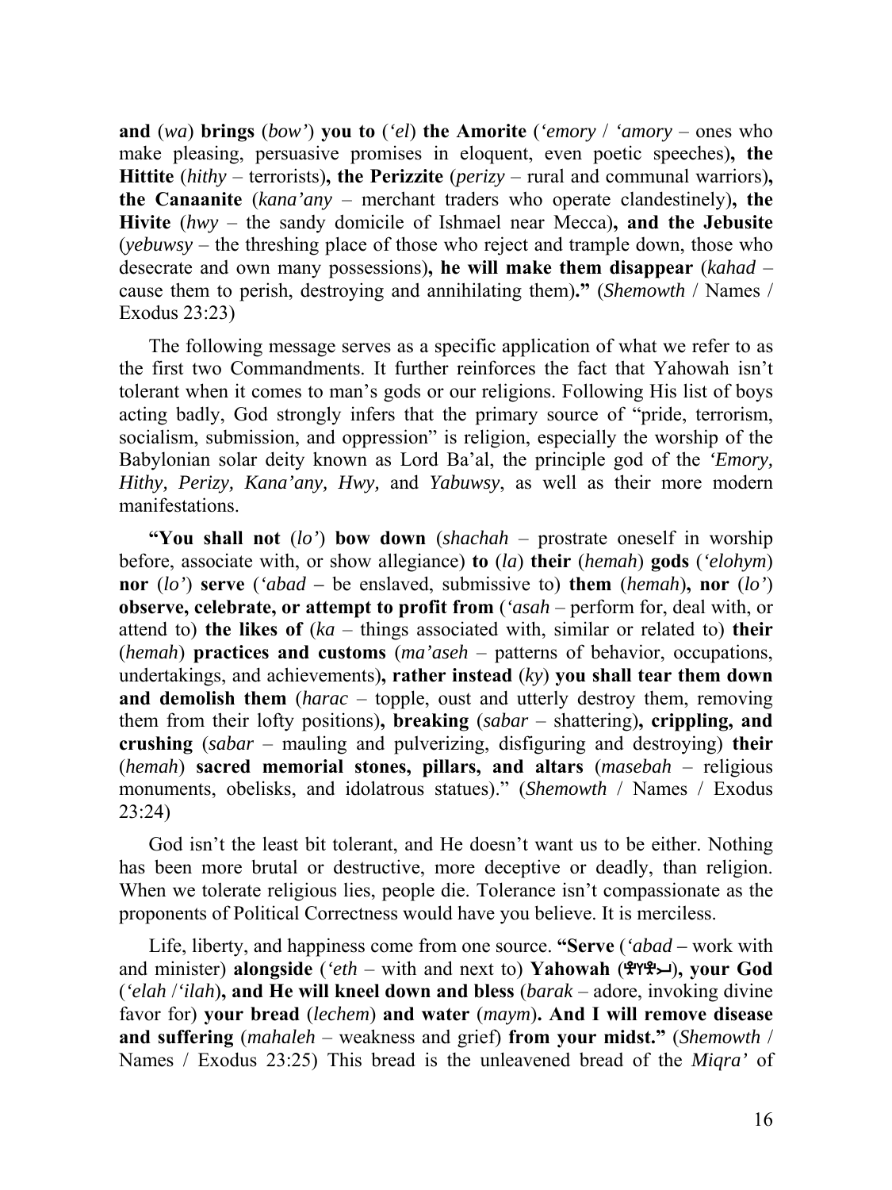**and** (*wa*) **brings** (*bow'*) **you to** (*'el*) **the Amorite** (*'emory* / *'amory* – ones who make pleasing, persuasive promises in eloquent, even poetic speeches)**, the Hittite** (*hithy* – terrorists)**, the Perizzite** (*perizy* – rural and communal warriors)**, the Canaanite** (*kana'any* – merchant traders who operate clandestinely)**, the Hivite** (*hwy* – the sandy domicile of Ishmael near Mecca)**, and the Jebusite** (*yebuwsy* – the threshing place of those who reject and trample down, those who desecrate and own many possessions)**, he will make them disappear** (*kahad* – cause them to perish, destroying and annihilating them)**."** (*Shemowth* / Names / Exodus 23:23)

The following message serves as a specific application of what we refer to as the first two Commandments. It further reinforces the fact that Yahowah isn't tolerant when it comes to man's gods or our religions. Following His list of boys acting badly, God strongly infers that the primary source of "pride, terrorism, socialism, submission, and oppression" is religion, especially the worship of the Babylonian solar deity known as Lord Ba'al, the principle god of the *'Emory, Hithy, Perizy, Kana'any, Hwy,* and *Yabuwsy*, as well as their more modern manifestations.

**"You shall not** (*lo'*) **bow down** (*shachah* – prostrate oneself in worship before, associate with, or show allegiance) **to** (*la*) **their** (*hemah*) **gods** (*'elohym*) **nor** (*lo'*) **serve** (*'abad* **–** be enslaved, submissive to) **them** (*hemah*)**, nor** (*lo'*) **observe, celebrate, or attempt to profit from** (*'asah* – perform for, deal with, or attend to) **the likes of** (*ka* – things associated with, similar or related to) **their** (*hemah*) **practices and customs** (*ma'aseh* – patterns of behavior, occupations, undertakings, and achievements)**, rather instead** (*ky*) **you shall tear them down and demolish them** (*harac* – topple, oust and utterly destroy them, removing them from their lofty positions)**, breaking** (*sabar* – shattering)**, crippling, and crushing** (*sabar* – mauling and pulverizing, disfiguring and destroying) **their** (*hemah*) **sacred memorial stones, pillars, and altars** (*masebah* – religious monuments, obelisks, and idolatrous statues)." (*Shemowth* / Names / Exodus 23:24)

God isn't the least bit tolerant, and He doesn't want us to be either. Nothing has been more brutal or destructive, more deceptive or deadly, than religion. When we tolerate religious lies, people die. Tolerance isn't compassionate as the proponents of Political Correctness would have you believe. It is merciless.

Life, liberty, and happiness come from one source. **"Serve** (*'abad* **–** work with and minister) **alongside** (*'eth* – with and next to) **Yahowah** (𐤉𐤄𐤅𐤄)**, your God** (*'elah* /*'ilah*)**, and He will kneel down and bless** (*barak* – adore, invoking divine favor for) **your bread** (*lechem*) **and water** (*maym*)**. And I will remove disease and suffering** (*mahaleh* – weakness and grief) **from your midst."** (*Shemowth* / Names / Exodus 23:25) This bread is the unleavened bread of the *Miqra'* of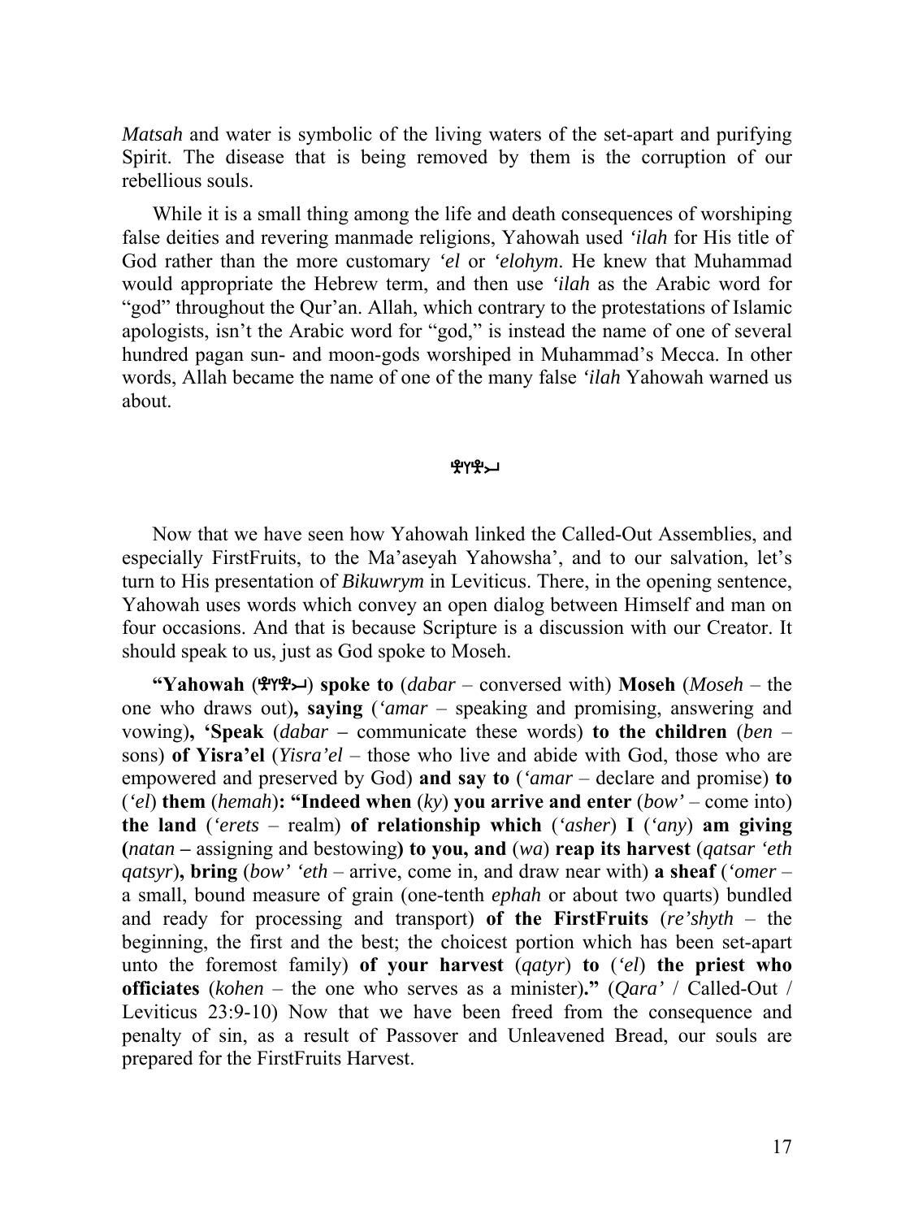*Matsah* and water is symbolic of the living waters of the set-apart and purifying Spirit. The disease that is being removed by them is the corruption of our rebellious souls.

While it is a small thing among the life and death consequences of worshiping false deities and revering manmade religions, Yahowah used *'ilah* for His title of God rather than the more customary *'el* or *'elohym*. He knew that Muhammad would appropriate the Hebrew term, and then use *'ilah* as the Arabic word for "god" throughout the Qur'an. Allah, which contrary to the protestations of Islamic apologists, isn't the Arabic word for "god," is instead the name of one of several hundred pagan sun- and moon-gods worshiped in Muhammad's Mecca. In other words, Allah became the name of one of the many false *'ilah* Yahowah warned us about.

𐤉𐤄𐤅𐤄

Now that we have seen how Yahowah linked the Called-Out Assemblies, and especially FirstFruits, to the Ma'aseyah Yahowsha', and to our salvation, let's turn to His presentation of *Bikuwrym* in Leviticus. There, in the opening sentence, Yahowah uses words which convey an open dialog between Himself and man on four occasions. And that is because Scripture is a discussion with our Creator. It should speak to us, just as God spoke to Moseh.

**"Yahowah** (𐤉𐤄𐤅𐤄) **spoke to** (*dabar* – conversed with) **Moseh** (*Moseh* – the one who draws out)**, saying** (*'amar* – speaking and promising, answering and vowing)**, 'Speak** (*dabar* **–** communicate these words) **to the children** (*ben* – sons) **of Yisra'el** (*Yisra'el* – those who live and abide with God, those who are empowered and preserved by God) **and say to** (*'amar* – declare and promise) **to** (*'el*) **them** (*hemah*)**: "Indeed when** (*ky*) **you arrive and enter** (*bow'* – come into) **the land** (*'erets* – realm) **of relationship which** (*'asher*) **I** (*'any*) **am giving (***natan* **–** assigning and bestowing**) to you, and** (*wa*) **reap its harvest** (*qatsar 'eth qatsyr*)**, bring** (*bow' 'eth* – arrive, come in, and draw near with) **a sheaf** (*'omer* – a small, bound measure of grain (one-tenth *ephah* or about two quarts) bundled and ready for processing and transport) **of the FirstFruits** (*re'shyth* – the beginning, the first and the best; the choicest portion which has been set-apart unto the foremost family) **of your harvest** (*qatyr*) **to** (*'el*) **the priest who officiates** (*kohen* – the one who serves as a minister)**."** (*Qara'* / Called-Out / Leviticus 23:9-10) Now that we have been freed from the consequence and penalty of sin, as a result of Passover and Unleavened Bread, our souls are prepared for the FirstFruits Harvest.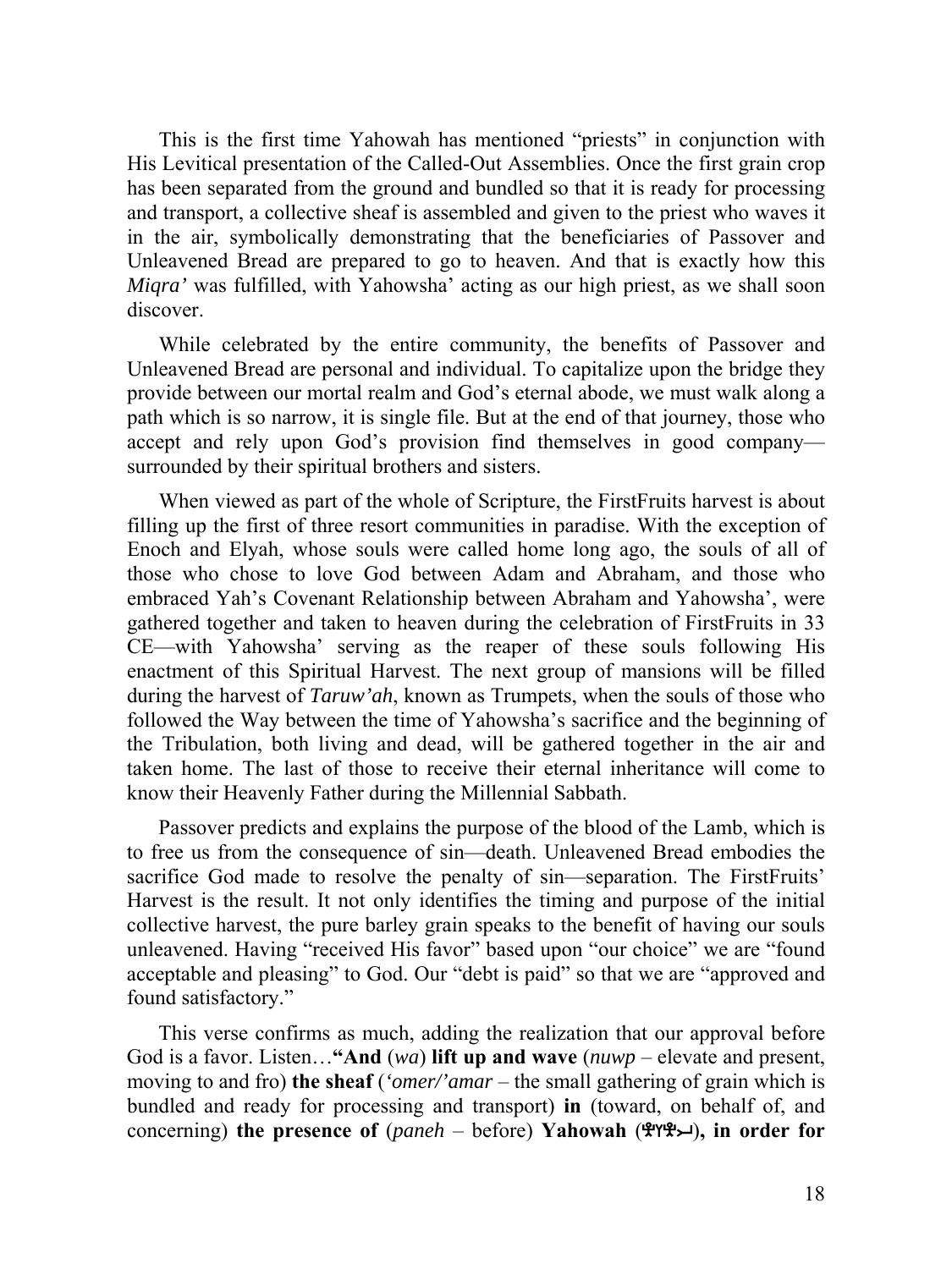This is the first time Yahowah has mentioned "priests" in conjunction with His Levitical presentation of the Called-Out Assemblies. Once the first grain crop has been separated from the ground and bundled so that it is ready for processing and transport, a collective sheaf is assembled and given to the priest who waves it in the air, symbolically demonstrating that the beneficiaries of Passover and Unleavened Bread are prepared to go to heaven. And that is exactly how this *Miqra'* was fulfilled, with Yahowsha' acting as our high priest, as we shall soon discover.

While celebrated by the entire community, the benefits of Passover and Unleavened Bread are personal and individual. To capitalize upon the bridge they provide between our mortal realm and God's eternal abode, we must walk along a path which is so narrow, it is single file. But at the end of that journey, those who accept and rely upon God's provision find themselves in good company—surrounded by their spiritual brothers and sisters.

When viewed as part of the whole of Scripture, the FirstFruits harvest is about filling up the first of three resort communities in paradise. With the exception of Enoch and Elyah, whose souls were called home long ago, the souls of all of those who chose to love God between Adam and Abraham, and those who embraced Yah's Covenant Relationship between Abraham and Yahowsha', were gathered together and taken to heaven during the celebration of FirstFruits in 33 CE—with Yahowsha' serving as the reaper of these souls following His enactment of this Spiritual Harvest. The next group of mansions will be filled during the harvest of *Taruw'ah*, known as Trumpets, when the souls of those who followed the Way between the time of Yahowsha's sacrifice and the beginning of the Tribulation, both living and dead, will be gathered together in the air and taken home. The last of those to receive their eternal inheritance will come to know their Heavenly Father during the Millennial Sabbath.

Passover predicts and explains the purpose of the blood of the Lamb, which is to free us from the consequence of sin—death. Unleavened Bread embodies the sacrifice God made to resolve the penalty of sin—separation. The FirstFruits' Harvest is the result. It not only identifies the timing and purpose of the initial collective harvest, the pure barley grain speaks to the benefit of having our souls unleavened. Having "received His favor" based upon "our choice" we are "found acceptable and pleasing" to God. Our "debt is paid" so that we are "approved and found satisfactory."

This verse confirms as much, adding the realization that our approval before God is a favor. Listen…**"And** (*wa*) **lift up and wave** (*nuwp* – elevate and present, moving to and fro) **the sheaf** (*'omer/'amar* – the small gathering of grain which is bundled and ready for processing and transport) **in** (toward, on behalf of, and concerning) **the presence of** (*paneh* – before) **Yahowah** (𐤄𐤅𐤄𐤉), **in order for**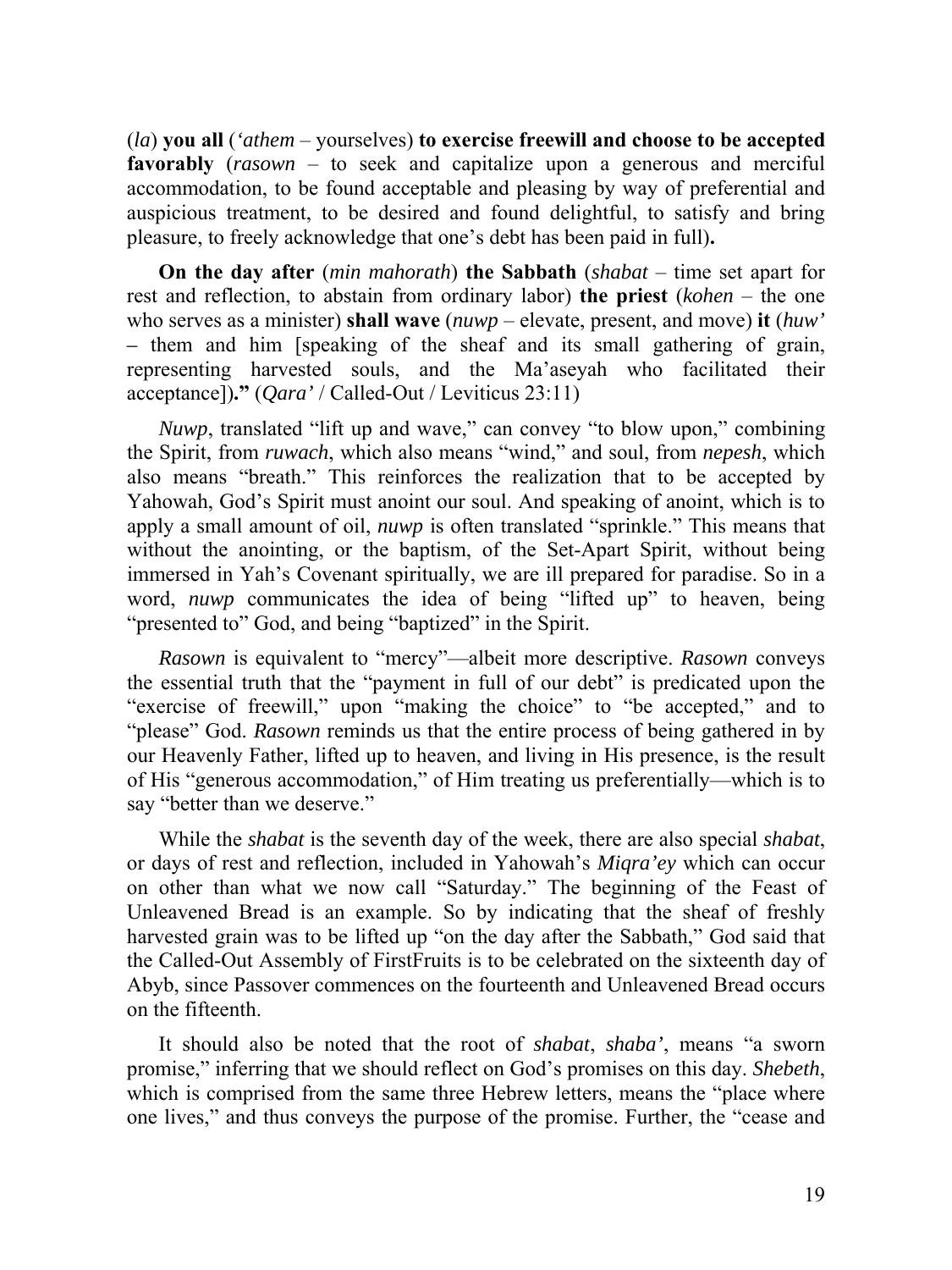(*la*) **you all** (*'athem* – yourselves) **to exercise freewill and choose to be accepted favorably** (*rasown* – to seek and capitalize upon a generous and merciful accommodation, to be found acceptable and pleasing by way of preferential and auspicious treatment, to be desired and found delightful, to satisfy and bring pleasure, to freely acknowledge that one's debt has been paid in full)**.**

**On the day after** (*min mahorath*) **the Sabbath** (*shabat* – time set apart for rest and reflection, to abstain from ordinary labor) **the priest** (*kohen* – the one who serves as a minister) **shall wave** (*nuwp* – elevate, present, and move) **it** (*huw'* – them and him [speaking of the sheaf and its small gathering of grain, representing harvested souls, and the Ma'aseyah who facilitated their acceptance])**."** (*Qara'* / Called-Out / Leviticus 23:11)

*Nuwp*, translated "lift up and wave," can convey "to blow upon," combining the Spirit, from *ruwach*, which also means "wind," and soul, from *nepesh*, which also means "breath." This reinforces the realization that to be accepted by Yahowah, God's Spirit must anoint our soul. And speaking of anoint, which is to apply a small amount of oil, *nuwp* is often translated "sprinkle." This means that without the anointing, or the baptism, of the Set-Apart Spirit, without being immersed in Yah's Covenant spiritually, we are ill prepared for paradise. So in a word, *nuwp* communicates the idea of being "lifted up" to heaven, being "presented to" God, and being "baptized" in the Spirit.

*Rasown* is equivalent to "mercy"—albeit more descriptive. *Rasown* conveys the essential truth that the "payment in full of our debt" is predicated upon the "exercise of freewill," upon "making the choice" to "be accepted," and to "please" God. *Rasown* reminds us that the entire process of being gathered in by our Heavenly Father, lifted up to heaven, and living in His presence, is the result of His "generous accommodation," of Him treating us preferentially—which is to say "better than we deserve."

While the *shabat* is the seventh day of the week, there are also special *shabat*, or days of rest and reflection, included in Yahowah's *Miqra'ey* which can occur on other than what we now call "Saturday." The beginning of the Feast of Unleavened Bread is an example. So by indicating that the sheaf of freshly harvested grain was to be lifted up "on the day after the Sabbath," God said that the Called-Out Assembly of FirstFruits is to be celebrated on the sixteenth day of Abyb, since Passover commences on the fourteenth and Unleavened Bread occurs on the fifteenth.

It should also be noted that the root of *shabat*, *shaba'*, means "a sworn promise," inferring that we should reflect on God's promises on this day. *Shebeth*, which is comprised from the same three Hebrew letters, means the "place where one lives," and thus conveys the purpose of the promise. Further, the "cease and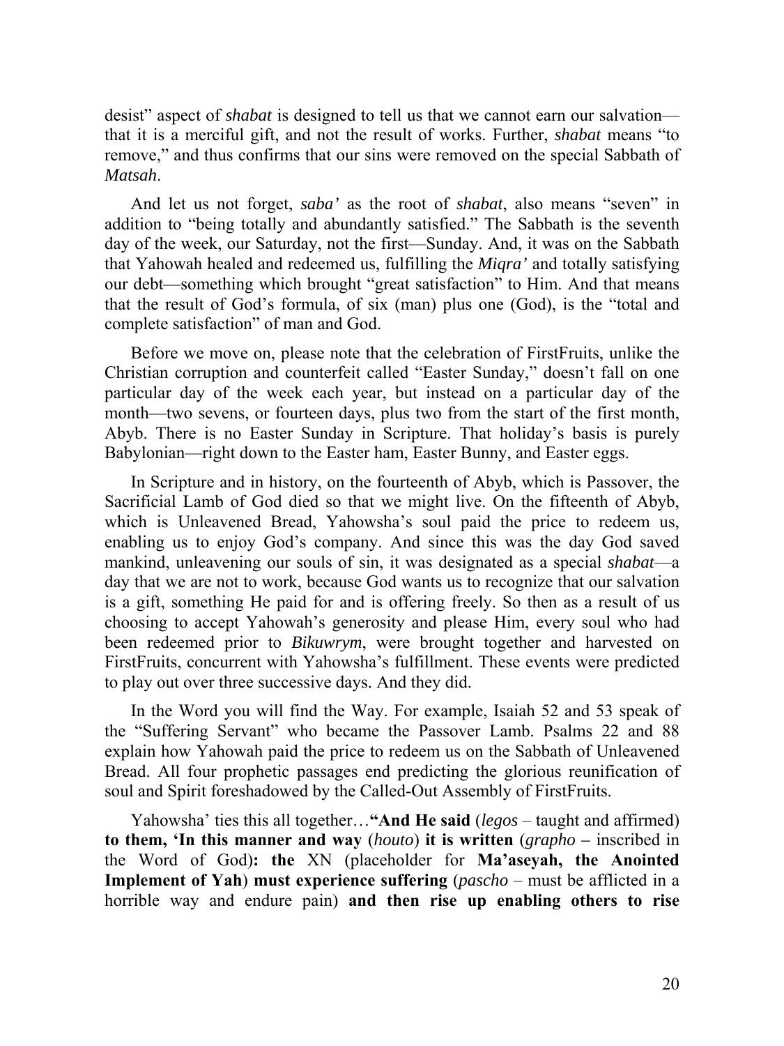desist" aspect of *shabat* is designed to tell us that we cannot earn our salvation—that it is a merciful gift, and not the result of works. Further, *shabat* means "to remove," and thus confirms that our sins were removed on the special Sabbath of *Matsah*.

And let us not forget, *saba'* as the root of *shabat*, also means "seven" in addition to "being totally and abundantly satisfied." The Sabbath is the seventh day of the week, our Saturday, not the first—Sunday. And, it was on the Sabbath that Yahowah healed and redeemed us, fulfilling the *Miqra'* and totally satisfying our debt—something which brought "great satisfaction" to Him. And that means that the result of God's formula, of six (man) plus one (God), is the "total and complete satisfaction" of man and God.

Before we move on, please note that the celebration of FirstFruits, unlike the Christian corruption and counterfeit called "Easter Sunday," doesn't fall on one particular day of the week each year, but instead on a particular day of the month—two sevens, or fourteen days, plus two from the start of the first month, Abyb. There is no Easter Sunday in Scripture. That holiday's basis is purely Babylonian—right down to the Easter ham, Easter Bunny, and Easter eggs.

In Scripture and in history, on the fourteenth of Abyb, which is Passover, the Sacrificial Lamb of God died so that we might live. On the fifteenth of Abyb, which is Unleavened Bread, Yahowsha's soul paid the price to redeem us, enabling us to enjoy God's company. And since this was the day God saved mankind, unleavening our souls of sin, it was designated as a special *shabat*—a day that we are not to work, because God wants us to recognize that our salvation is a gift, something He paid for and is offering freely. So then as a result of us choosing to accept Yahowah's generosity and please Him, every soul who had been redeemed prior to *Bikuwrym*, were brought together and harvested on FirstFruits, concurrent with Yahowsha's fulfillment. These events were predicted to play out over three successive days. And they did.

In the Word you will find the Way. For example, Isaiah 52 and 53 speak of the "Suffering Servant" who became the Passover Lamb. Psalms 22 and 88 explain how Yahowah paid the price to redeem us on the Sabbath of Unleavened Bread. All four prophetic passages end predicting the glorious reunification of soul and Spirit foreshadowed by the Called-Out Assembly of FirstFruits.

Yahowsha' ties this all together…**"And He said** (*legos* – taught and affirmed) **to them, 'In this manner and way** (*houto*) **it is written** (*grapho* – inscribed in the Word of God)**: the** XN (placeholder for **Ma'aseyah, the Anointed Implement of Yah**) **must experience suffering** (*pascho* – must be afflicted in a horrible way and endure pain) **and then rise up enabling others to rise**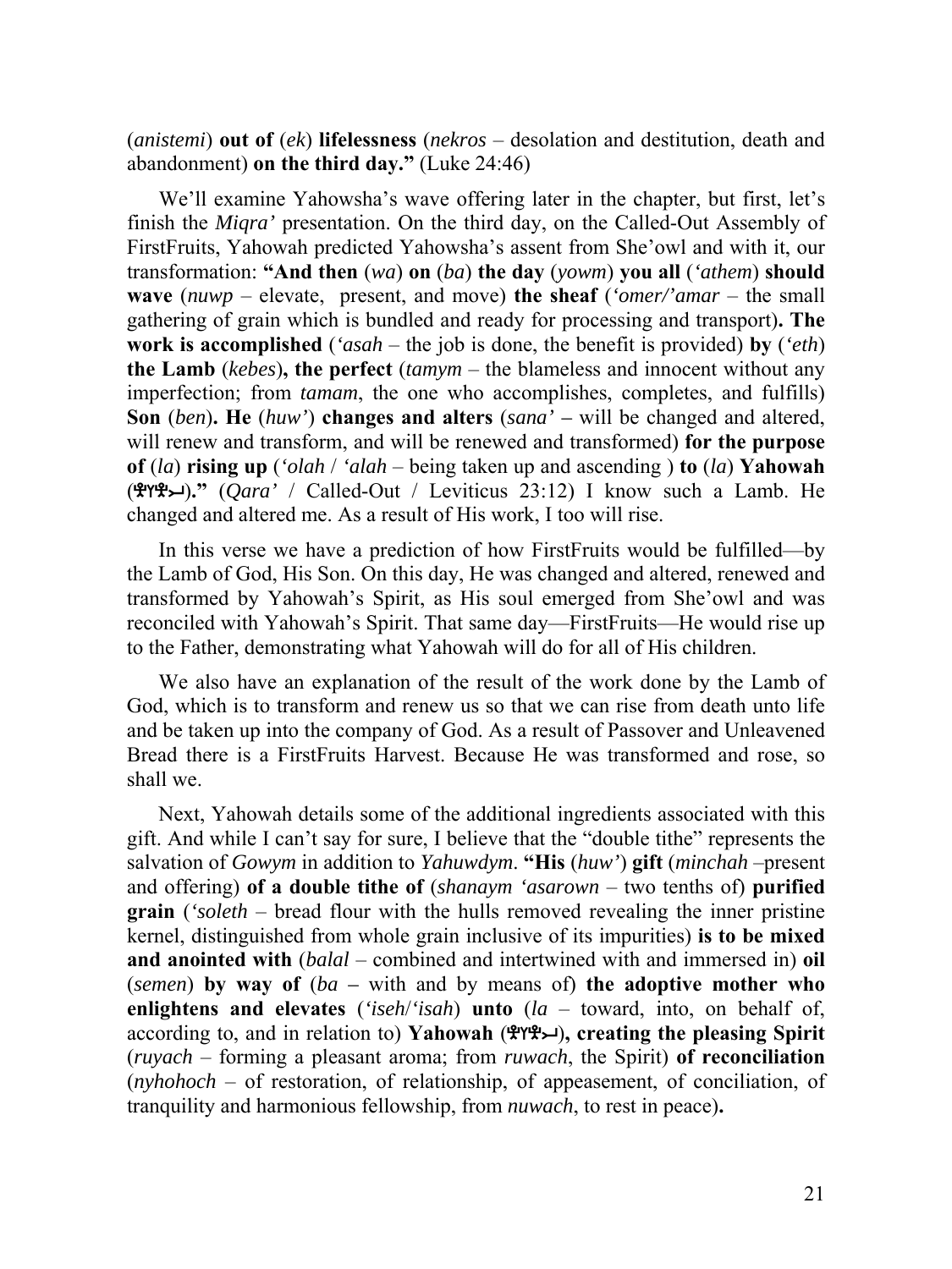(*anistemi*) **out of** (*ek*) **lifelessness** (*nekros* – desolation and destitution, death and abandonment) **on the third day."** (Luke 24:46)

We'll examine Yahowsha's wave offering later in the chapter, but first, let's finish the *Miqra'* presentation. On the third day, on the Called-Out Assembly of FirstFruits, Yahowah predicted Yahowsha's assent from She'owl and with it, our transformation: **"And then** (*wa*) **on** (*ba*) **the day** (*yowm*) **you all** (*'athem*) **should wave** (*nuwp* – elevate, present, and move) **the sheaf** (*'omer/'amar* – the small gathering of grain which is bundled and ready for processing and transport)**. The work is accomplished** (*'asah* – the job is done, the benefit is provided) **by** (*'eth*) **the Lamb** (*kebes*)**, the perfect** (*tamym* – the blameless and innocent without any imperfection; from *tamam*, the one who accomplishes, completes, and fulfills) **Son** (*ben*)**. He** (*huw'*) **changes and alters** (*sana'* – will be changed and altered, will renew and transform, and will be renewed and transformed) **for the purpose of** (*la*) **rising up** (*'olah* / *'alah* – being taken up and ascending ) **to** (*la*) **Yahowah** (𐤉𐤄𐤅𐤄)**."** (*Qara'* / Called-Out / Leviticus 23:12) I know such a Lamb. He changed and altered me. As a result of His work, I too will rise.

In this verse we have a prediction of how FirstFruits would be fulfilled—by the Lamb of God, His Son. On this day, He was changed and altered, renewed and transformed by Yahowah's Spirit, as His soul emerged from She'owl and was reconciled with Yahowah's Spirit. That same day—FirstFruits—He would rise up to the Father, demonstrating what Yahowah will do for all of His children.

We also have an explanation of the result of the work done by the Lamb of God, which is to transform and renew us so that we can rise from death unto life and be taken up into the company of God. As a result of Passover and Unleavened Bread there is a FirstFruits Harvest. Because He was transformed and rose, so shall we.

Next, Yahowah details some of the additional ingredients associated with this gift. And while I can't say for sure, I believe that the "double tithe" represents the salvation of *Gowym* in addition to *Yahuwdym*. **"His** (*huw'*) **gift** (*minchah* –present and offering) **of a double tithe of** (*shanaym 'asarown* – two tenths of) **purified grain** (*'soleth* – bread flour with the hulls removed revealing the inner pristine kernel, distinguished from whole grain inclusive of its impurities) **is to be mixed and anointed with** (*balal* – combined and intertwined with and immersed in) **oil** (*semen*) **by way of** (*ba* – with and by means of) **the adoptive mother who enlightens and elevates** (*'iseh*/*'isah*) **unto** (*la* – toward, into, on behalf of, according to, and in relation to) **Yahowah** (𐤉𐤄𐤅𐤄)**, creating the pleasing Spirit** (*ruyach* – forming a pleasant aroma; from *ruwach*, the Spirit) **of reconciliation** (*nyhohoch* – of restoration, of relationship, of appeasement, of conciliation, of tranquility and harmonious fellowship, from *nuwach*, to rest in peace)**.**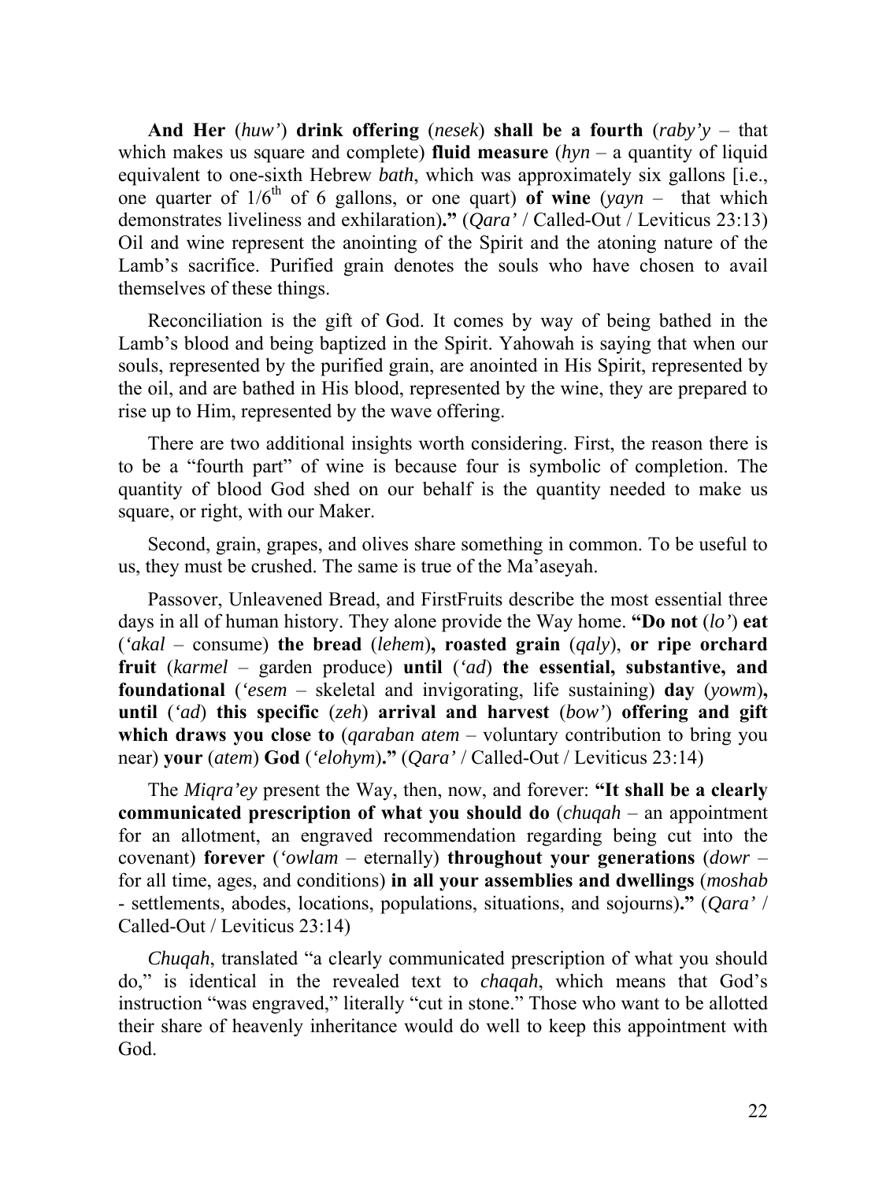**And Her** (*huw'*) **drink offering** (*nesek*) **shall be a fourth** (*raby'y* – that which makes us square and complete) **fluid measure** (*hyn* – a quantity of liquid equivalent to one-sixth Hebrew *bath*, which was approximately six gallons [i.e., one quarter of 1/6$^{th}$ of 6 gallons, or one quart) **of wine** (*yayn* – that which demonstrates liveliness and exhilaration)**."** (*Qara'* / Called-Out / Leviticus 23:13) Oil and wine represent the anointing of the Spirit and the atoning nature of the Lamb's sacrifice. Purified grain denotes the souls who have chosen to avail themselves of these things.

Reconciliation is the gift of God. It comes by way of being bathed in the Lamb's blood and being baptized in the Spirit. Yahowah is saying that when our souls, represented by the purified grain, are anointed in His Spirit, represented by the oil, and are bathed in His blood, represented by the wine, they are prepared to rise up to Him, represented by the wave offering.

There are two additional insights worth considering. First, the reason there is to be a "fourth part" of wine is because four is symbolic of completion. The quantity of blood God shed on our behalf is the quantity needed to make us square, or right, with our Maker.

Second, grain, grapes, and olives share something in common. To be useful to us, they must be crushed. The same is true of the Ma'aseyah.

Passover, Unleavened Bread, and FirstFruits describe the most essential three days in all of human history. They alone provide the Way home. **"Do not** (*lo'*) **eat** (*'akal* – consume) **the bread** (*lehem*)**, roasted grain** (*qaly*), **or ripe orchard fruit** (*karmel* – garden produce) **until** (*'ad*) **the essential, substantive, and foundational** (*'esem* – skeletal and invigorating, life sustaining) **day** (*yowm*)**, until** (*'ad*) **this specific** (*zeh*) **arrival and harvest** (*bow'*) **offering and gift which draws you close to** (*qaraban atem* – voluntary contribution to bring you near) **your** (*atem*) **God** (*'elohym*)**."** (*Qara'* / Called-Out / Leviticus 23:14)

The *Miqra'ey* present the Way, then, now, and forever: **"It shall be a clearly communicated prescription of what you should do** (*chuqah* – an appointment for an allotment, an engraved recommendation regarding being cut into the covenant) **forever** (*'owlam* – eternally) **throughout your generations** (*dowr* – for all time, ages, and conditions) **in all your assemblies and dwellings** (*moshab* - settlements, abodes, locations, populations, situations, and sojourns)**."** (*Qara'* / Called-Out / Leviticus 23:14)

*Chuqah*, translated "a clearly communicated prescription of what you should do," is identical in the revealed text to *chaqah*, which means that God's instruction "was engraved," literally "cut in stone." Those who want to be allotted their share of heavenly inheritance would do well to keep this appointment with God.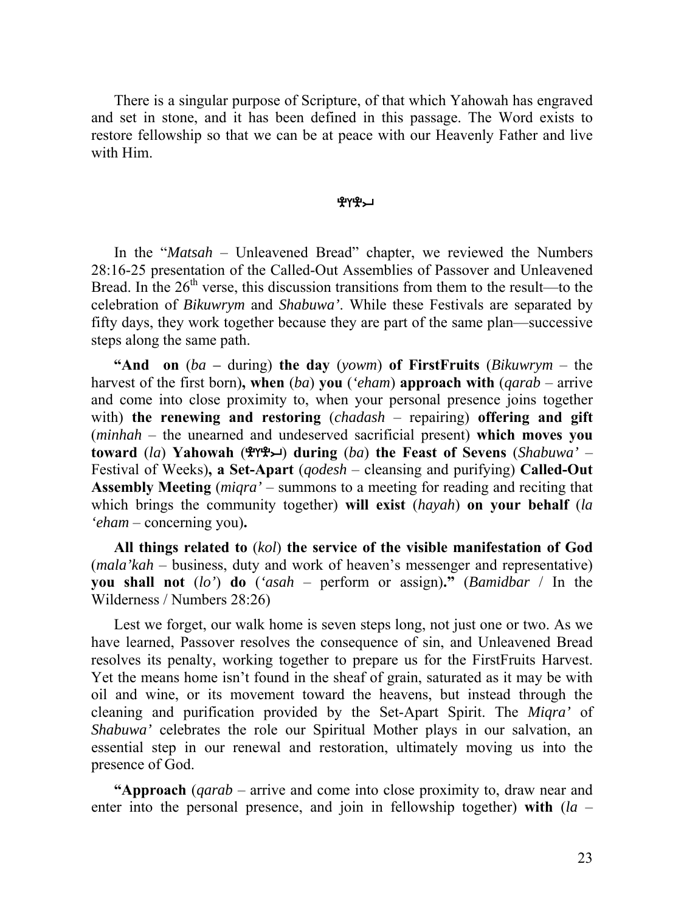There is a singular purpose of Scripture, of that which Yahowah has engraved and set in stone, and it has been defined in this passage. The Word exists to restore fellowship so that we can be at peace with our Heavenly Father and live with Him.

𐤄𐤅𐤄𐤉

In the "*Matsah* – Unleavened Bread" chapter, we reviewed the Numbers 28:16-25 presentation of the Called-Out Assemblies of Passover and Unleavened Bread. In the 26th verse, this discussion transitions from them to the result—to the celebration of *Bikuwrym* and *Shabuwa'*. While these Festivals are separated by fifty days, they work together because they are part of the same plan—successive steps along the same path.

**"And on** (*ba* – during) **the day** (*yowm*) **of FirstFruits** (*Bikuwrym* – the harvest of the first born)**, when** (*ba*) **you** (*'eham*) **approach with** (*qarab* – arrive and come into close proximity to, when your personal presence joins together with) **the renewing and restoring** (*chadash* – repairing) **offering and gift** (*minhah* – the unearned and undeserved sacrificial present) **which moves you toward** (*la*) **Yahowah** (𐤄𐤅𐤄𐤉) **during** (*ba*) **the Feast of Sevens** (*Shabuwa'* – Festival of Weeks)**, a Set-Apart** (*qodesh* – cleansing and purifying) **Called-Out Assembly Meeting** (*miqra'* – summons to a meeting for reading and reciting that which brings the community together) **will exist** (*hayah*) **on your behalf** (*la 'eham* – concerning you)**.**

**All things related to** (*kol*) **the service of the visible manifestation of God** (*mala'kah* – business, duty and work of heaven's messenger and representative) **you shall not** (*lo'*) **do** (*'asah* – perform or assign)**."** (*Bamidbar* / In the Wilderness / Numbers 28:26)

Lest we forget, our walk home is seven steps long, not just one or two. As we have learned, Passover resolves the consequence of sin, and Unleavened Bread resolves its penalty, working together to prepare us for the FirstFruits Harvest. Yet the means home isn't found in the sheaf of grain, saturated as it may be with oil and wine, or its movement toward the heavens, but instead through the cleaning and purification provided by the Set-Apart Spirit. The *Miqra'* of *Shabuwa'* celebrates the role our Spiritual Mother plays in our salvation, an essential step in our renewal and restoration, ultimately moving us into the presence of God.

**"Approach** (*qarab* – arrive and come into close proximity to, draw near and enter into the personal presence, and join in fellowship together) **with** (*la* –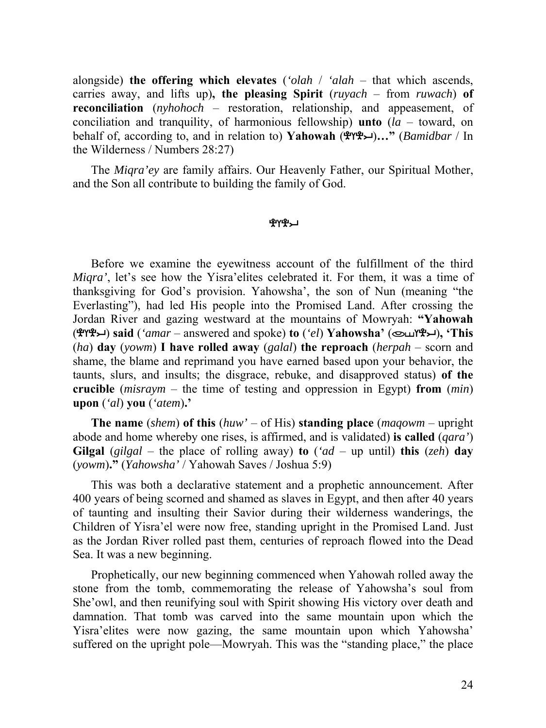alongside) **the offering which elevates** (*'olah* / *'alah* – that which ascends, carries away, and lifts up)**, the pleasing Spirit** (*ruyach* – from *ruwach*) **of reconciliation** (*nyhohoch* – restoration, relationship, and appeasement, of conciliation and tranquility, of harmonious fellowship) **unto** (*la* – toward, on behalf of, according to, and in relation to) **Yahowah** (𐤉𐤄𐤅𐤄)**…"** (*Bamidbar* / In the Wilderness / Numbers 28:27)

The *Miqra'ey* are family affairs. Our Heavenly Father, our Spiritual Mother, and the Son all contribute to building the family of God.

𐤉𐤄𐤅𐤄

Before we examine the eyewitness account of the fulfillment of the third *Miqra'*, let's see how the Yisra'elites celebrated it. For them, it was a time of thanksgiving for God's provision. Yahowsha', the son of Nun (meaning "the Everlasting"), had led His people into the Promised Land. After crossing the Jordan River and gazing westward at the mountains of Mowryah: **"Yahowah** (𐤉𐤄𐤅𐤄) **said** (*'amar* – answered and spoke) **to** (*'el*) **Yahowsha'** (𐤉𐤄𐤅𐤔𐤏)**, 'This** (*ha*) **day** (*yowm*) **I have rolled away** (*galal*) **the reproach** (*herpah* – scorn and shame, the blame and reprimand you have earned based upon your behavior, the taunts, slurs, and insults; the disgrace, rebuke, and disapproved status) **of the crucible** (*misraym* – the time of testing and oppression in Egypt) **from** (*min*) **upon** (*'al*) **you** (*'atem*)**.'**

**The name** (*shem*) **of this** (*huw'* – of His) **standing place** (*maqowm* – upright abode and home whereby one rises, is affirmed, and is validated) **is called** (*qara'*) **Gilgal** (*gilgal* – the place of rolling away) **to** (*'ad* – up until) **this** (*zeh*) **day** (*yowm*)**."** (*Yahowsha'* / Yahowah Saves / Joshua 5:9)

This was both a declarative statement and a prophetic announcement. After 400 years of being scorned and shamed as slaves in Egypt, and then after 40 years of taunting and insulting their Savior during their wilderness wanderings, the Children of Yisra'el were now free, standing upright in the Promised Land. Just as the Jordan River rolled past them, centuries of reproach flowed into the Dead Sea. It was a new beginning.

Prophetically, our new beginning commenced when Yahowah rolled away the stone from the tomb, commemorating the release of Yahowsha's soul from She'owl, and then reunifying soul with Spirit showing His victory over death and damnation. That tomb was carved into the same mountain upon which the Yisra'elites were now gazing, the same mountain upon which Yahowsha' suffered on the upright pole—Mowryah. This was the "standing place," the place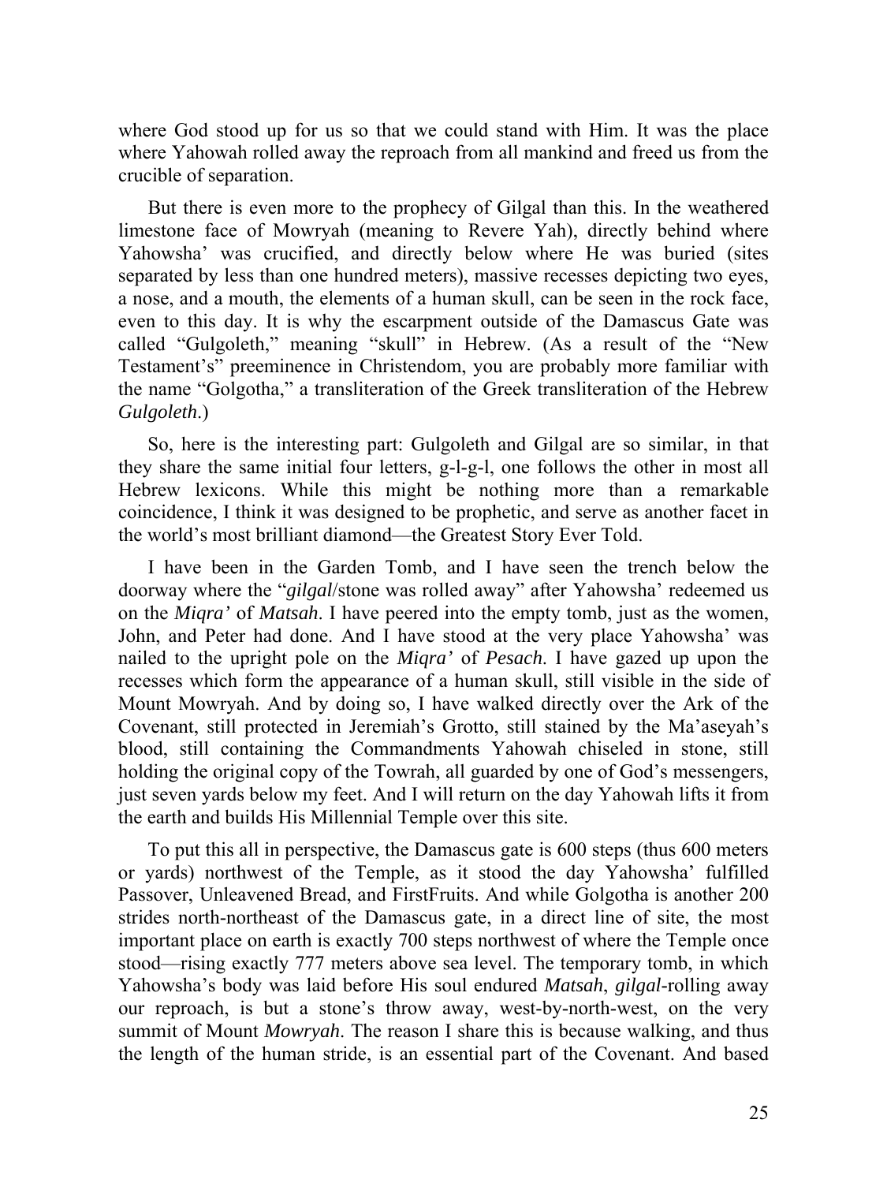where God stood up for us so that we could stand with Him. It was the place where Yahowah rolled away the reproach from all mankind and freed us from the crucible of separation.

But there is even more to the prophecy of Gilgal than this. In the weathered limestone face of Mowryah (meaning to Revere Yah), directly behind where Yahowsha' was crucified, and directly below where He was buried (sites separated by less than one hundred meters), massive recesses depicting two eyes, a nose, and a mouth, the elements of a human skull, can be seen in the rock face, even to this day. It is why the escarpment outside of the Damascus Gate was called "Gulgoleth," meaning "skull" in Hebrew. (As a result of the "New Testament's" preeminence in Christendom, you are probably more familiar with the name "Golgotha," a transliteration of the Greek transliteration of the Hebrew *Gulgoleth*.)

So, here is the interesting part: Gulgoleth and Gilgal are so similar, in that they share the same initial four letters, g-l-g-l, one follows the other in most all Hebrew lexicons. While this might be nothing more than a remarkable coincidence, I think it was designed to be prophetic, and serve as another facet in the world's most brilliant diamond—the Greatest Story Ever Told.

I have been in the Garden Tomb, and I have seen the trench below the doorway where the "*gilgal*/stone was rolled away" after Yahowsha' redeemed us on the *Miqra'* of *Matsah*. I have peered into the empty tomb, just as the women, John, and Peter had done. And I have stood at the very place Yahowsha' was nailed to the upright pole on the *Miqra'* of *Pesach*. I have gazed up upon the recesses which form the appearance of a human skull, still visible in the side of Mount Mowryah. And by doing so, I have walked directly over the Ark of the Covenant, still protected in Jeremiah's Grotto, still stained by the Ma'aseyah's blood, still containing the Commandments Yahowah chiseled in stone, still holding the original copy of the Towrah, all guarded by one of God's messengers, just seven yards below my feet. And I will return on the day Yahowah lifts it from the earth and builds His Millennial Temple over this site.

To put this all in perspective, the Damascus gate is 600 steps (thus 600 meters or yards) northwest of the Temple, as it stood the day Yahowsha' fulfilled Passover, Unleavened Bread, and FirstFruits. And while Golgotha is another 200 strides north-northeast of the Damascus gate, in a direct line of site, the most important place on earth is exactly 700 steps northwest of where the Temple once stood—rising exactly 777 meters above sea level. The temporary tomb, in which Yahowsha's body was laid before His soul endured *Matsah*, *gilgal*-rolling away our reproach, is but a stone's throw away, west-by-north-west, on the very summit of Mount *Mowryah*. The reason I share this is because walking, and thus the length of the human stride, is an essential part of the Covenant. And based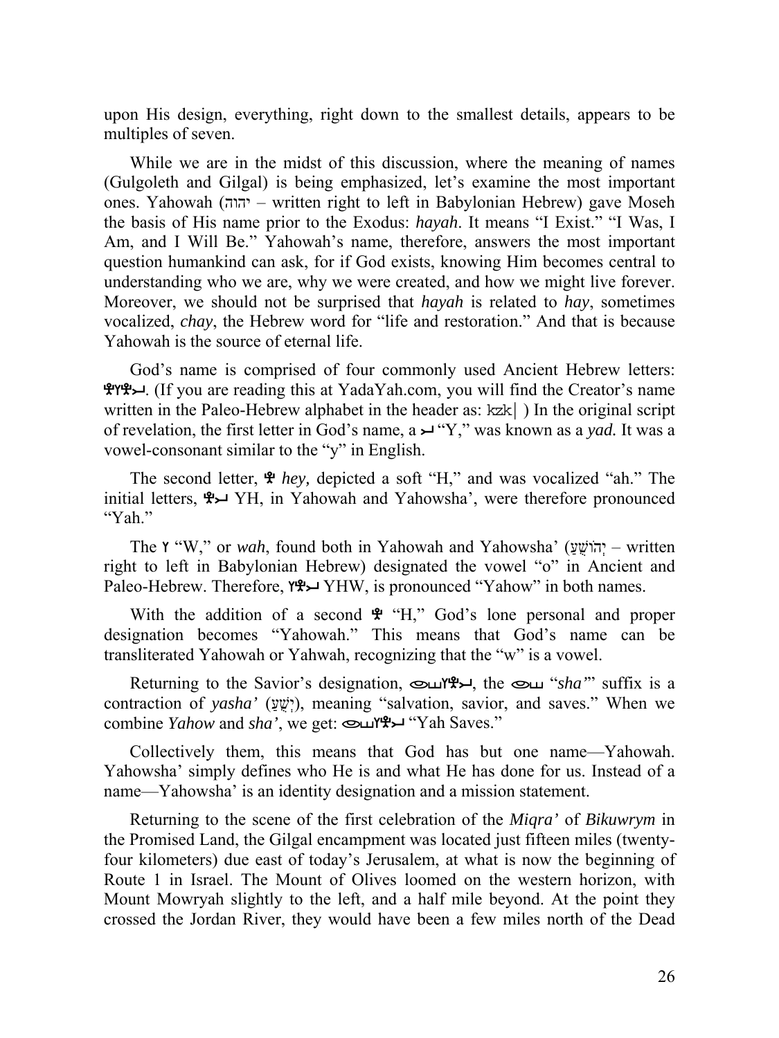upon His design, everything, right down to the smallest details, appears to be multiples of seven.

While we are in the midst of this discussion, where the meaning of names (Gulgoleth and Gilgal) is being emphasized, let's examine the most important ones. Yahowah (יהוה – written right to left in Babylonian Hebrew) gave Moseh the basis of His name prior to the Exodus: *hayah*. It means "I Exist." "I Was, I Am, and I Will Be." Yahowah's name, therefore, answers the most important question humankind can ask, for if God exists, knowing Him becomes central to understanding who we are, why we were created, and how we might live forever. Moreover, we should not be surprised that *hayah* is related to *hay*, sometimes vocalized, *chay*, the Hebrew word for "life and restoration." And that is because Yahowah is the source of eternal life.

God's name is comprised of four commonly used Ancient Hebrew letters: 𐤄𐤅𐤄𐤉. (If you are reading this at YadaYah.com, you will find the Creator's name written in the Paleo-Hebrew alphabet in the header as: kzk| ) In the original script of revelation, the first letter in God's name, a 𐤉 "Y," was known as a *yad.* It was a vowel-consonant similar to the "y" in English.

The second letter, 𐤄 *hey,* depicted a soft "H," and was vocalized "ah." The initial letters, 𐤄𐤉 YH, in Yahowah and Yahowsha', were therefore pronounced "Yah."

The 𐤅 "W," or *wah*, found both in Yahowah and Yahowsha' (יְהוֹשֻׁעַ – written right to left in Babylonian Hebrew) designated the vowel "o" in Ancient and Paleo-Hebrew. Therefore, 𐤅𐤄𐤉 YHW, is pronounced "Yahow" in both names.

With the addition of a second 𐤄 "H," God's lone personal and proper designation becomes "Yahowah." This means that God's name can be transliterated Yahowah or Yahwah, recognizing that the "w" is a vowel.

Returning to the Savior's designation, 𐤏𐤔𐤅𐤄𐤉, the 𐤏𐤔 "*sha'*" suffix is a contraction of *yasha'* (יָשַׁע), meaning "salvation, savior, and saves." When we combine *Yahow* and *sha'*, we get: 𐤏𐤔𐤅𐤄𐤉 "Yah Saves."

Collectively them, this means that God has but one name—Yahowah. Yahowsha' simply defines who He is and what He has done for us. Instead of a name—Yahowsha' is an identity designation and a mission statement.

Returning to the scene of the first celebration of the *Miqra'* of *Bikuwrym* in the Promised Land, the Gilgal encampment was located just fifteen miles (twenty-four kilometers) due east of today's Jerusalem, at what is now the beginning of Route 1 in Israel. The Mount of Olives loomed on the western horizon, with Mount Mowryah slightly to the left, and a half mile beyond. At the point they crossed the Jordan River, they would have been a few miles north of the Dead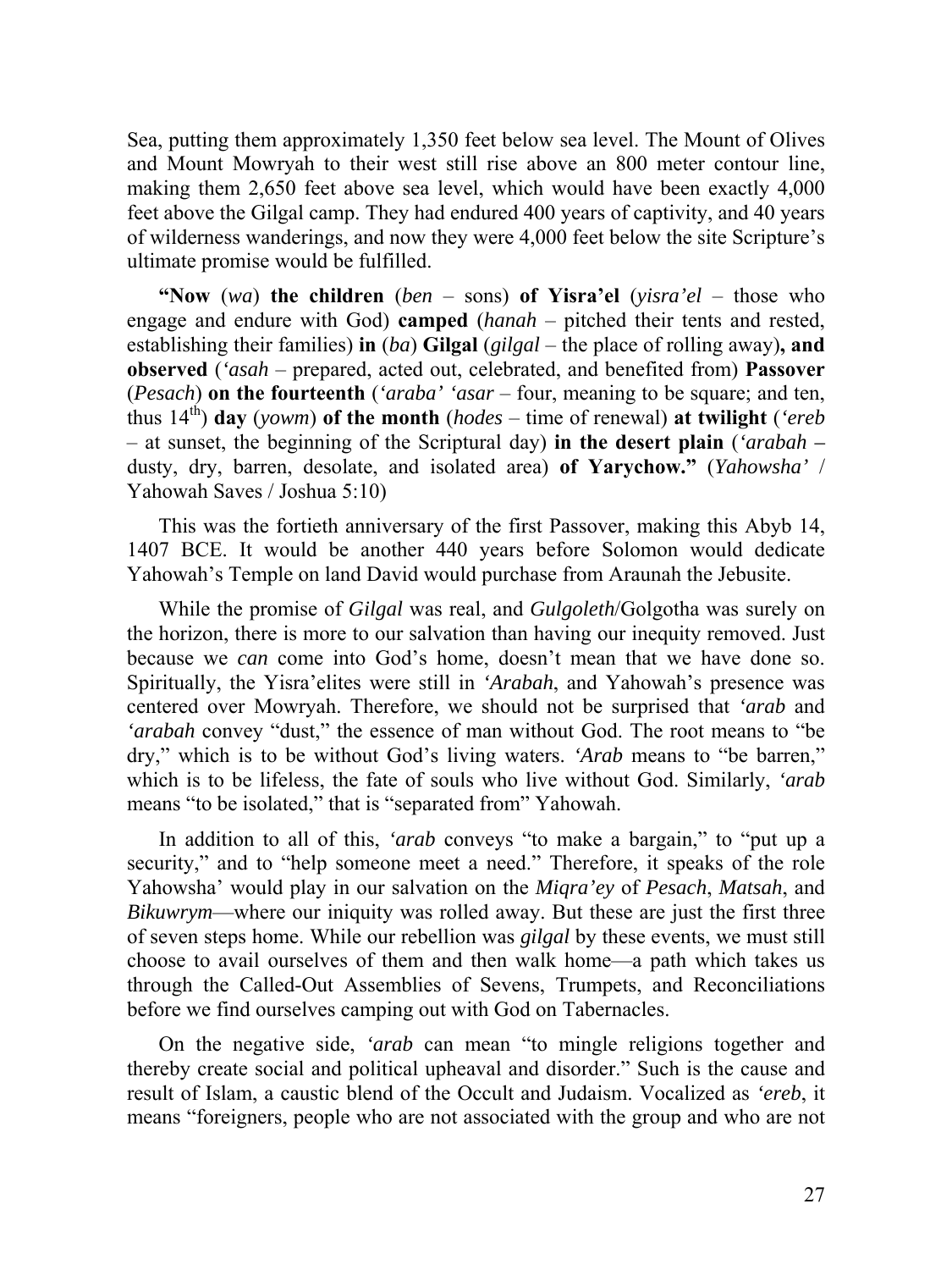Sea, putting them approximately 1,350 feet below sea level. The Mount of Olives and Mount Mowryah to their west still rise above an 800 meter contour line, making them 2,650 feet above sea level, which would have been exactly 4,000 feet above the Gilgal camp. They had endured 400 years of captivity, and 40 years of wilderness wanderings, and now they were 4,000 feet below the site Scripture's ultimate promise would be fulfilled.

**"Now** (*wa*) **the children** (*ben* – sons) **of Yisra'el** (*yisra'el* – those who engage and endure with God) **camped** (*hanah* – pitched their tents and rested, establishing their families) **in** (*ba*) **Gilgal** (*gilgal* – the place of rolling away)**, and observed** (*'asah* – prepared, acted out, celebrated, and benefited from) **Passover** (*Pesach*) **on the fourteenth** (*'araba' 'asar* – four, meaning to be square; and ten, thus 14th) **day** (*yowm*) **of the month** (*hodes* – time of renewal) **at twilight** (*'ereb* – at sunset, the beginning of the Scriptural day) **in the desert plain** (*'arabah* **–** dusty, dry, barren, desolate, and isolated area) **of Yarychow."** (*Yahowsha'* / Yahowah Saves / Joshua 5:10)

This was the fortieth anniversary of the first Passover, making this Abyb 14, 1407 BCE. It would be another 440 years before Solomon would dedicate Yahowah's Temple on land David would purchase from Araunah the Jebusite.

While the promise of *Gilgal* was real, and *Gulgoleth*/Golgotha was surely on the horizon, there is more to our salvation than having our inequity removed. Just because we *can* come into God's home, doesn't mean that we have done so. Spiritually, the Yisra'elites were still in *'Arabah*, and Yahowah's presence was centered over Mowryah. Therefore, we should not be surprised that *'arab* and *'arabah* convey "dust," the essence of man without God. The root means to "be dry," which is to be without God's living waters. *'Arab* means to "be barren," which is to be lifeless, the fate of souls who live without God. Similarly, *'arab* means "to be isolated," that is "separated from" Yahowah.

In addition to all of this, *'arab* conveys "to make a bargain," to "put up a security," and to "help someone meet a need." Therefore, it speaks of the role Yahowsha' would play in our salvation on the *Miqra'ey* of *Pesach*, *Matsah*, and *Bikuwrym*—where our iniquity was rolled away. But these are just the first three of seven steps home. While our rebellion was *gilgal* by these events, we must still choose to avail ourselves of them and then walk home—a path which takes us through the Called-Out Assemblies of Sevens, Trumpets, and Reconciliations before we find ourselves camping out with God on Tabernacles.

On the negative side, *'arab* can mean "to mingle religions together and thereby create social and political upheaval and disorder." Such is the cause and result of Islam, a caustic blend of the Occult and Judaism. Vocalized as *'ereb*, it means "foreigners, people who are not associated with the group and who are not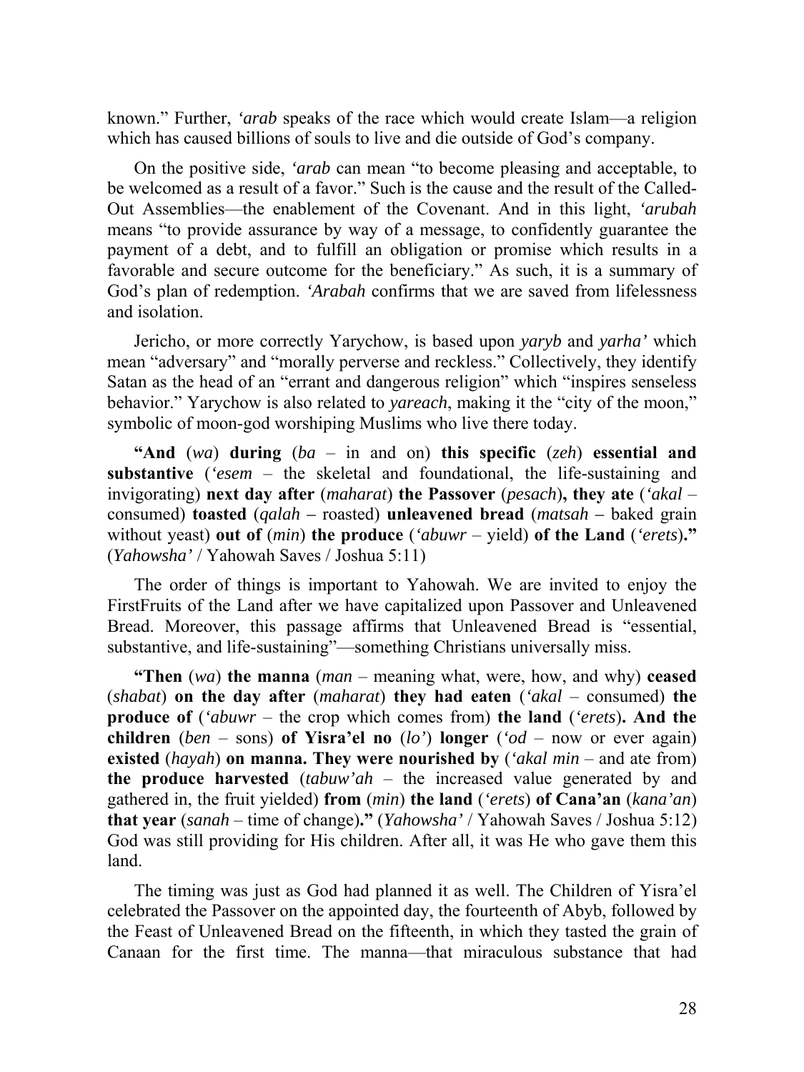known." Further, *'arab* speaks of the race which would create Islam—a religion which has caused billions of souls to live and die outside of God's company.

On the positive side, *'arab* can mean "to become pleasing and acceptable, to be welcomed as a result of a favor." Such is the cause and the result of the Called-Out Assemblies—the enablement of the Covenant. And in this light, *'arubah* means "to provide assurance by way of a message, to confidently guarantee the payment of a debt, and to fulfill an obligation or promise which results in a favorable and secure outcome for the beneficiary." As such, it is a summary of God's plan of redemption. *'Arabah* confirms that we are saved from lifelessness and isolation.

Jericho, or more correctly Yarychow, is based upon *yaryb* and *yarha'* which mean "adversary" and "morally perverse and reckless." Collectively, they identify Satan as the head of an "errant and dangerous religion" which "inspires senseless behavior." Yarychow is also related to *yareach*, making it the "city of the moon," symbolic of moon-god worshiping Muslims who live there today.

**"And** (*wa*) **during** (*ba* – in and on) **this specific** (*zeh*) **essential and substantive** (*'esem* – the skeletal and foundational, the life-sustaining and invigorating) **next day after** (*maharat*) **the Passover** (*pesach*)**, they ate** (*'akal* – consumed) **toasted** (*qalah* – roasted) **unleavened bread** (*matsah* – baked grain without yeast) **out of** (*min*) **the produce** (*'abuwr* – yield) **of the Land** (*'erets*)**."** (*Yahowsha'* / Yahowah Saves / Joshua 5:11)

The order of things is important to Yahowah. We are invited to enjoy the FirstFruits of the Land after we have capitalized upon Passover and Unleavened Bread. Moreover, this passage affirms that Unleavened Bread is "essential, substantive, and life-sustaining"—something Christians universally miss.

**"Then** (*wa*) **the manna** (*man* – meaning what, were, how, and why) **ceased** (*shabat*) **on the day after** (*maharat*) **they had eaten** (*'akal* – consumed) **the produce of** (*'abuwr* – the crop which comes from) **the land** (*'erets*)**. And the children** (*ben* – sons) **of Yisra'el no** (*lo'*) **longer** (*'od* – now or ever again) **existed** (*hayah*) **on manna. They were nourished by** (*'akal min* – and ate from) **the produce harvested** (*tabuw'ah* – the increased value generated by and gathered in, the fruit yielded) **from** (*min*) **the land** (*'erets*) **of Cana'an** (*kana'an*) **that year** (*sanah* – time of change)**."** (*Yahowsha'* / Yahowah Saves / Joshua 5:12) God was still providing for His children. After all, it was He who gave them this land.

The timing was just as God had planned it as well. The Children of Yisra'el celebrated the Passover on the appointed day, the fourteenth of Abyb, followed by the Feast of Unleavened Bread on the fifteenth, in which they tasted the grain of Canaan for the first time. The manna—that miraculous substance that had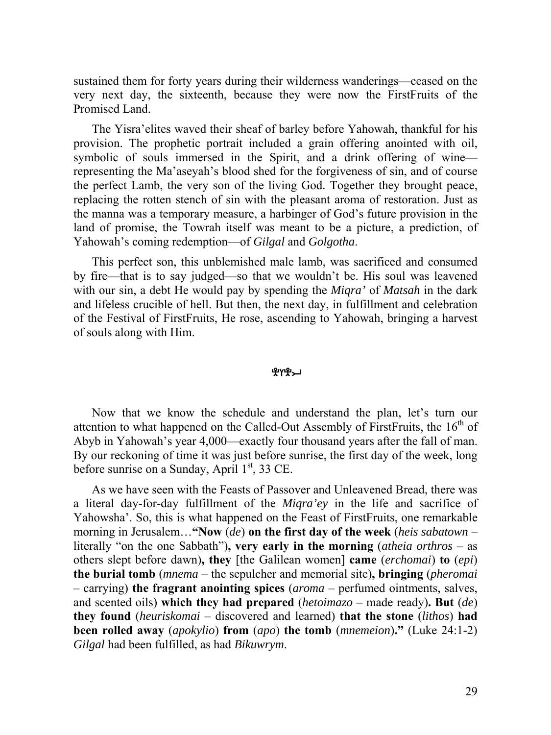sustained them for forty years during their wilderness wanderings—ceased on the very next day, the sixteenth, because they were now the FirstFruits of the Promised Land.

The Yisra'elites waved their sheaf of barley before Yahowah, thankful for his provision. The prophetic portrait included a grain offering anointed with oil, symbolic of souls immersed in the Spirit, and a drink offering of wine—representing the Ma'aseyah's blood shed for the forgiveness of sin, and of course the perfect Lamb, the very son of the living God. Together they brought peace, replacing the rotten stench of sin with the pleasant aroma of restoration. Just as the manna was a temporary measure, a harbinger of God's future provision in the land of promise, the Towrah itself was meant to be a picture, a prediction, of Yahowah's coming redemption—of *Gilgal* and *Golgotha*.

This perfect son, this unblemished male lamb, was sacrificed and consumed by fire—that is to say judged—so that we wouldn't be. His soul was leavened with our sin, a debt He would pay by spending the *Miqra'* of *Matsah* in the dark and lifeless crucible of hell. But then, the next day, in fulfillment and celebration of the Festival of FirstFruits, He rose, ascending to Yahowah, bringing a harvest of souls along with Him.

𐤉𐤄𐤅𐤄

Now that we know the schedule and understand the plan, let's turn our attention to what happened on the Called-Out Assembly of FirstFruits, the 16th of Abyb in Yahowah's year 4,000—exactly four thousand years after the fall of man. By our reckoning of time it was just before sunrise, the first day of the week, long before sunrise on a Sunday, April 1st, 33 CE.

As we have seen with the Feasts of Passover and Unleavened Bread, there was a literal day-for-day fulfillment of the *Miqra'ey* in the life and sacrifice of Yahowsha'. So, this is what happened on the Feast of FirstFruits, one remarkable morning in Jerusalem…**"Now** (*de*) **on the first day of the week** (*heis sabatown* – literally "on the one Sabbath")**, very early in the morning** (*atheia orthros* – as others slept before dawn)**, they** [the Galilean women] **came** (*erchomai*) **to** (*epi*) **the burial tomb** (*mnema* – the sepulcher and memorial site)**, bringing** (*pheromai* – carrying) **the fragrant anointing spices** (*aroma* – perfumed ointments, salves, and scented oils) **which they had prepared** (*hetoimazo* – made ready)**. But** (*de*) **they found** (*heuriskomai* – discovered and learned) **that the stone** (*lithos*) **had been rolled away** (*apokylio*) **from** (*apo*) **the tomb** (*mnemeion*)**."** (Luke 24:1-2) *Gilgal* had been fulfilled, as had *Bikuwrym*.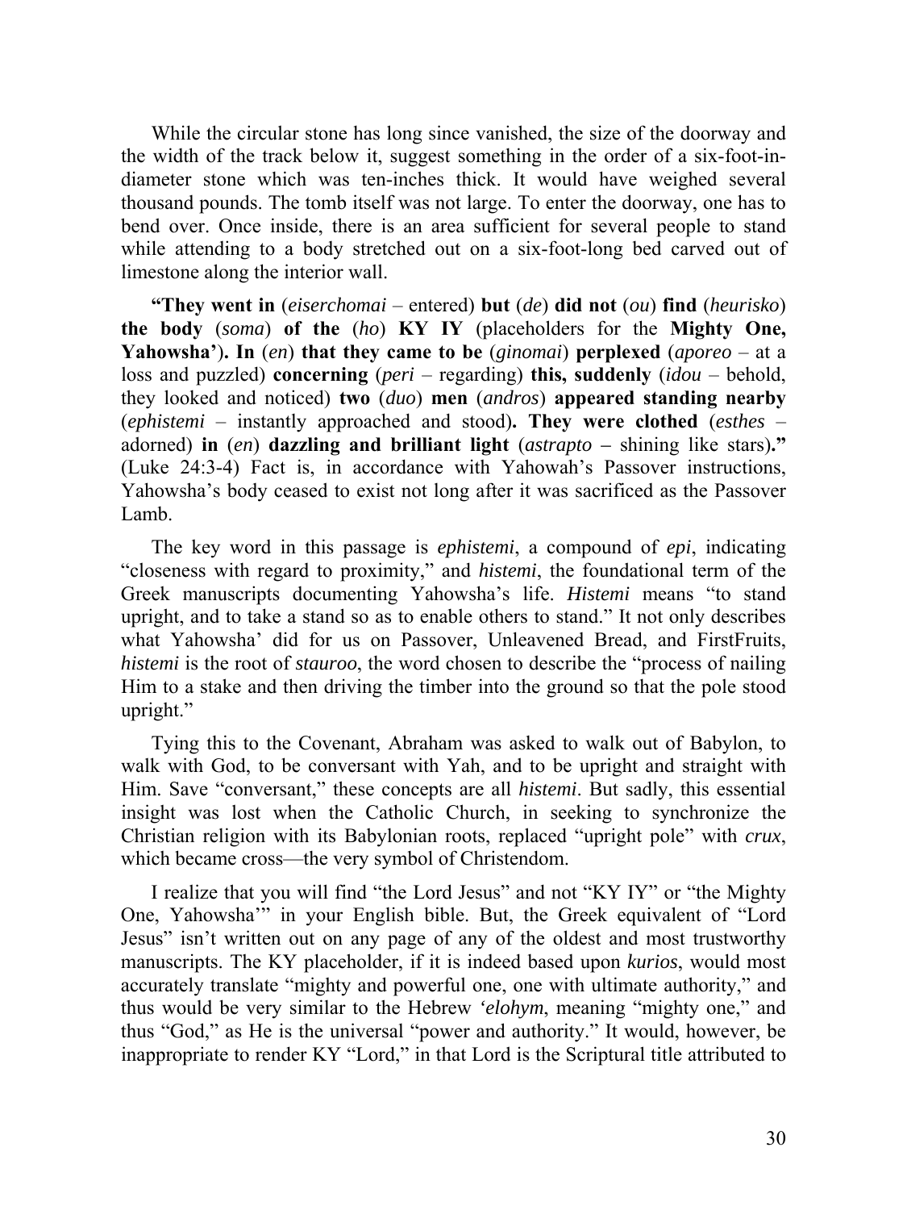While the circular stone has long since vanished, the size of the doorway and the width of the track below it, suggest something in the order of a six-foot-in-diameter stone which was ten-inches thick. It would have weighed several thousand pounds. The tomb itself was not large. To enter the doorway, one has to bend over. Once inside, there is an area sufficient for several people to stand while attending to a body stretched out on a six-foot-long bed carved out of limestone along the interior wall.

**"They went in** (*eiserchomai* – entered) **but** (*de*) **did not** (*ou*) **find** (*heurisko*) **the body** (*soma*) **of the** (*ho*) **KY IY** (placeholders for the **Mighty One, Yahowsha'**)**. In** (*en*) **that they came to be** (*ginomai*) **perplexed** (*aporeo* – at a loss and puzzled) **concerning** (*peri* – regarding) **this, suddenly** (*idou* – behold, they looked and noticed) **two** (*duo*) **men** (*andros*) **appeared standing nearby** (*ephistemi* – instantly approached and stood)**. They were clothed** (*esthes* – adorned) **in** (*en*) **dazzling and brilliant light** (*astrapto* – shining like stars)**."** (Luke 24:3-4) Fact is, in accordance with Yahowah's Passover instructions, Yahowsha's body ceased to exist not long after it was sacrificed as the Passover Lamb.

The key word in this passage is *ephistemi*, a compound of *epi*, indicating "closeness with regard to proximity," and *histemi*, the foundational term of the Greek manuscripts documenting Yahowsha's life. *Histemi* means "to stand upright, and to take a stand so as to enable others to stand." It not only describes what Yahowsha' did for us on Passover, Unleavened Bread, and FirstFruits, *histemi* is the root of *stauroo*, the word chosen to describe the "process of nailing Him to a stake and then driving the timber into the ground so that the pole stood upright."

Tying this to the Covenant, Abraham was asked to walk out of Babylon, to walk with God, to be conversant with Yah, and to be upright and straight with Him. Save "conversant," these concepts are all *histemi*. But sadly, this essential insight was lost when the Catholic Church, in seeking to synchronize the Christian religion with its Babylonian roots, replaced "upright pole" with *crux*, which became cross—the very symbol of Christendom.

I realize that you will find "the Lord Jesus" and not "KY IY" or "the Mighty One, Yahowsha'" in your English bible. But, the Greek equivalent of "Lord Jesus" isn't written out on any page of any of the oldest and most trustworthy manuscripts. The KY placeholder, if it is indeed based upon *kurios*, would most accurately translate "mighty and powerful one, one with ultimate authority," and thus would be very similar to the Hebrew *'elohym*, meaning "mighty one," and thus "God," as He is the universal "power and authority." It would, however, be inappropriate to render KY "Lord," in that Lord is the Scriptural title attributed to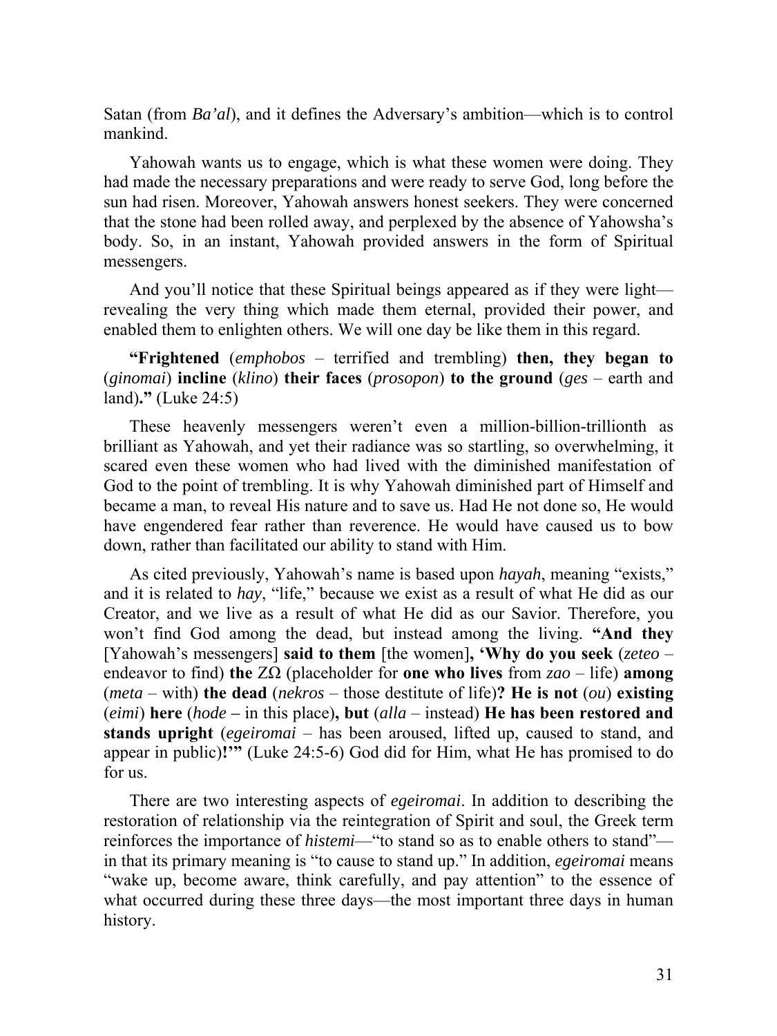Satan (from *Ba'al*), and it defines the Adversary's ambition—which is to control mankind.

Yahowah wants us to engage, which is what these women were doing. They had made the necessary preparations and were ready to serve God, long before the sun had risen. Moreover, Yahowah answers honest seekers. They were concerned that the stone had been rolled away, and perplexed by the absence of Yahowsha's body. So, in an instant, Yahowah provided answers in the form of Spiritual messengers.

And you'll notice that these Spiritual beings appeared as if they were light—revealing the very thing which made them eternal, provided their power, and enabled them to enlighten others. We will one day be like them in this regard.

**"Frightened** (*emphobos* – terrified and trembling) **then, they began to** (*ginomai*) **incline** (*klino*) **their faces** (*prosopon*) **to the ground** (*ges* – earth and land)**."** (Luke 24:5)

These heavenly messengers weren't even a million-billion-trillionth as brilliant as Yahowah, and yet their radiance was so startling, so overwhelming, it scared even these women who had lived with the diminished manifestation of God to the point of trembling. It is why Yahowah diminished part of Himself and became a man, to reveal His nature and to save us. Had He not done so, He would have engendered fear rather than reverence. He would have caused us to bow down, rather than facilitated our ability to stand with Him.

As cited previously, Yahowah's name is based upon *hayah*, meaning "exists," and it is related to *hay*, "life," because we exist as a result of what He did as our Creator, and we live as a result of what He did as our Savior. Therefore, you won't find God among the dead, but instead among the living. **"And they** [Yahowah's messengers] **said to them** [the women]**, 'Why do you seek** (*zeteo* – endeavor to find) **the** ΖΩ (placeholder for **one who lives** from *zao* – life) **among** (*meta* – with) **the dead** (*nekros* – those destitute of life)**? He is not** (*ou*) **existing** (*eimi*) **here** (*hode* – in this place)**, but** (*alla* – instead) **He has been restored and stands upright** (*egeiromai* – has been aroused, lifted up, caused to stand, and appear in public)**!'"** (Luke 24:5-6) God did for Him, what He has promised to do for us.

There are two interesting aspects of *egeiromai*. In addition to describing the restoration of relationship via the reintegration of Spirit and soul, the Greek term reinforces the importance of *histemi*—"to stand so as to enable others to stand"—in that its primary meaning is "to cause to stand up." In addition, *egeiromai* means "wake up, become aware, think carefully, and pay attention" to the essence of what occurred during these three days—the most important three days in human history.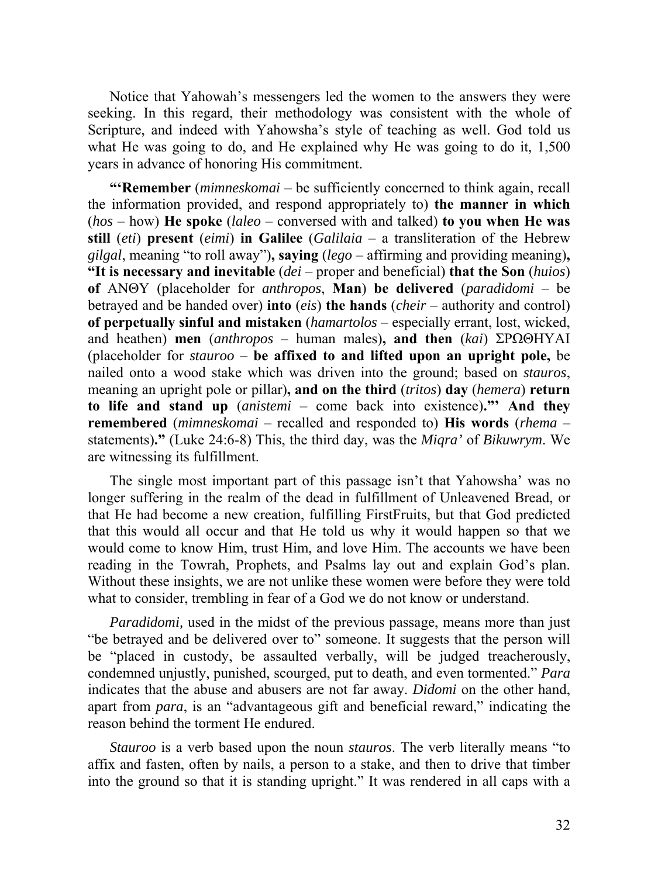Notice that Yahowah's messengers led the women to the answers they were seeking. In this regard, their methodology was consistent with the whole of Scripture, and indeed with Yahowsha's style of teaching as well. God told us what He was going to do, and He explained why He was going to do it, 1,500 years in advance of honoring His commitment.

**"'Remember** (*mimneskomai* – be sufficiently concerned to think again, recall the information provided, and respond appropriately to) **the manner in which** (*hos* – how) **He spoke** (*laleo* – conversed with and talked) **to you when He was still** (*eti*) **present** (*eimi*) **in Galilee** (*Galilaia* – a transliteration of the Hebrew *gilgal*, meaning "to roll away")**, saying** (*lego* – affirming and providing meaning)**, "It is necessary and inevitable** (*dei* – proper and beneficial) **that the Son** (*huios*) **of** ANΘY (placeholder for *anthropos*, **Man**) **be delivered** (*paradidomi* – be betrayed and be handed over) **into** (*eis*) **the hands** (*cheir* – authority and control) **of perpetually sinful and mistaken** (*hamartolos* – especially errant, lost, wicked, and heathen) **men** (*anthropos* – human males)**, and then** (*kai*) ΣΡΩΘΗΥΑΙ (placeholder for *stauroo* – **be affixed to and lifted upon an upright pole,** be nailed onto a wood stake which was driven into the ground; based on *stauros*, meaning an upright pole or pillar)**, and on the third** (*tritos*) **day** (*hemera*) **return to life and stand up** (*anistemi* – come back into existence)**."' And they remembered** (*mimneskomai* – recalled and responded to) **His words** (*rhema* – statements)**."** (Luke 24:6-8) This, the third day, was the *Miqra'* of *Bikuwrym*. We are witnessing its fulfillment.

The single most important part of this passage isn't that Yahowsha' was no longer suffering in the realm of the dead in fulfillment of Unleavened Bread, or that He had become a new creation, fulfilling FirstFruits, but that God predicted that this would all occur and that He told us why it would happen so that we would come to know Him, trust Him, and love Him. The accounts we have been reading in the Towrah, Prophets, and Psalms lay out and explain God's plan. Without these insights, we are not unlike these women were before they were told what to consider, trembling in fear of a God we do not know or understand.

*Paradidomi,* used in the midst of the previous passage, means more than just "be betrayed and be delivered over to" someone. It suggests that the person will be "placed in custody, be assaulted verbally, will be judged treacherously, condemned unjustly, punished, scourged, put to death, and even tormented." *Para* indicates that the abuse and abusers are not far away. *Didomi* on the other hand, apart from *para*, is an "advantageous gift and beneficial reward," indicating the reason behind the torment He endured.

*Stauroo* is a verb based upon the noun *stauros*. The verb literally means "to affix and fasten, often by nails, a person to a stake, and then to drive that timber into the ground so that it is standing upright." It was rendered in all caps with a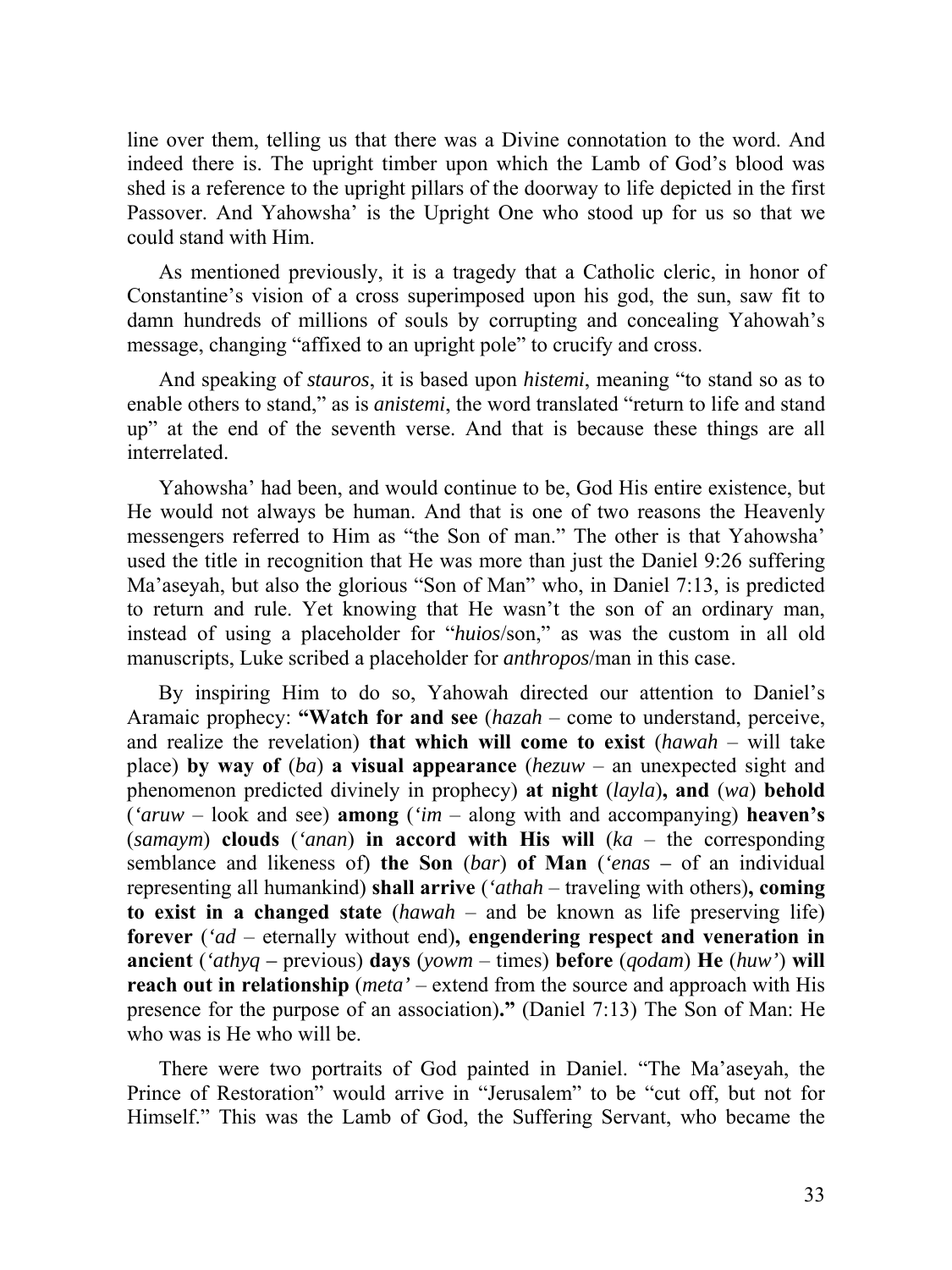line over them, telling us that there was a Divine connotation to the word. And indeed there is. The upright timber upon which the Lamb of God's blood was shed is a reference to the upright pillars of the doorway to life depicted in the first Passover. And Yahowsha' is the Upright One who stood up for us so that we could stand with Him.

As mentioned previously, it is a tragedy that a Catholic cleric, in honor of Constantine's vision of a cross superimposed upon his god, the sun, saw fit to damn hundreds of millions of souls by corrupting and concealing Yahowah's message, changing "affixed to an upright pole" to crucify and cross.

And speaking of *stauros*, it is based upon *histemi*, meaning "to stand so as to enable others to stand," as is *anistemi*, the word translated "return to life and stand up" at the end of the seventh verse. And that is because these things are all interrelated.

Yahowsha' had been, and would continue to be, God His entire existence, but He would not always be human. And that is one of two reasons the Heavenly messengers referred to Him as "the Son of man." The other is that Yahowsha' used the title in recognition that He was more than just the Daniel 9:26 suffering Ma'aseyah, but also the glorious "Son of Man" who, in Daniel 7:13, is predicted to return and rule. Yet knowing that He wasn't the son of an ordinary man, instead of using a placeholder for "*huios*/son," as was the custom in all old manuscripts, Luke scribed a placeholder for *anthropos*/man in this case.

By inspiring Him to do so, Yahowah directed our attention to Daniel's Aramaic prophecy: **"Watch for and see** (*hazah* – come to understand, perceive, and realize the revelation) **that which will come to exist** (*hawah* – will take place) **by way of** (*ba*) **a visual appearance** (*hezuw* – an unexpected sight and phenomenon predicted divinely in prophecy) **at night** (*layla*)**, and** (*wa*) **behold** (*'aruw* – look and see) **among** (*'im* – along with and accompanying) **heaven's** (*samaym*) **clouds** (*'anan*) **in accord with His will** (*ka* – the corresponding semblance and likeness of) **the Son** (*bar*) **of Man** (*'enas* – of an individual representing all humankind) **shall arrive** (*'athah* – traveling with others)**, coming to exist in a changed state** (*hawah* – and be known as life preserving life) **forever** (*'ad* – eternally without end)**, engendering respect and veneration in ancient** (*'athyq* – previous) **days** (*yowm* – times) **before** (*qodam*) **He** (*huw'*) **will reach out in relationship** (*meta'* – extend from the source and approach with His presence for the purpose of an association)**."** (Daniel 7:13) The Son of Man: He who was is He who will be.

There were two portraits of God painted in Daniel. "The Ma'aseyah, the Prince of Restoration" would arrive in "Jerusalem" to be "cut off, but not for Himself." This was the Lamb of God, the Suffering Servant, who became the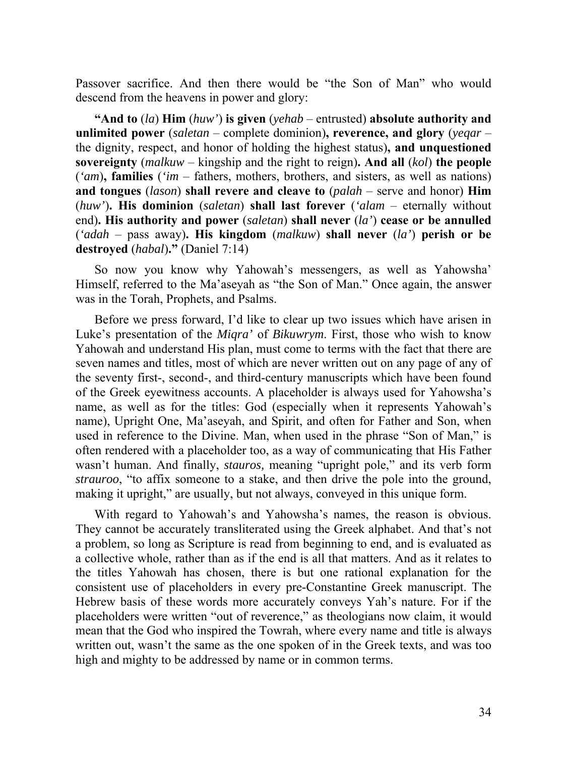Passover sacrifice. And then there would be "the Son of Man" who would descend from the heavens in power and glory:

**"And to** (*la*) **Him** (*huw'*) **is given** (*yehab* – entrusted) **absolute authority and unlimited power** (*saletan* – complete dominion)**, reverence, and glory** (*yeqar* – the dignity, respect, and honor of holding the highest status)**, and unquestioned sovereignty** (*malkuw* – kingship and the right to reign)**. And all** (*kol*) **the people** (*'am*)**, families** (*'im* – fathers, mothers, brothers, and sisters, as well as nations) **and tongues** (*lason*) **shall revere and cleave to** (*palah* – serve and honor) **Him** (*huw'*)**. His dominion** (*saletan*) **shall last forever** (*'alam* – eternally without end)**. His authority and power** (*saletan*) **shall never** (*la'*) **cease or be annulled** (*'adah* – pass away)**. His kingdom** (*malkuw*) **shall never** (*la'*) **perish or be destroyed** (*habal*)**."** (Daniel 7:14)

So now you know why Yahowah's messengers, as well as Yahowsha' Himself, referred to the Ma'aseyah as "the Son of Man." Once again, the answer was in the Torah, Prophets, and Psalms.

Before we press forward, I'd like to clear up two issues which have arisen in Luke's presentation of the *Miqra'* of *Bikuwrym*. First, those who wish to know Yahowah and understand His plan, must come to terms with the fact that there are seven names and titles, most of which are never written out on any page of any of the seventy first-, second-, and third-century manuscripts which have been found of the Greek eyewitness accounts. A placeholder is always used for Yahowsha's name, as well as for the titles: God (especially when it represents Yahowah's name), Upright One, Ma'aseyah, and Spirit, and often for Father and Son, when used in reference to the Divine. Man, when used in the phrase "Son of Man," is often rendered with a placeholder too, as a way of communicating that His Father wasn't human. And finally, *stauros,* meaning "upright pole," and its verb form *strauroo*, "to affix someone to a stake, and then drive the pole into the ground, making it upright," are usually, but not always, conveyed in this unique form.

With regard to Yahowah's and Yahowsha's names, the reason is obvious. They cannot be accurately transliterated using the Greek alphabet. And that's not a problem, so long as Scripture is read from beginning to end, and is evaluated as a collective whole, rather than as if the end is all that matters. And as it relates to the titles Yahowah has chosen, there is but one rational explanation for the consistent use of placeholders in every pre-Constantine Greek manuscript. The Hebrew basis of these words more accurately conveys Yah's nature. For if the placeholders were written "out of reverence," as theologians now claim, it would mean that the God who inspired the Towrah, where every name and title is always written out, wasn't the same as the one spoken of in the Greek texts, and was too high and mighty to be addressed by name or in common terms.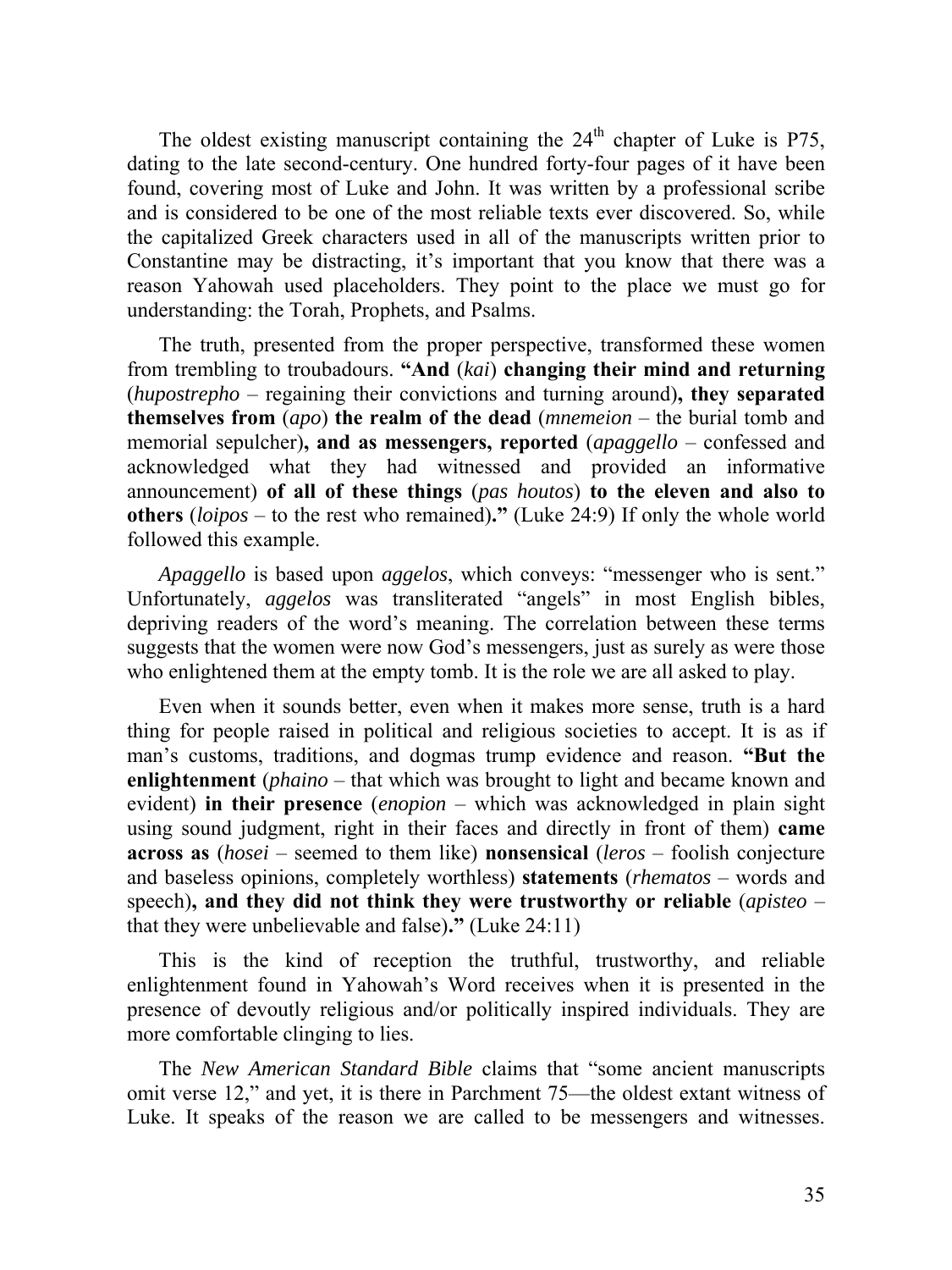The oldest existing manuscript containing the 24th chapter of Luke is P75, dating to the late second-century. One hundred forty-four pages of it have been found, covering most of Luke and John. It was written by a professional scribe and is considered to be one of the most reliable texts ever discovered. So, while the capitalized Greek characters used in all of the manuscripts written prior to Constantine may be distracting, it's important that you know that there was a reason Yahowah used placeholders. They point to the place we must go for understanding: the Torah, Prophets, and Psalms.

The truth, presented from the proper perspective, transformed these women from trembling to troubadours. **"And** (*kai*) **changing their mind and returning** (*hupostrepho* – regaining their convictions and turning around)**, they separated themselves from** (*apo*) **the realm of the dead** (*mnemeion* – the burial tomb and memorial sepulcher)**, and as messengers, reported** (*apaggello* – confessed and acknowledged what they had witnessed and provided an informative announcement) **of all of these things** (*pas houtos*) **to the eleven and also to others** (*loipos* – to the rest who remained)**."** (Luke 24:9) If only the whole world followed this example.

*Apaggello* is based upon *aggelos*, which conveys: "messenger who is sent." Unfortunately, *aggelos* was transliterated "angels" in most English bibles, depriving readers of the word's meaning. The correlation between these terms suggests that the women were now God's messengers, just as surely as were those who enlightened them at the empty tomb. It is the role we are all asked to play.

Even when it sounds better, even when it makes more sense, truth is a hard thing for people raised in political and religious societies to accept. It is as if man's customs, traditions, and dogmas trump evidence and reason. **"But the enlightenment** (*phaino* – that which was brought to light and became known and evident) **in their presence** (*enopion* – which was acknowledged in plain sight using sound judgment, right in their faces and directly in front of them) **came across as** (*hosei* – seemed to them like) **nonsensical** (*leros* – foolish conjecture and baseless opinions, completely worthless) **statements** (*rhematos* – words and speech)**, and they did not think they were trustworthy or reliable** (*apisteo* – that they were unbelievable and false)**."** (Luke 24:11)

This is the kind of reception the truthful, trustworthy, and reliable enlightenment found in Yahowah's Word receives when it is presented in the presence of devoutly religious and/or politically inspired individuals. They are more comfortable clinging to lies.

The *New American Standard Bible* claims that "some ancient manuscripts omit verse 12," and yet, it is there in Parchment 75—the oldest extant witness of Luke. It speaks of the reason we are called to be messengers and witnesses.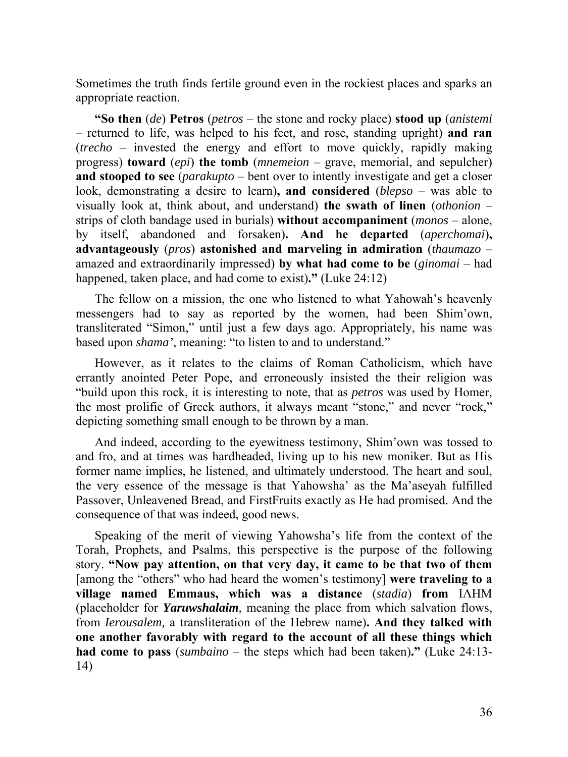Sometimes the truth finds fertile ground even in the rockiest places and sparks an appropriate reaction.

**"So then** (*de*) **Petros** (*petros* – the stone and rocky place) **stood up** (*anistemi* – returned to life, was helped to his feet, and rose, standing upright) **and ran** (*trecho* – invested the energy and effort to move quickly, rapidly making progress) **toward** (*epi*) **the tomb** (*mnemeion* – grave, memorial, and sepulcher) **and stooped to see** (*parakupto* – bent over to intently investigate and get a closer look, demonstrating a desire to learn)**, and considered** (*blepso* – was able to visually look at, think about, and understand) **the swath of linen** (*othonion* – strips of cloth bandage used in burials) **without accompaniment** (*monos* – alone, by itself, abandoned and forsaken)**. And he departed** (*aperchomai*)**, advantageously** (*pros*) **astonished and marveling in admiration** (*thaumazo* – amazed and extraordinarily impressed) **by what had come to be** (*ginomai* – had happened, taken place, and had come to exist)**."** (Luke 24:12)

The fellow on a mission, the one who listened to what Yahowah's heavenly messengers had to say as reported by the women, had been Shim'own, transliterated "Simon," until just a few days ago. Appropriately, his name was based upon *shama'*, meaning: "to listen to and to understand."

However, as it relates to the claims of Roman Catholicism, which have errantly anointed Peter Pope, and erroneously insisted the their religion was "build upon this rock, it is interesting to note, that as *petros* was used by Homer, the most prolific of Greek authors, it always meant "stone," and never "rock," depicting something small enough to be thrown by a man.

And indeed, according to the eyewitness testimony, Shim'own was tossed to and fro, and at times was hardheaded, living up to his new moniker. But as His former name implies, he listened, and ultimately understood. The heart and soul, the very essence of the message is that Yahowsha' as the Ma'aseyah fulfilled Passover, Unleavened Bread, and FirstFruits exactly as He had promised. And the consequence of that was indeed, good news.

Speaking of the merit of viewing Yahowsha's life from the context of the Torah, Prophets, and Psalms, this perspective is the purpose of the following story. **"Now pay attention, on that very day, it came to be that two of them** [among the "others" who had heard the women's testimony] **were traveling to a village named Emmaus, which was a distance** (*stadia*) **from** ΙΛΗΜ (placeholder for ***Yaruwshalaim***, meaning the place from which salvation flows, from *Ierousalem,* a transliteration of the Hebrew name)**. And they talked with one another favorably with regard to the account of all these things which had come to pass** (*sumbaino* – the steps which had been taken)**."** (Luke 24:13-14)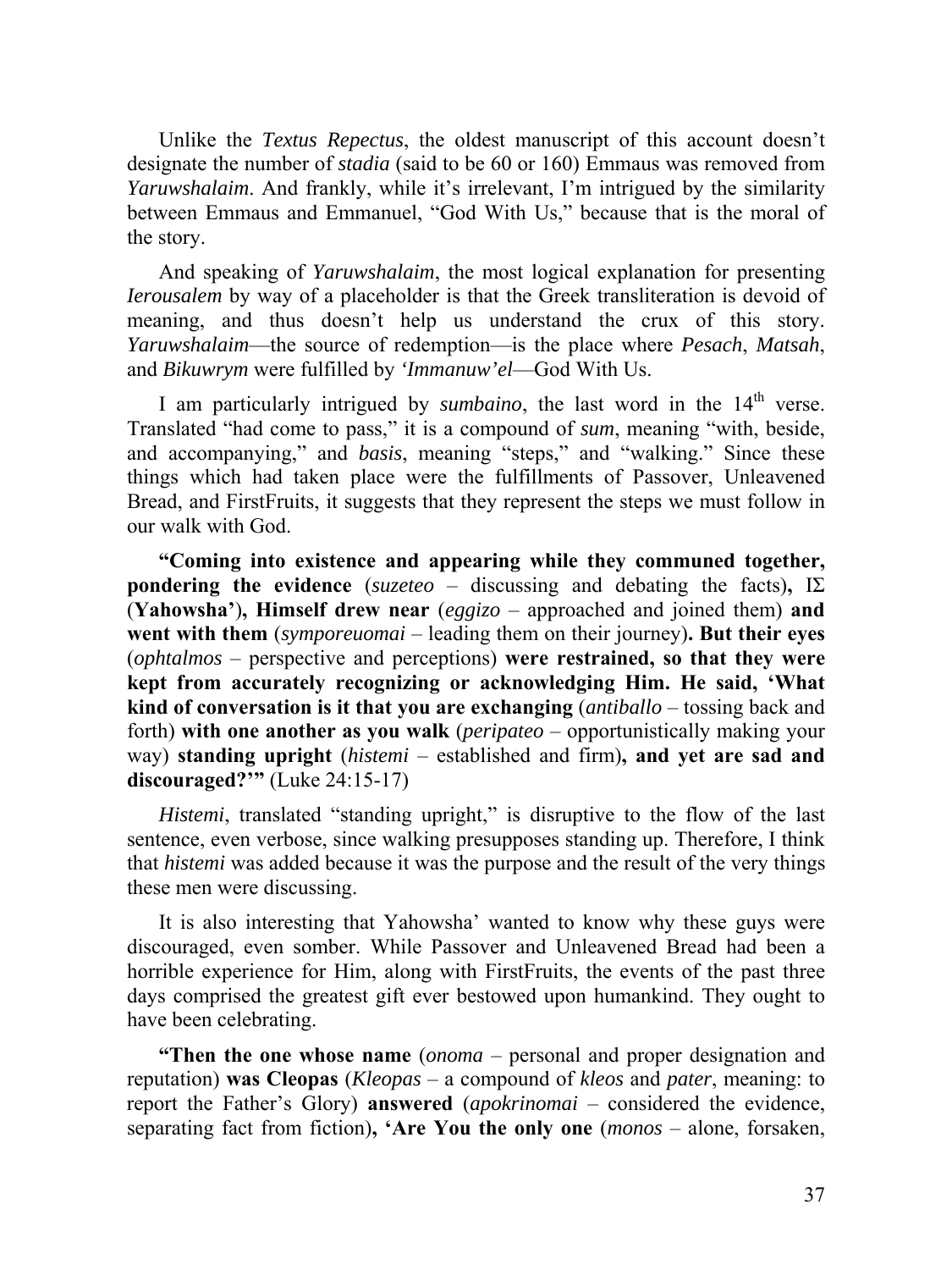Unlike the *Textus Repectus*, the oldest manuscript of this account doesn't designate the number of *stadia* (said to be 60 or 160) Emmaus was removed from *Yaruwshalaim*. And frankly, while it's irrelevant, I'm intrigued by the similarity between Emmaus and Emmanuel, "God With Us," because that is the moral of the story.

And speaking of *Yaruwshalaim*, the most logical explanation for presenting *Ierousalem* by way of a placeholder is that the Greek transliteration is devoid of meaning, and thus doesn't help us understand the crux of this story. *Yaruwshalaim*—the source of redemption—is the place where *Pesach*, *Matsah*, and *Bikuwrym* were fulfilled by *'Immanuw'el*—God With Us.

I am particularly intrigued by *sumbaino*, the last word in the 14th verse. Translated "had come to pass," it is a compound of *sum*, meaning "with, beside, and accompanying," and *basis*, meaning "steps," and "walking." Since these things which had taken place were the fulfillments of Passover, Unleavened Bread, and FirstFruits, it suggests that they represent the steps we must follow in our walk with God.

**"Coming into existence and appearing while they communed together, pondering the evidence** (*suzeteo* – discussing and debating the facts)**, ΙΣ (Yahowsha'), Himself drew near** (*eggizo* – approached and joined them) **and went with them** (*symporeuomai* – leading them on their journey)**. But their eyes** (*ophtalmos* – perspective and perceptions) **were restrained, so that they were kept from accurately recognizing or acknowledging Him. He said, 'What kind of conversation is it that you are exchanging** (*antiballo* – tossing back and forth) **with one another as you walk** (*peripateo* – opportunistically making your way) **standing upright** (*histemi* – established and firm)**, and yet are sad and discouraged?'"** (Luke 24:15-17)

*Histemi*, translated "standing upright," is disruptive to the flow of the last sentence, even verbose, since walking presupposes standing up. Therefore, I think that *histemi* was added because it was the purpose and the result of the very things these men were discussing.

It is also interesting that Yahowsha' wanted to know why these guys were discouraged, even somber. While Passover and Unleavened Bread had been a horrible experience for Him, along with FirstFruits, the events of the past three days comprised the greatest gift ever bestowed upon humankind. They ought to have been celebrating.

**"Then the one whose name** (*onoma* – personal and proper designation and reputation) **was Cleopas** (*Kleopas* – a compound of *kleos* and *pater*, meaning: to report the Father's Glory) **answered** (*apokrinomai* – considered the evidence, separating fact from fiction)**, 'Are You the only one** (*monos* – alone, forsaken,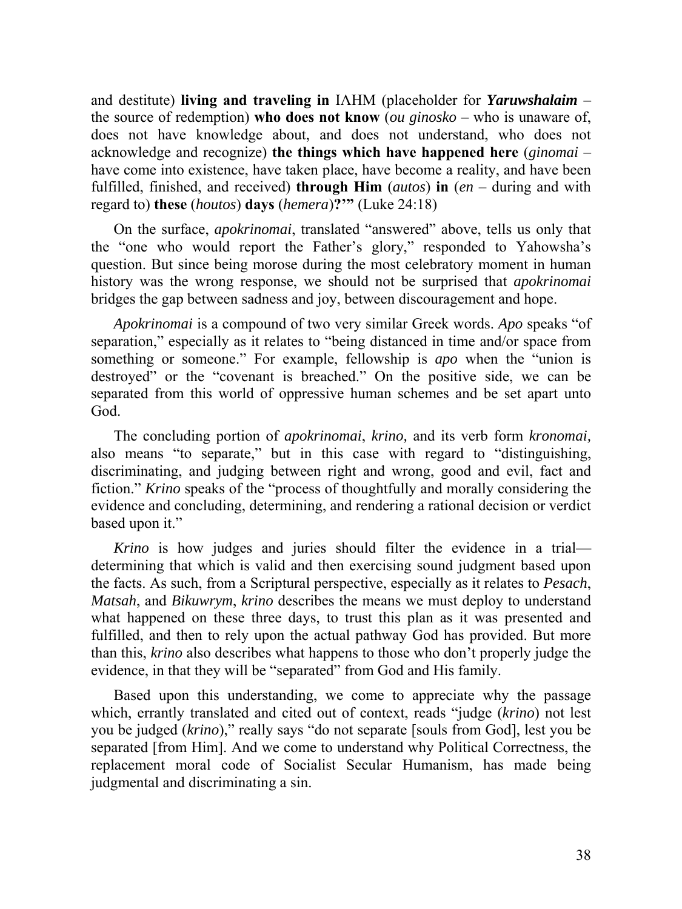and destitute) **living and traveling in** ΙΛΗΜ (placeholder for ***Yaruwshalaim*** – the source of redemption) **who does not know** (*ou ginosko* – who is unaware of, does not have knowledge about, and does not understand, who does not acknowledge and recognize) **the things which have happened here** (*ginomai* – have come into existence, have taken place, have become a reality, and have been fulfilled, finished, and received) **through Him** (*autos*) **in** (*en* – during and with regard to) **these** (*houtos*) **days** (*hemera*)**?'"** (Luke 24:18)

On the surface, *apokrinomai*, translated "answered" above, tells us only that the "one who would report the Father's glory," responded to Yahowsha's question. But since being morose during the most celebratory moment in human history was the wrong response, we should not be surprised that *apokrinomai* bridges the gap between sadness and joy, between discouragement and hope.

*Apokrinomai* is a compound of two very similar Greek words. *Apo* speaks "of separation," especially as it relates to "being distanced in time and/or space from something or someone." For example, fellowship is *apo* when the "union is destroyed" or the "covenant is breached." On the positive side, we can be separated from this world of oppressive human schemes and be set apart unto God.

The concluding portion of *apokrinomai*, *krino,* and its verb form *kronomai,* also means "to separate," but in this case with regard to "distinguishing, discriminating, and judging between right and wrong, good and evil, fact and fiction." *Krino* speaks of the "process of thoughtfully and morally considering the evidence and concluding, determining, and rendering a rational decision or verdict based upon it."

*Krino* is how judges and juries should filter the evidence in a trial—determining that which is valid and then exercising sound judgment based upon the facts. As such, from a Scriptural perspective, especially as it relates to *Pesach*, *Matsah*, and *Bikuwrym*, *krino* describes the means we must deploy to understand what happened on these three days, to trust this plan as it was presented and fulfilled, and then to rely upon the actual pathway God has provided. But more than this, *krino* also describes what happens to those who don't properly judge the evidence, in that they will be "separated" from God and His family.

Based upon this understanding, we come to appreciate why the passage which, errantly translated and cited out of context, reads "judge (*krino*) not lest you be judged (*krino*)," really says "do not separate [souls from God], lest you be separated [from Him]. And we come to understand why Political Correctness, the replacement moral code of Socialist Secular Humanism, has made being judgmental and discriminating a sin.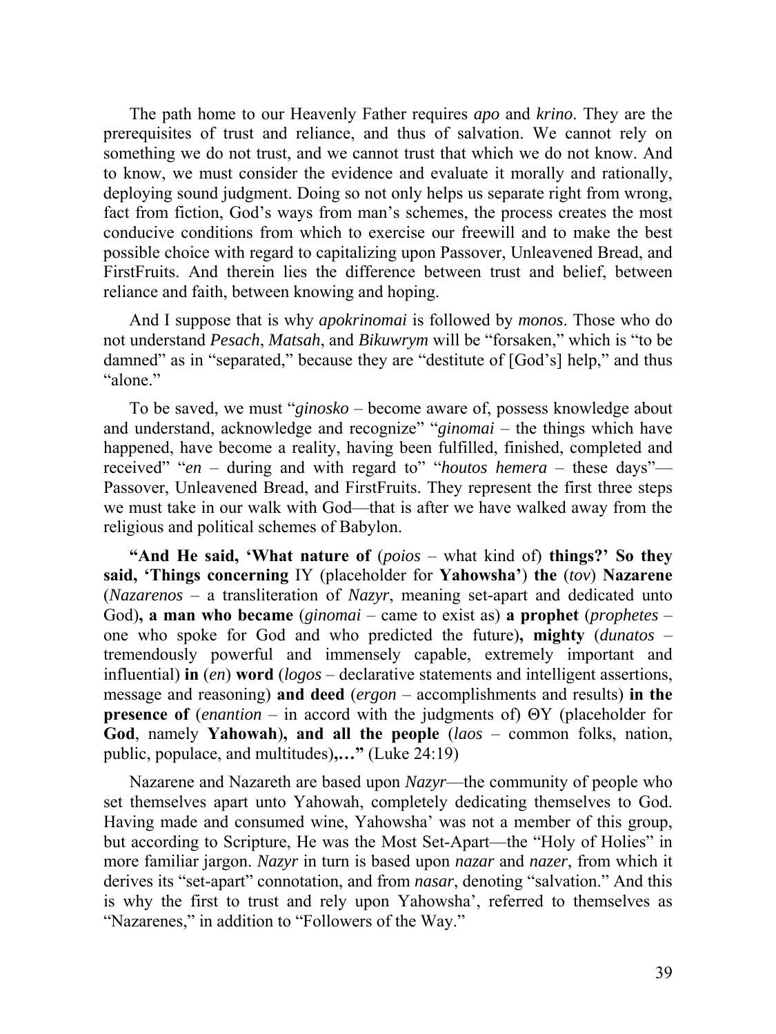The path home to our Heavenly Father requires *apo* and *krino*. They are the prerequisites of trust and reliance, and thus of salvation. We cannot rely on something we do not trust, and we cannot trust that which we do not know. And to know, we must consider the evidence and evaluate it morally and rationally, deploying sound judgment. Doing so not only helps us separate right from wrong, fact from fiction, God's ways from man's schemes, the process creates the most conducive conditions from which to exercise our freewill and to make the best possible choice with regard to capitalizing upon Passover, Unleavened Bread, and FirstFruits. And therein lies the difference between trust and belief, between reliance and faith, between knowing and hoping.

And I suppose that is why *apokrinomai* is followed by *monos*. Those who do not understand *Pesach*, *Matsah*, and *Bikuwrym* will be "forsaken," which is "to be damned" as in "separated," because they are "destitute of [God's] help," and thus "alone."

To be saved, we must "*ginosko* – become aware of, possess knowledge about and understand, acknowledge and recognize" "*ginomai* – the things which have happened, have become a reality, having been fulfilled, finished, completed and received" "*en* – during and with regard to" "*houtos hemera* – these days"—Passover, Unleavened Bread, and FirstFruits. They represent the first three steps we must take in our walk with God—that is after we have walked away from the religious and political schemes of Babylon.

**"And He said, 'What nature of** (*poios* – what kind of) **things?' So they said, 'Things concerning** IY (placeholder for **Yahowsha'**) **the** (*tov*) **Nazarene** (*Nazarenos* – a transliteration of *Nazyr*, meaning set-apart and dedicated unto God)**, a man who became** (*ginomai* – came to exist as) **a prophet** (*prophetes* – one who spoke for God and who predicted the future)**, mighty** (*dunatos* – tremendously powerful and immensely capable, extremely important and influential) **in** (*en*) **word** (*logos* – declarative statements and intelligent assertions, message and reasoning) **and deed** (*ergon* – accomplishments and results) **in the presence of** (*enantion* – in accord with the judgments of) ΘY (placeholder for **God**, namely **Yahowah**)**, and all the people** (*laos* – common folks, nation, public, populace, and multitudes)**,…"** (Luke 24:19)

Nazarene and Nazareth are based upon *Nazyr*—the community of people who set themselves apart unto Yahowah, completely dedicating themselves to God. Having made and consumed wine, Yahowsha' was not a member of this group, but according to Scripture, He was the Most Set-Apart—the "Holy of Holies" in more familiar jargon. *Nazyr* in turn is based upon *nazar* and *nazer*, from which it derives its "set-apart" connotation, and from *nasar*, denoting "salvation." And this is why the first to trust and rely upon Yahowsha', referred to themselves as "Nazarenes," in addition to "Followers of the Way."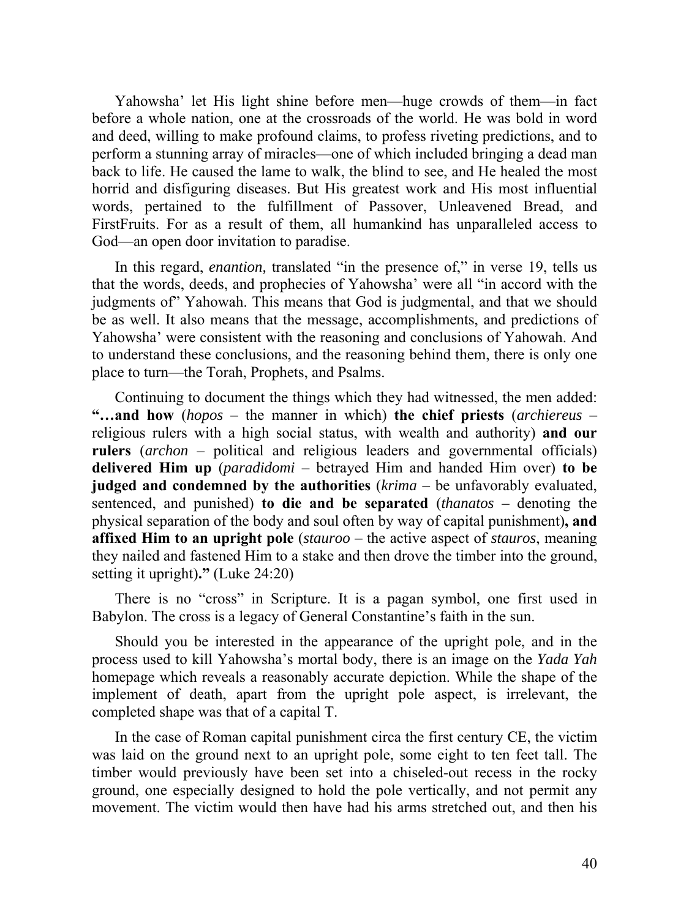Yahowsha' let His light shine before men—huge crowds of them—in fact before a whole nation, one at the crossroads of the world. He was bold in word and deed, willing to make profound claims, to profess riveting predictions, and to perform a stunning array of miracles—one of which included bringing a dead man back to life. He caused the lame to walk, the blind to see, and He healed the most horrid and disfiguring diseases. But His greatest work and His most influential words, pertained to the fulfillment of Passover, Unleavened Bread, and FirstFruits. For as a result of them, all humankind has unparalleled access to God—an open door invitation to paradise.

In this regard, *enantion,* translated "in the presence of," in verse 19, tells us that the words, deeds, and prophecies of Yahowsha' were all "in accord with the judgments of" Yahowah. This means that God is judgmental, and that we should be as well. It also means that the message, accomplishments, and predictions of Yahowsha' were consistent with the reasoning and conclusions of Yahowah. And to understand these conclusions, and the reasoning behind them, there is only one place to turn—the Torah, Prophets, and Psalms.

Continuing to document the things which they had witnessed, the men added: **"…and how** (*hopos* – the manner in which) **the chief priests** (*archiereus* – religious rulers with a high social status, with wealth and authority) **and our rulers** (*archon* – political and religious leaders and governmental officials) **delivered Him up** (*paradidomi* – betrayed Him and handed Him over) **to be judged and condemned by the authorities** (*krima* – be unfavorably evaluated, sentenced, and punished) **to die and be separated** (*thanatos* – denoting the physical separation of the body and soul often by way of capital punishment)**, and affixed Him to an upright pole** (*stauroo* – the active aspect of *stauros*, meaning they nailed and fastened Him to a stake and then drove the timber into the ground, setting it upright)**."** (Luke 24:20)

There is no "cross" in Scripture. It is a pagan symbol, one first used in Babylon. The cross is a legacy of General Constantine's faith in the sun.

Should you be interested in the appearance of the upright pole, and in the process used to kill Yahowsha's mortal body, there is an image on the *Yada Yah* homepage which reveals a reasonably accurate depiction. While the shape of the implement of death, apart from the upright pole aspect, is irrelevant, the completed shape was that of a capital T.

In the case of Roman capital punishment circa the first century CE, the victim was laid on the ground next to an upright pole, some eight to ten feet tall. The timber would previously have been set into a chiseled-out recess in the rocky ground, one especially designed to hold the pole vertically, and not permit any movement. The victim would then have had his arms stretched out, and then his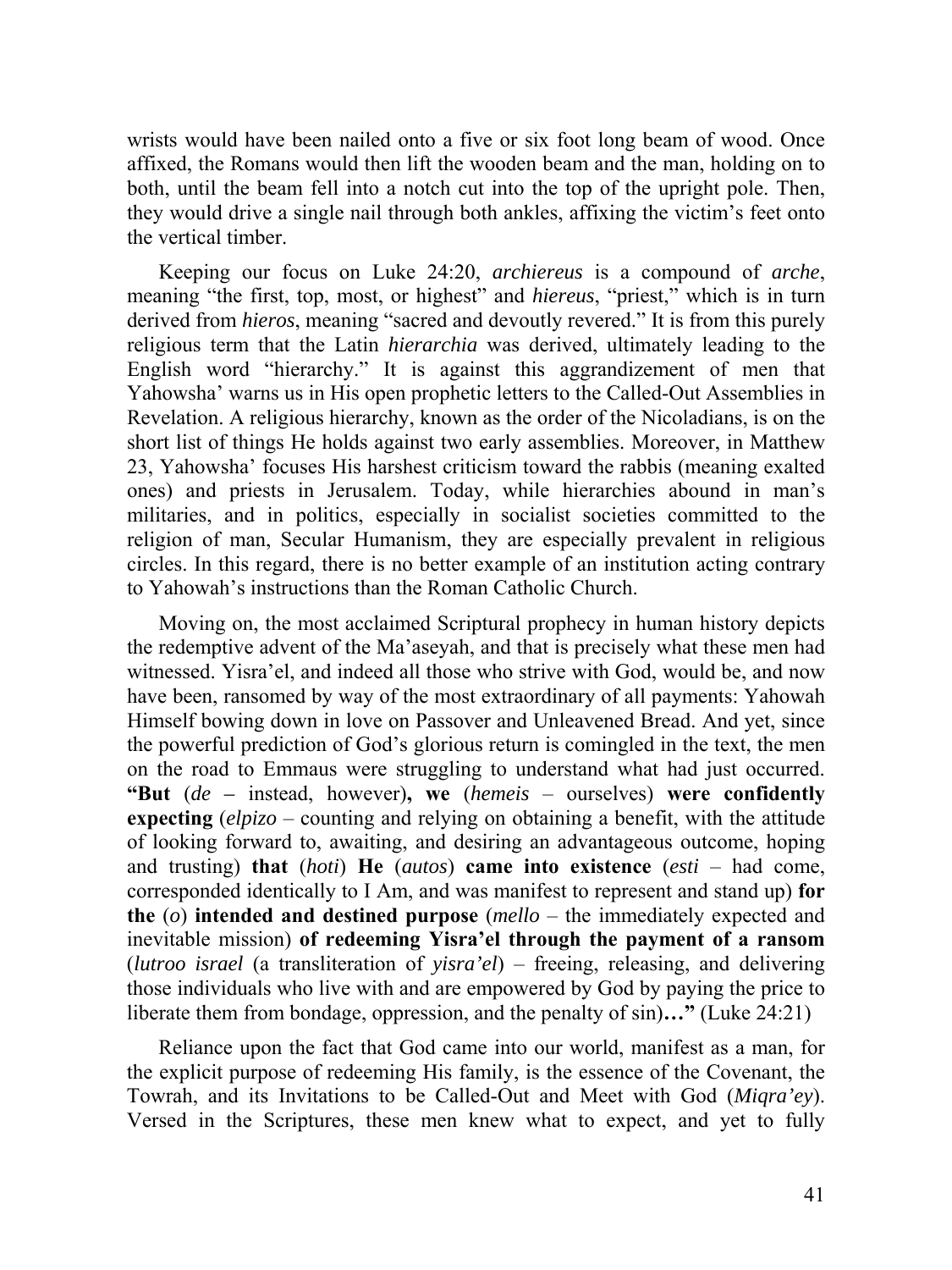wrists would have been nailed onto a five or six foot long beam of wood. Once affixed, the Romans would then lift the wooden beam and the man, holding on to both, until the beam fell into a notch cut into the top of the upright pole. Then, they would drive a single nail through both ankles, affixing the victim's feet onto the vertical timber.

Keeping our focus on Luke 24:20, *archiereus* is a compound of *arche*, meaning "the first, top, most, or highest" and *hiereus*, "priest," which is in turn derived from *hieros*, meaning "sacred and devoutly revered." It is from this purely religious term that the Latin *hierarchia* was derived, ultimately leading to the English word "hierarchy." It is against this aggrandizement of men that Yahowsha' warns us in His open prophetic letters to the Called-Out Assemblies in Revelation. A religious hierarchy, known as the order of the Nicoladians, is on the short list of things He holds against two early assemblies. Moreover, in Matthew 23, Yahowsha' focuses His harshest criticism toward the rabbis (meaning exalted ones) and priests in Jerusalem. Today, while hierarchies abound in man's militaries, and in politics, especially in socialist societies committed to the religion of man, Secular Humanism, they are especially prevalent in religious circles. In this regard, there is no better example of an institution acting contrary to Yahowah's instructions than the Roman Catholic Church.

Moving on, the most acclaimed Scriptural prophecy in human history depicts the redemptive advent of the Ma'aseyah, and that is precisely what these men had witnessed. Yisra'el, and indeed all those who strive with God, would be, and now have been, ransomed by way of the most extraordinary of all payments: Yahowah Himself bowing down in love on Passover and Unleavened Bread. And yet, since the powerful prediction of God's glorious return is comingled in the text, the men on the road to Emmaus were struggling to understand what had just occurred. **"But** (*de* – instead, however)**, we** (*hemeis* – ourselves) **were confidently expecting** (*elpizo* – counting and relying on obtaining a benefit, with the attitude of looking forward to, awaiting, and desiring an advantageous outcome, hoping and trusting) **that** (*hoti*) **He** (*autos*) **came into existence** (*esti* – had come, corresponded identically to I Am, and was manifest to represent and stand up) **for the** (*o*) **intended and destined purpose** (*mello* – the immediately expected and inevitable mission) **of redeeming Yisra'el through the payment of a ransom** (*lutroo israel* (a transliteration of *yisra'el*) – freeing, releasing, and delivering those individuals who live with and are empowered by God by paying the price to liberate them from bondage, oppression, and the penalty of sin)**…"** (Luke 24:21)

Reliance upon the fact that God came into our world, manifest as a man, for the explicit purpose of redeeming His family, is the essence of the Covenant, the Towrah, and its Invitations to be Called-Out and Meet with God (*Miqra'ey*). Versed in the Scriptures, these men knew what to expect, and yet to fully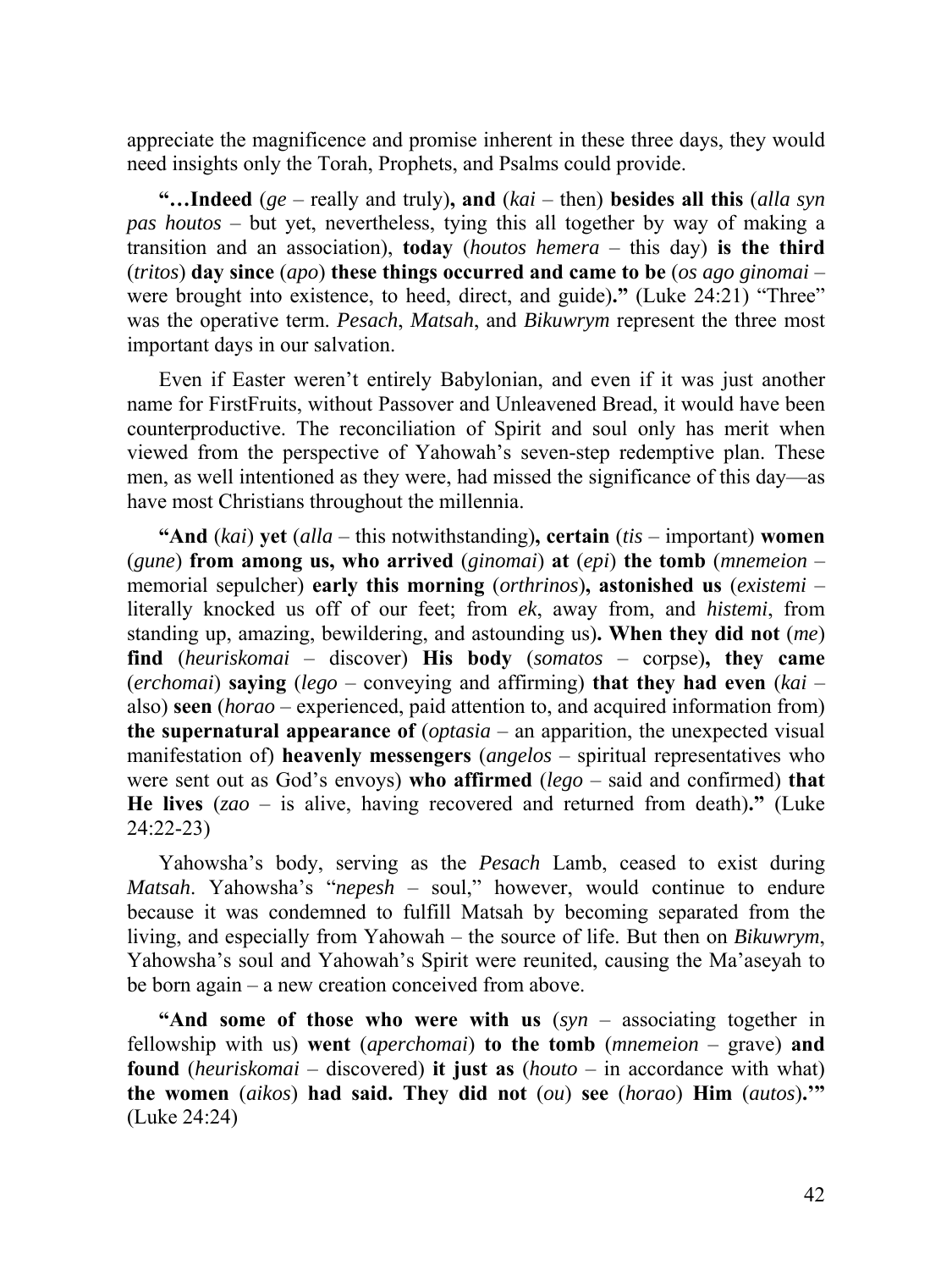appreciate the magnificence and promise inherent in these three days, they would need insights only the Torah, Prophets, and Psalms could provide.

**"…Indeed** (*ge* – really and truly)**, and** (*kai* – then) **besides all this** (*alla syn pas houtos* – but yet, nevertheless, tying this all together by way of making a transition and an association), **today** (*houtos hemera* – this day) **is the third** (*tritos*) **day since** (*apo*) **these things occurred and came to be** (*os ago ginomai* – were brought into existence, to heed, direct, and guide)**."** (Luke 24:21) "Three" was the operative term. *Pesach*, *Matsah*, and *Bikuwrym* represent the three most important days in our salvation.

Even if Easter weren't entirely Babylonian, and even if it was just another name for FirstFruits, without Passover and Unleavened Bread, it would have been counterproductive. The reconciliation of Spirit and soul only has merit when viewed from the perspective of Yahowah's seven-step redemptive plan. These men, as well intentioned as they were, had missed the significance of this day—as have most Christians throughout the millennia.

**"And** (*kai*) **yet** (*alla* – this notwithstanding)**, certain** (*tis* – important) **women** (*gune*) **from among us, who arrived** (*ginomai*) **at** (*epi*) **the tomb** (*mnemeion* – memorial sepulcher) **early this morning** (*orthrinos*)**, astonished us** (*existemi* – literally knocked us off of our feet; from *ek*, away from, and *histemi*, from standing up, amazing, bewildering, and astounding us)**. When they did not** (*me*) **find** (*heuriskomai* – discover) **His body** (*somatos* – corpse)**, they came** (*erchomai*) **saying** (*lego* – conveying and affirming) **that they had even** (*kai* – also) **seen** (*horao* – experienced, paid attention to, and acquired information from) **the supernatural appearance of** (*optasia* – an apparition, the unexpected visual manifestation of) **heavenly messengers** (*angelos* – spiritual representatives who were sent out as God's envoys) **who affirmed** (*lego* – said and confirmed) **that He lives** (*zao* – is alive, having recovered and returned from death)**."** (Luke 24:22-23)

Yahowsha's body, serving as the *Pesach* Lamb, ceased to exist during *Matsah*. Yahowsha's "*nepesh* – soul," however, would continue to endure because it was condemned to fulfill Matsah by becoming separated from the living, and especially from Yahowah – the source of life. But then on *Bikuwrym*, Yahowsha's soul and Yahowah's Spirit were reunited, causing the Ma'aseyah to be born again – a new creation conceived from above.

**"And some of those who were with us** (*syn* – associating together in fellowship with us) **went** (*aperchomai*) **to the tomb** (*mnemeion* – grave) **and found** (*heuriskomai* – discovered) **it just as** (*houto* – in accordance with what) **the women** (*aikos*) **had said. They did not** (*ou*) **see** (*horao*) **Him** (*autos*)**.'"** (Luke 24:24)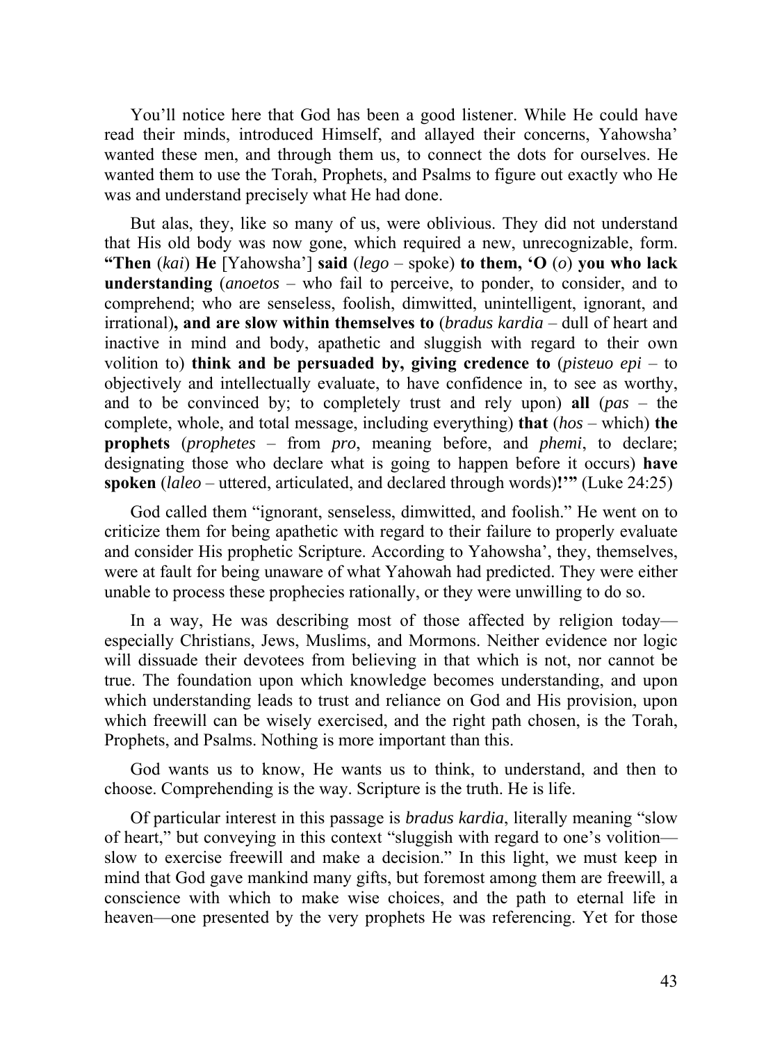You'll notice here that God has been a good listener. While He could have read their minds, introduced Himself, and allayed their concerns, Yahowsha' wanted these men, and through them us, to connect the dots for ourselves. He wanted them to use the Torah, Prophets, and Psalms to figure out exactly who He was and understand precisely what He had done.

But alas, they, like so many of us, were oblivious. They did not understand that His old body was now gone, which required a new, unrecognizable, form. **"Then** (*kai*) **He** [Yahowsha'] **said** (*lego* – spoke) **to them, 'O** (*o*) **you who lack understanding** (*anoetos* – who fail to perceive, to ponder, to consider, and to comprehend; who are senseless, foolish, dimwitted, unintelligent, ignorant, and irrational)**, and are slow within themselves to** (*bradus kardia* – dull of heart and inactive in mind and body, apathetic and sluggish with regard to their own volition to) **think and be persuaded by, giving credence to** (*pisteuo epi* – to objectively and intellectually evaluate, to have confidence in, to see as worthy, and to be convinced by; to completely trust and rely upon) **all** (*pas* – the complete, whole, and total message, including everything) **that** (*hos* – which) **the prophets** (*prophetes* – from *pro*, meaning before, and *phemi*, to declare; designating those who declare what is going to happen before it occurs) **have spoken** (*laleo* – uttered, articulated, and declared through words)**!'"** (Luke 24:25)

God called them "ignorant, senseless, dimwitted, and foolish." He went on to criticize them for being apathetic with regard to their failure to properly evaluate and consider His prophetic Scripture. According to Yahowsha', they, themselves, were at fault for being unaware of what Yahowah had predicted. They were either unable to process these prophecies rationally, or they were unwilling to do so.

In a way, He was describing most of those affected by religion today—especially Christians, Jews, Muslims, and Mormons. Neither evidence nor logic will dissuade their devotees from believing in that which is not, nor cannot be true. The foundation upon which knowledge becomes understanding, and upon which understanding leads to trust and reliance on God and His provision, upon which freewill can be wisely exercised, and the right path chosen, is the Torah, Prophets, and Psalms. Nothing is more important than this.

God wants us to know, He wants us to think, to understand, and then to choose. Comprehending is the way. Scripture is the truth. He is life.

Of particular interest in this passage is *bradus kardia*, literally meaning "slow of heart," but conveying in this context "sluggish with regard to one's volition—slow to exercise freewill and make a decision." In this light, we must keep in mind that God gave mankind many gifts, but foremost among them are freewill, a conscience with which to make wise choices, and the path to eternal life in heaven—one presented by the very prophets He was referencing. Yet for those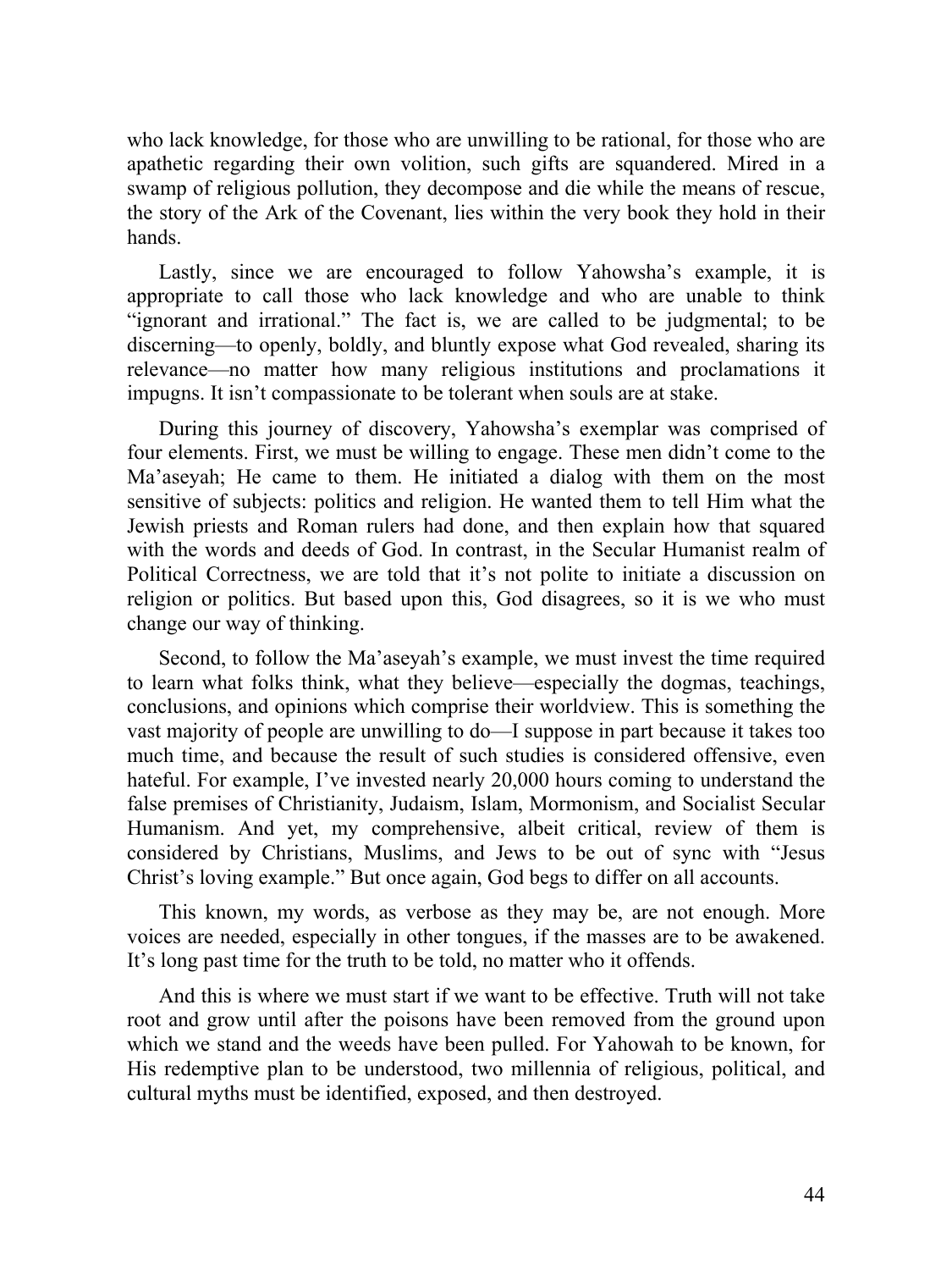who lack knowledge, for those who are unwilling to be rational, for those who are apathetic regarding their own volition, such gifts are squandered. Mired in a swamp of religious pollution, they decompose and die while the means of rescue, the story of the Ark of the Covenant, lies within the very book they hold in their hands.

Lastly, since we are encouraged to follow Yahowsha's example, it is appropriate to call those who lack knowledge and who are unable to think "ignorant and irrational." The fact is, we are called to be judgmental; to be discerning—to openly, boldly, and bluntly expose what God revealed, sharing its relevance—no matter how many religious institutions and proclamations it impugns. It isn't compassionate to be tolerant when souls are at stake.

During this journey of discovery, Yahowsha's exemplar was comprised of four elements. First, we must be willing to engage. These men didn't come to the Ma'aseyah; He came to them. He initiated a dialog with them on the most sensitive of subjects: politics and religion. He wanted them to tell Him what the Jewish priests and Roman rulers had done, and then explain how that squared with the words and deeds of God. In contrast, in the Secular Humanist realm of Political Correctness, we are told that it's not polite to initiate a discussion on religion or politics. But based upon this, God disagrees, so it is we who must change our way of thinking.

Second, to follow the Ma'aseyah's example, we must invest the time required to learn what folks think, what they believe—especially the dogmas, teachings, conclusions, and opinions which comprise their worldview. This is something the vast majority of people are unwilling to do—I suppose in part because it takes too much time, and because the result of such studies is considered offensive, even hateful. For example, I've invested nearly 20,000 hours coming to understand the false premises of Christianity, Judaism, Islam, Mormonism, and Socialist Secular Humanism. And yet, my comprehensive, albeit critical, review of them is considered by Christians, Muslims, and Jews to be out of sync with "Jesus Christ's loving example." But once again, God begs to differ on all accounts.

This known, my words, as verbose as they may be, are not enough. More voices are needed, especially in other tongues, if the masses are to be awakened. It's long past time for the truth to be told, no matter who it offends.

And this is where we must start if we want to be effective. Truth will not take root and grow until after the poisons have been removed from the ground upon which we stand and the weeds have been pulled. For Yahowah to be known, for His redemptive plan to be understood, two millennia of religious, political, and cultural myths must be identified, exposed, and then destroyed.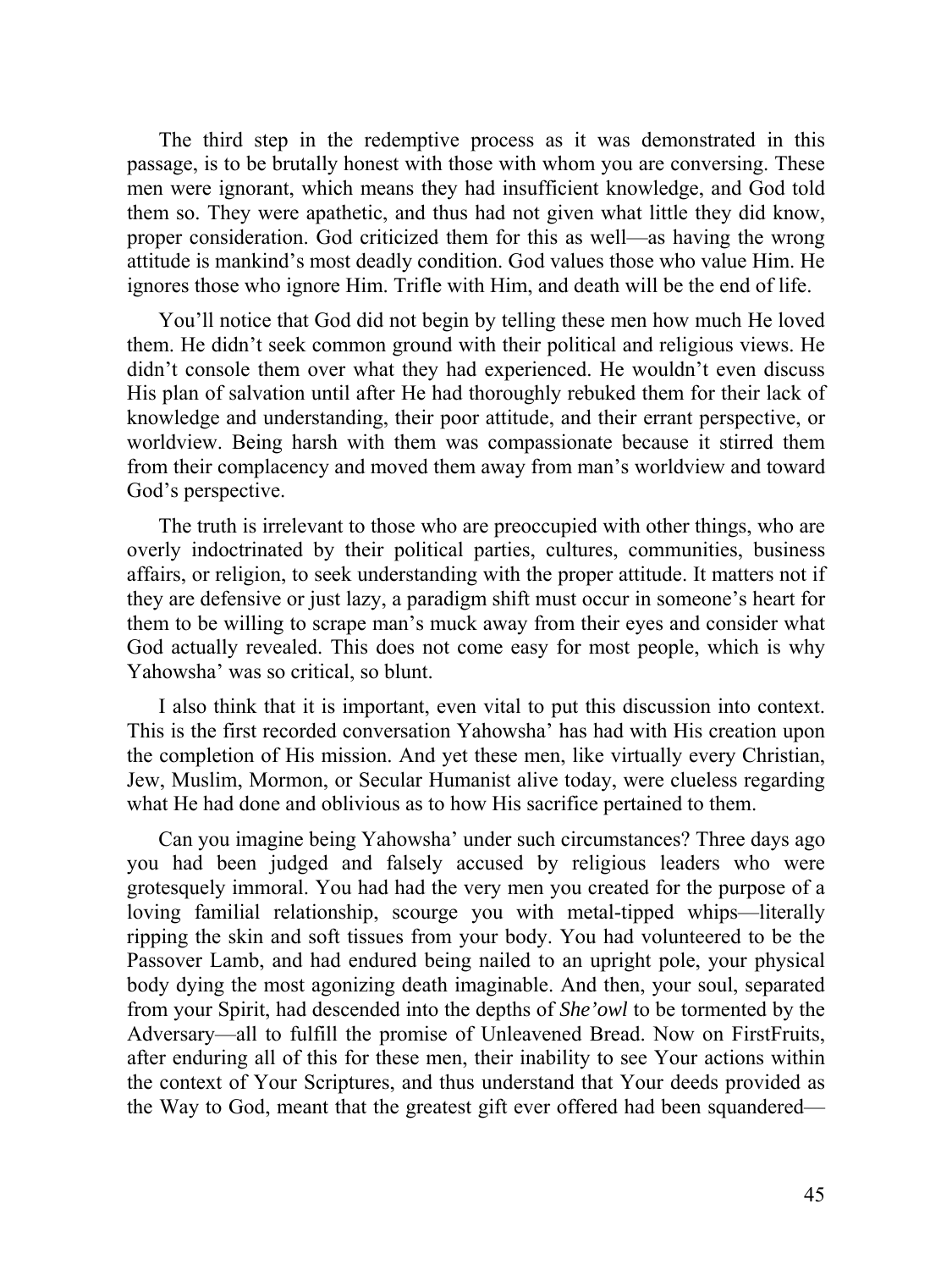The third step in the redemptive process as it was demonstrated in this passage, is to be brutally honest with those with whom you are conversing. These men were ignorant, which means they had insufficient knowledge, and God told them so. They were apathetic, and thus had not given what little they did know, proper consideration. God criticized them for this as well—as having the wrong attitude is mankind's most deadly condition. God values those who value Him. He ignores those who ignore Him. Trifle with Him, and death will be the end of life.

You'll notice that God did not begin by telling these men how much He loved them. He didn't seek common ground with their political and religious views. He didn't console them over what they had experienced. He wouldn't even discuss His plan of salvation until after He had thoroughly rebuked them for their lack of knowledge and understanding, their poor attitude, and their errant perspective, or worldview. Being harsh with them was compassionate because it stirred them from their complacency and moved them away from man's worldview and toward God's perspective.

The truth is irrelevant to those who are preoccupied with other things, who are overly indoctrinated by their political parties, cultures, communities, business affairs, or religion, to seek understanding with the proper attitude. It matters not if they are defensive or just lazy, a paradigm shift must occur in someone's heart for them to be willing to scrape man's muck away from their eyes and consider what God actually revealed. This does not come easy for most people, which is why Yahowsha' was so critical, so blunt.

I also think that it is important, even vital to put this discussion into context. This is the first recorded conversation Yahowsha' has had with His creation upon the completion of His mission. And yet these men, like virtually every Christian, Jew, Muslim, Mormon, or Secular Humanist alive today, were clueless regarding what He had done and oblivious as to how His sacrifice pertained to them.

Can you imagine being Yahowsha' under such circumstances? Three days ago you had been judged and falsely accused by religious leaders who were grotesquely immoral. You had had the very men you created for the purpose of a loving familial relationship, scourge you with metal-tipped whips—literally ripping the skin and soft tissues from your body. You had volunteered to be the Passover Lamb, and had endured being nailed to an upright pole, your physical body dying the most agonizing death imaginable. And then, your soul, separated from your Spirit, had descended into the depths of *She'owl* to be tormented by the Adversary—all to fulfill the promise of Unleavened Bread. Now on FirstFruits, after enduring all of this for these men, their inability to see Your actions within the context of Your Scriptures, and thus understand that Your deeds provided as the Way to God, meant that the greatest gift ever offered had been squandered—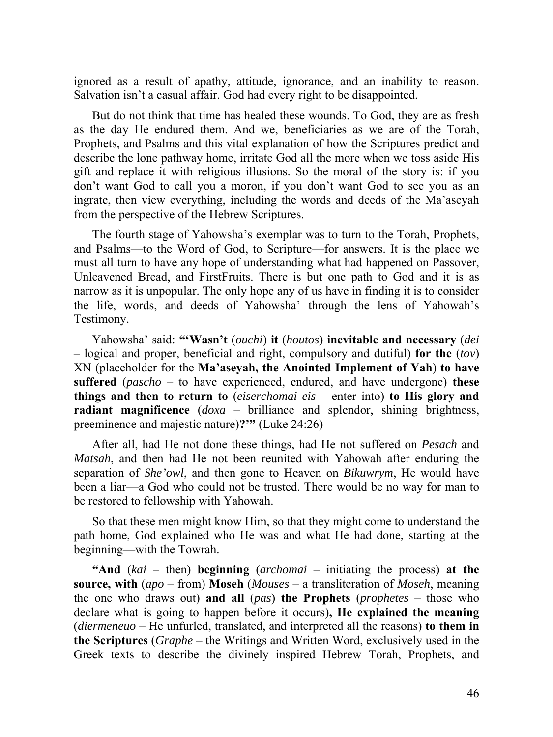ignored as a result of apathy, attitude, ignorance, and an inability to reason. Salvation isn't a casual affair. God had every right to be disappointed.

But do not think that time has healed these wounds. To God, they are as fresh as the day He endured them. And we, beneficiaries as we are of the Torah, Prophets, and Psalms and this vital explanation of how the Scriptures predict and describe the lone pathway home, irritate God all the more when we toss aside His gift and replace it with religious illusions. So the moral of the story is: if you don't want God to call you a moron, if you don't want God to see you as an ingrate, then view everything, including the words and deeds of the Ma'aseyah from the perspective of the Hebrew Scriptures.

The fourth stage of Yahowsha's exemplar was to turn to the Torah, Prophets, and Psalms—to the Word of God, to Scripture—for answers. It is the place we must all turn to have any hope of understanding what had happened on Passover, Unleavened Bread, and FirstFruits. There is but one path to God and it is as narrow as it is unpopular. The only hope any of us have in finding it is to consider the life, words, and deeds of Yahowsha' through the lens of Yahowah's Testimony.

Yahowsha' said: **"'Wasn't** (*ouchi*) **it** (*houtos*) **inevitable and necessary** (*dei* – logical and proper, beneficial and right, compulsory and dutiful) **for the** (*tov*) XN (placeholder for the **Ma'aseyah, the Anointed Implement of Yah**) **to have suffered** (*pascho* – to have experienced, endured, and have undergone) **these things and then to return to** (*eiserchomai eis* – enter into) **to His glory and radiant magnificence** (*doxa* – brilliance and splendor, shining brightness, preeminence and majestic nature)**?'"** (Luke 24:26)

After all, had He not done these things, had He not suffered on *Pesach* and *Matsah*, and then had He not been reunited with Yahowah after enduring the separation of *She'owl*, and then gone to Heaven on *Bikuwrym*, He would have been a liar—a God who could not be trusted. There would be no way for man to be restored to fellowship with Yahowah.

So that these men might know Him, so that they might come to understand the path home, God explained who He was and what He had done, starting at the beginning—with the Towrah.

**"And** (*kai* – then) **beginning** (*archomai* – initiating the process) **at the source, with** (*apo* – from) **Moseh** (*Mouses* – a transliteration of *Moseh*, meaning the one who draws out) **and all** (*pas*) **the Prophets** (*prophetes* – those who declare what is going to happen before it occurs)**, He explained the meaning** (*diermeneuo* – He unfurled, translated, and interpreted all the reasons) **to them in the Scriptures** (*Graphe* – the Writings and Written Word, exclusively used in the Greek texts to describe the divinely inspired Hebrew Torah, Prophets, and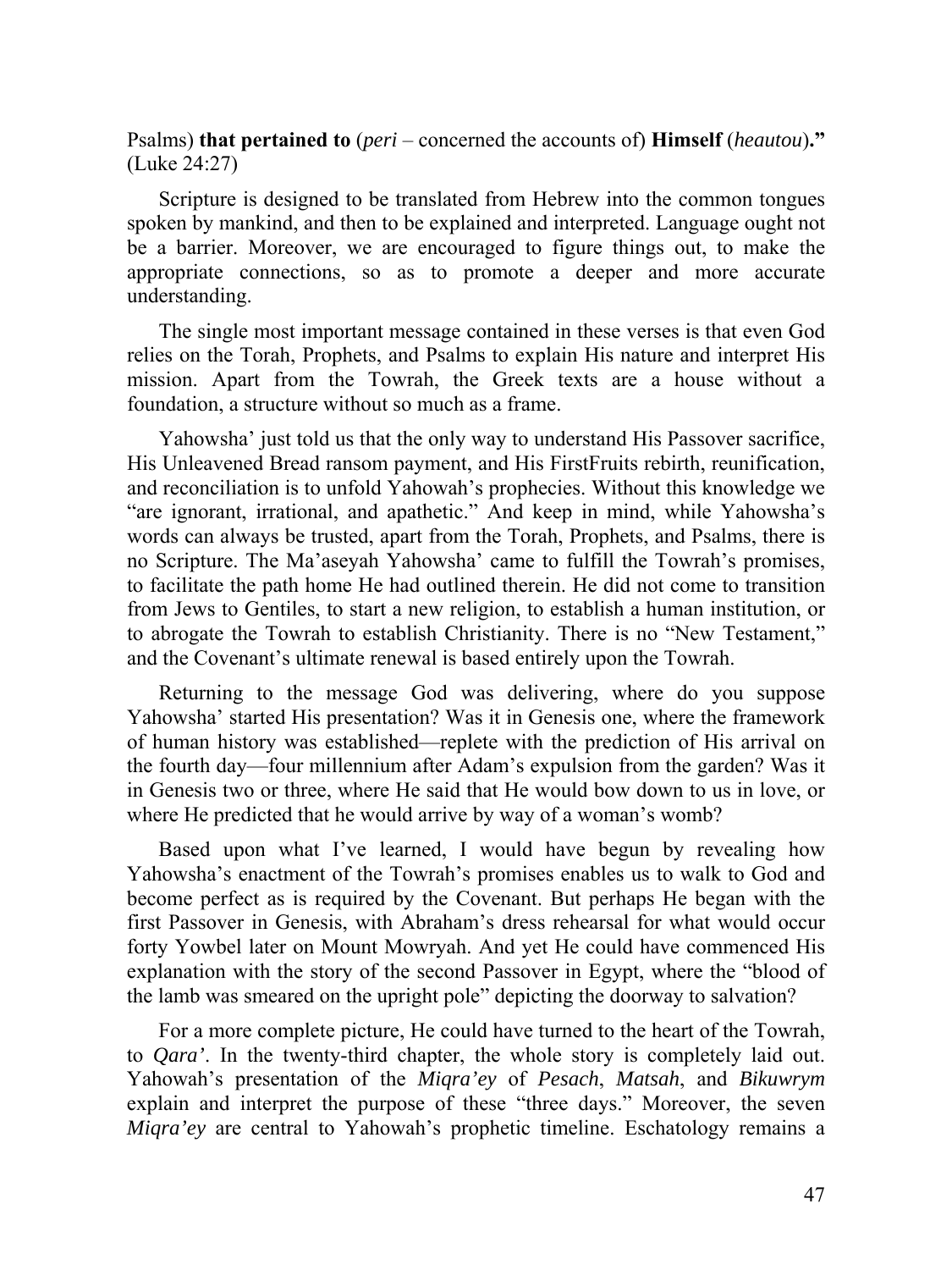Psalms) **that pertained to** (*peri* – concerned the accounts of) **Himself** (*heautou*)**."** (Luke 24:27)

Scripture is designed to be translated from Hebrew into the common tongues spoken by mankind, and then to be explained and interpreted. Language ought not be a barrier. Moreover, we are encouraged to figure things out, to make the appropriate connections, so as to promote a deeper and more accurate understanding.

The single most important message contained in these verses is that even God relies on the Torah, Prophets, and Psalms to explain His nature and interpret His mission. Apart from the Towrah, the Greek texts are a house without a foundation, a structure without so much as a frame.

Yahowsha' just told us that the only way to understand His Passover sacrifice, His Unleavened Bread ransom payment, and His FirstFruits rebirth, reunification, and reconciliation is to unfold Yahowah's prophecies. Without this knowledge we "are ignorant, irrational, and apathetic." And keep in mind, while Yahowsha's words can always be trusted, apart from the Torah, Prophets, and Psalms, there is no Scripture. The Ma'aseyah Yahowsha' came to fulfill the Towrah's promises, to facilitate the path home He had outlined therein. He did not come to transition from Jews to Gentiles, to start a new religion, to establish a human institution, or to abrogate the Towrah to establish Christianity. There is no "New Testament," and the Covenant's ultimate renewal is based entirely upon the Towrah.

Returning to the message God was delivering, where do you suppose Yahowsha' started His presentation? Was it in Genesis one, where the framework of human history was established—replete with the prediction of His arrival on the fourth day—four millennium after Adam's expulsion from the garden? Was it in Genesis two or three, where He said that He would bow down to us in love, or where He predicted that he would arrive by way of a woman's womb?

Based upon what I've learned, I would have begun by revealing how Yahowsha's enactment of the Towrah's promises enables us to walk to God and become perfect as is required by the Covenant. But perhaps He began with the first Passover in Genesis, with Abraham's dress rehearsal for what would occur forty Yowbel later on Mount Mowryah. And yet He could have commenced His explanation with the story of the second Passover in Egypt, where the "blood of the lamb was smeared on the upright pole" depicting the doorway to salvation?

For a more complete picture, He could have turned to the heart of the Towrah, to *Qara'*. In the twenty-third chapter, the whole story is completely laid out. Yahowah's presentation of the *Miqra'ey* of *Pesach*, *Matsah*, and *Bikuwrym* explain and interpret the purpose of these "three days." Moreover, the seven *Miqra'ey* are central to Yahowah's prophetic timeline. Eschatology remains a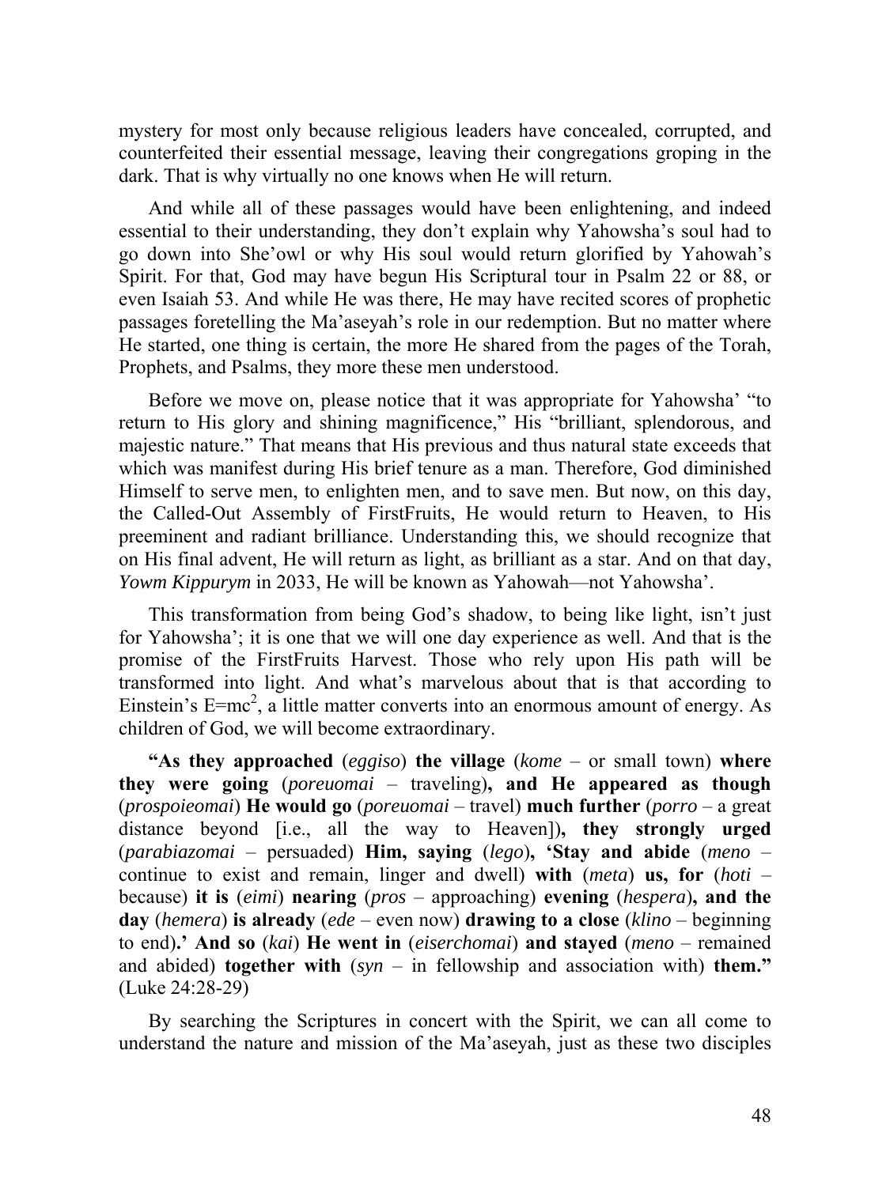mystery for most only because religious leaders have concealed, corrupted, and counterfeited their essential message, leaving their congregations groping in the dark. That is why virtually no one knows when He will return.

And while all of these passages would have been enlightening, and indeed essential to their understanding, they don't explain why Yahowsha's soul had to go down into She'owl or why His soul would return glorified by Yahowah's Spirit. For that, God may have begun His Scriptural tour in Psalm 22 or 88, or even Isaiah 53. And while He was there, He may have recited scores of prophetic passages foretelling the Ma'aseyah's role in our redemption. But no matter where He started, one thing is certain, the more He shared from the pages of the Torah, Prophets, and Psalms, they more these men understood.

Before we move on, please notice that it was appropriate for Yahowsha' "to return to His glory and shining magnificence," His "brilliant, splendorous, and majestic nature." That means that His previous and thus natural state exceeds that which was manifest during His brief tenure as a man. Therefore, God diminished Himself to serve men, to enlighten men, and to save men. But now, on this day, the Called-Out Assembly of FirstFruits, He would return to Heaven, to His preeminent and radiant brilliance. Understanding this, we should recognize that on His final advent, He will return as light, as brilliant as a star. And on that day, *Yowm Kippurym* in 2033, He will be known as Yahowah—not Yahowsha'.

This transformation from being God's shadow, to being like light, isn't just for Yahowsha'; it is one that we will one day experience as well. And that is the promise of the FirstFruits Harvest. Those who rely upon His path will be transformed into light. And what's marvelous about that is that according to Einstein's $E=mc^2$, a little matter converts into an enormous amount of energy. As children of God, we will become extraordinary.

**"As they approached** (*eggiso*) **the village** (*kome* – or small town) **where they were going** (*poreuomai* – traveling)**, and He appeared as though** (*prospoieomai*) **He would go** (*poreuomai* – travel) **much further** (*porro* – a great distance beyond [i.e., all the way to Heaven])**, they strongly urged** (*parabiazomai* – persuaded) **Him, saying** (*lego*)**, 'Stay and abide** (*meno* – continue to exist and remain, linger and dwell) **with** (*meta*) **us, for** (*hoti* – because) **it is** (*eimi*) **nearing** (*pros* – approaching) **evening** (*hespera*)**, and the day** (*hemera*) **is already** (*ede* – even now) **drawing to a close** (*klino* – beginning to end)**.' And so** (*kai*) **He went in** (*eiserchomai*) **and stayed** (*meno* – remained and abided) **together with** (*syn* – in fellowship and association with) **them."** (Luke 24:28-29)

By searching the Scriptures in concert with the Spirit, we can all come to understand the nature and mission of the Ma'aseyah, just as these two disciples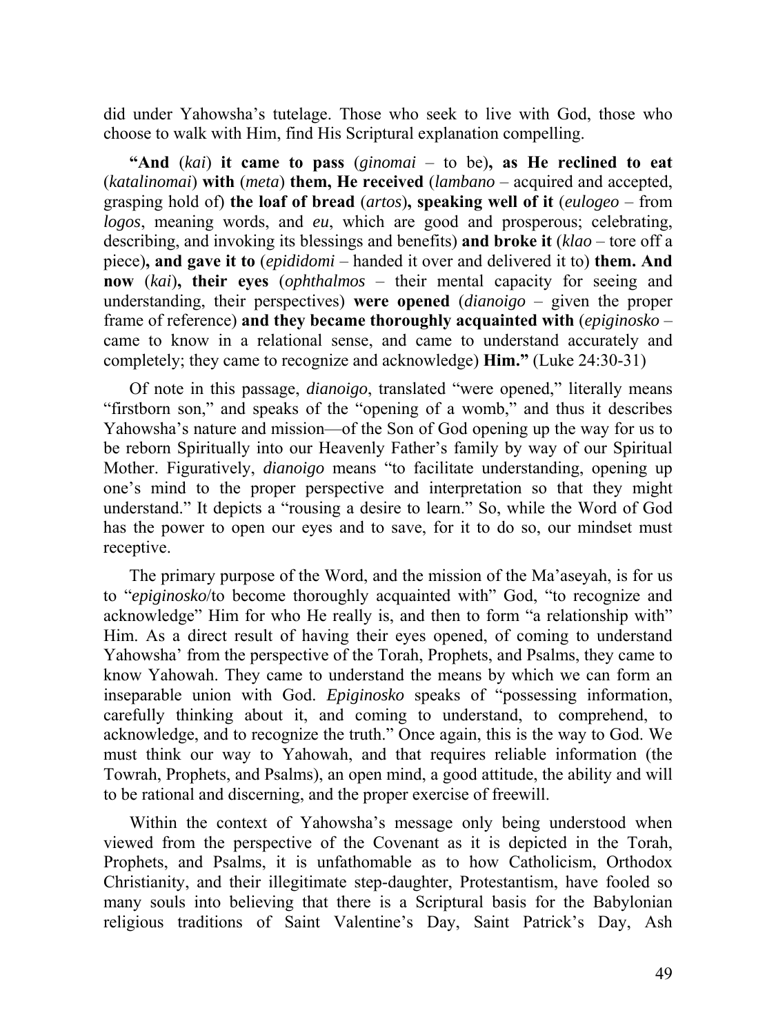did under Yahowsha's tutelage. Those who seek to live with God, those who choose to walk with Him, find His Scriptural explanation compelling.

**"And** (*kai*) **it came to pass** (*ginomai* – to be)**, as He reclined to eat** (*katalinomai*) **with** (*meta*) **them, He received** (*lambano* – acquired and accepted, grasping hold of) **the loaf of bread** (*artos*)**, speaking well of it** (*eulogeo* – from *logos*, meaning words, and *eu*, which are good and prosperous; celebrating, describing, and invoking its blessings and benefits) **and broke it** (*klao* – tore off a piece)**, and gave it to** (*epididomi* – handed it over and delivered it to) **them. And now** (*kai*)**, their eyes** (*ophthalmos* – their mental capacity for seeing and understanding, their perspectives) **were opened** (*dianoigo* – given the proper frame of reference) **and they became thoroughly acquainted with** (*epiginosko* – came to know in a relational sense, and came to understand accurately and completely; they came to recognize and acknowledge) **Him."** (Luke 24:30-31)

Of note in this passage, *dianoigo*, translated "were opened," literally means "firstborn son," and speaks of the "opening of a womb," and thus it describes Yahowsha's nature and mission—of the Son of God opening up the way for us to be reborn Spiritually into our Heavenly Father's family by way of our Spiritual Mother. Figuratively, *dianoigo* means "to facilitate understanding, opening up one's mind to the proper perspective and interpretation so that they might understand." It depicts a "rousing a desire to learn." So, while the Word of God has the power to open our eyes and to save, for it to do so, our mindset must receptive.

The primary purpose of the Word, and the mission of the Ma'aseyah, is for us to "*epiginosko*/to become thoroughly acquainted with" God, "to recognize and acknowledge" Him for who He really is, and then to form "a relationship with" Him. As a direct result of having their eyes opened, of coming to understand Yahowsha' from the perspective of the Torah, Prophets, and Psalms, they came to know Yahowah. They came to understand the means by which we can form an inseparable union with God. *Epiginosko* speaks of "possessing information, carefully thinking about it, and coming to understand, to comprehend, to acknowledge, and to recognize the truth." Once again, this is the way to God. We must think our way to Yahowah, and that requires reliable information (the Towrah, Prophets, and Psalms), an open mind, a good attitude, the ability and will to be rational and discerning, and the proper exercise of freewill.

Within the context of Yahowsha's message only being understood when viewed from the perspective of the Covenant as it is depicted in the Torah, Prophets, and Psalms, it is unfathomable as to how Catholicism, Orthodox Christianity, and their illegitimate step-daughter, Protestantism, have fooled so many souls into believing that there is a Scriptural basis for the Babylonian religious traditions of Saint Valentine's Day, Saint Patrick's Day, Ash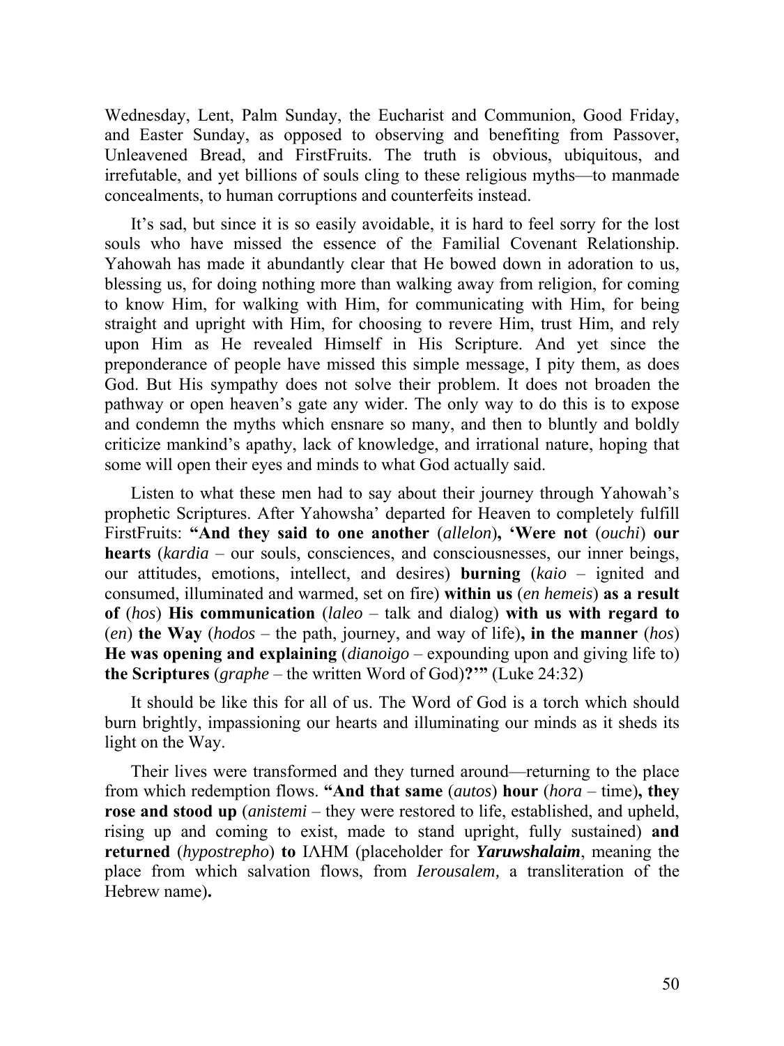Wednesday, Lent, Palm Sunday, the Eucharist and Communion, Good Friday, and Easter Sunday, as opposed to observing and benefiting from Passover, Unleavened Bread, and FirstFruits. The truth is obvious, ubiquitous, and irrefutable, and yet billions of souls cling to these religious myths—to manmade concealments, to human corruptions and counterfeits instead.

It's sad, but since it is so easily avoidable, it is hard to feel sorry for the lost souls who have missed the essence of the Familial Covenant Relationship. Yahowah has made it abundantly clear that He bowed down in adoration to us, blessing us, for doing nothing more than walking away from religion, for coming to know Him, for walking with Him, for communicating with Him, for being straight and upright with Him, for choosing to revere Him, trust Him, and rely upon Him as He revealed Himself in His Scripture. And yet since the preponderance of people have missed this simple message, I pity them, as does God. But His sympathy does not solve their problem. It does not broaden the pathway or open heaven's gate any wider. The only way to do this is to expose and condemn the myths which ensnare so many, and then to bluntly and boldly criticize mankind's apathy, lack of knowledge, and irrational nature, hoping that some will open their eyes and minds to what God actually said.

Listen to what these men had to say about their journey through Yahowah's prophetic Scriptures. After Yahowsha' departed for Heaven to completely fulfill FirstFruits: **"And they said to one another** (*allelon*)**, 'Were not** (*ouchi*) **our hearts** (*kardia* – our souls, consciences, and consciousnesses, our inner beings, our attitudes, emotions, intellect, and desires) **burning** (*kaio* – ignited and consumed, illuminated and warmed, set on fire) **within us** (*en hemeis*) **as a result of** (*hos*) **His communication** (*laleo* – talk and dialog) **with us with regard to** (*en*) **the Way** (*hodos* – the path, journey, and way of life)**, in the manner** (*hos*) **He was opening and explaining** (*dianoigo* – expounding upon and giving life to) **the Scriptures** (*graphe* – the written Word of God)**?'"** (Luke 24:32)

It should be like this for all of us. The Word of God is a torch which should burn brightly, impassioning our hearts and illuminating our minds as it sheds its light on the Way.

Their lives were transformed and they turned around—returning to the place from which redemption flows. **"And that same** (*autos*) **hour** (*hora* – time)**, they rose and stood up** (*anistemi* – they were restored to life, established, and upheld, rising up and coming to exist, made to stand upright, fully sustained) **and returned** (*hypostrepho*) **to** ΙΛΗΜ (placeholder for ***Yaruwshalaim***, meaning the place from which salvation flows, from *Ierousalem,* a transliteration of the Hebrew name)**.**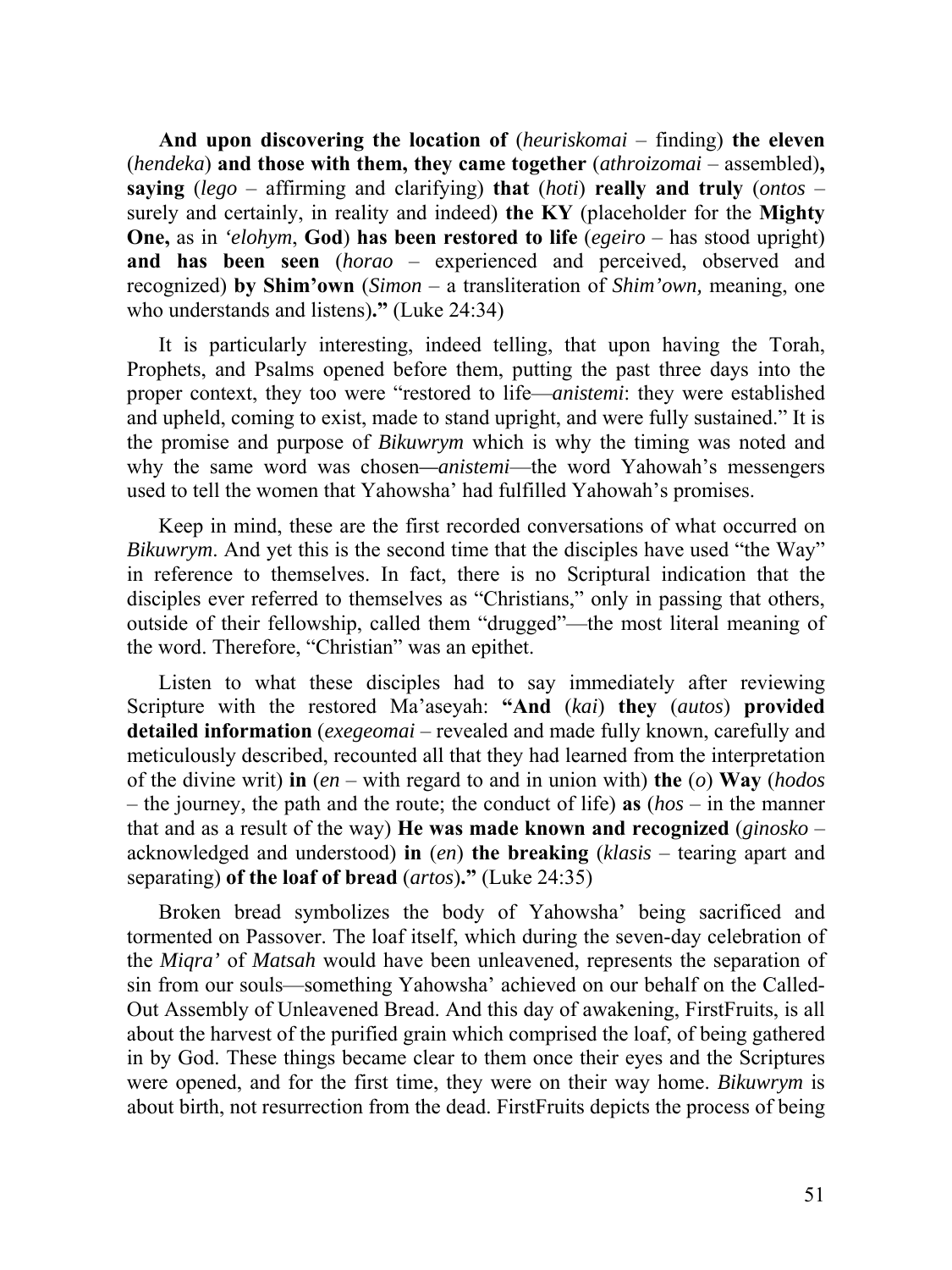**And upon discovering the location of** (*heuriskomai* – finding) **the eleven** (*hendeka*) **and those with them, they came together** (*athroizomai* – assembled)**, saying** (*lego* – affirming and clarifying) **that** (*hoti*) **really and truly** (*ontos* – surely and certainly, in reality and indeed) **the KY** (placeholder for the **Mighty One,** as in *'elohym*, **God**) **has been restored to life** (*egeiro* – has stood upright) **and has been seen** (*horao* – experienced and perceived, observed and recognized) **by Shim'own** (*Simon* – a transliteration of *Shim'own,* meaning, one who understands and listens)**."** (Luke 24:34)

It is particularly interesting, indeed telling, that upon having the Torah, Prophets, and Psalms opened before them, putting the past three days into the proper context, they too were "restored to life—*anistemi*: they were established and upheld, coming to exist, made to stand upright, and were fully sustained." It is the promise and purpose of *Bikuwrym* which is why the timing was noted and why the same word was chosen—*anistemi*—the word Yahowah's messengers used to tell the women that Yahowsha' had fulfilled Yahowah's promises.

Keep in mind, these are the first recorded conversations of what occurred on *Bikuwrym*. And yet this is the second time that the disciples have used "the Way" in reference to themselves. In fact, there is no Scriptural indication that the disciples ever referred to themselves as "Christians," only in passing that others, outside of their fellowship, called them "drugged"—the most literal meaning of the word. Therefore, "Christian" was an epithet.

Listen to what these disciples had to say immediately after reviewing Scripture with the restored Ma'aseyah: **"And** (*kai*) **they** (*autos*) **provided detailed information** (*exegeomai* – revealed and made fully known, carefully and meticulously described, recounted all that they had learned from the interpretation of the divine writ) **in** (*en* – with regard to and in union with) **the** (*o*) **Way** (*hodos* – the journey, the path and the route; the conduct of life) **as** (*hos* – in the manner that and as a result of the way) **He was made known and recognized** (*ginosko* – acknowledged and understood) **in** (*en*) **the breaking** (*klasis* – tearing apart and separating) **of the loaf of bread** (*artos*)**."** (Luke 24:35)

Broken bread symbolizes the body of Yahowsha' being sacrificed and tormented on Passover. The loaf itself, which during the seven-day celebration of the *Miqra'* of *Matsah* would have been unleavened, represents the separation of sin from our souls—something Yahowsha' achieved on our behalf on the Called-Out Assembly of Unleavened Bread. And this day of awakening, FirstFruits, is all about the harvest of the purified grain which comprised the loaf, of being gathered in by God. These things became clear to them once their eyes and the Scriptures were opened, and for the first time, they were on their way home. *Bikuwrym* is about birth, not resurrection from the dead. FirstFruits depicts the process of being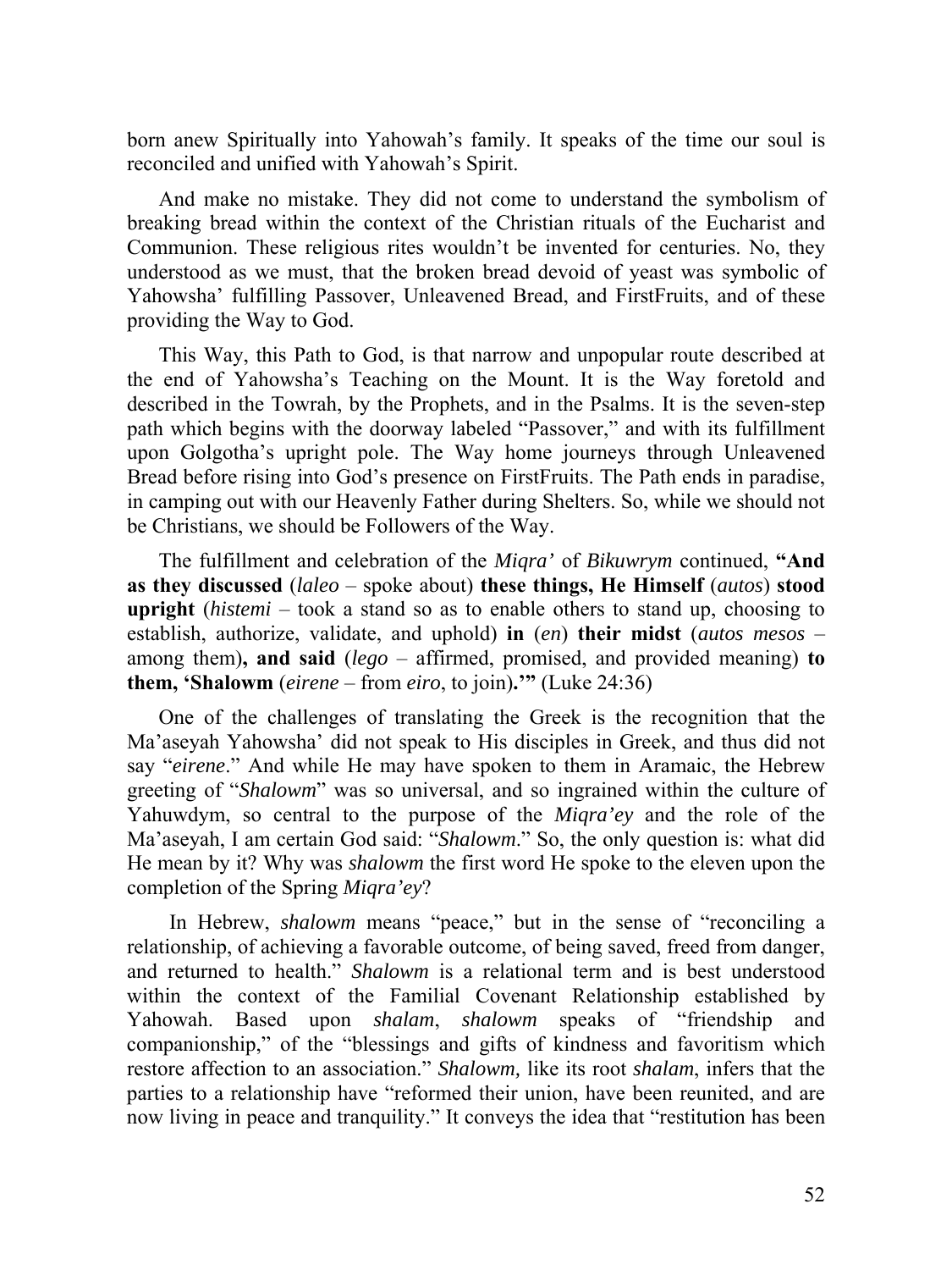born anew Spiritually into Yahowah's family. It speaks of the time our soul is reconciled and unified with Yahowah's Spirit.

And make no mistake. They did not come to understand the symbolism of breaking bread within the context of the Christian rituals of the Eucharist and Communion. These religious rites wouldn't be invented for centuries. No, they understood as we must, that the broken bread devoid of yeast was symbolic of Yahowsha' fulfilling Passover, Unleavened Bread, and FirstFruits, and of these providing the Way to God.

This Way, this Path to God, is that narrow and unpopular route described at the end of Yahowsha's Teaching on the Mount. It is the Way foretold and described in the Towrah, by the Prophets, and in the Psalms. It is the seven-step path which begins with the doorway labeled "Passover," and with its fulfillment upon Golgotha's upright pole. The Way home journeys through Unleavened Bread before rising into God's presence on FirstFruits. The Path ends in paradise, in camping out with our Heavenly Father during Shelters. So, while we should not be Christians, we should be Followers of the Way.

The fulfillment and celebration of the *Miqra'* of *Bikuwrym* continued, **"And as they discussed** (*laleo* – spoke about) **these things, He Himself** (*autos*) **stood upright** (*histemi* – took a stand so as to enable others to stand up, choosing to establish, authorize, validate, and uphold) **in** (*en*) **their midst** (*autos mesos* – among them)**, and said** (*lego* – affirmed, promised, and provided meaning) **to them, 'Shalowm** (*eirene* – from *eiro*, to join)**.'"** (Luke 24:36)

One of the challenges of translating the Greek is the recognition that the Ma'aseyah Yahowsha' did not speak to His disciples in Greek, and thus did not say "*eirene*." And while He may have spoken to them in Aramaic, the Hebrew greeting of "*Shalowm*" was so universal, and so ingrained within the culture of Yahuwdym, so central to the purpose of the *Miqra'ey* and the role of the Ma'aseyah, I am certain God said: "*Shalowm*." So, the only question is: what did He mean by it? Why was *shalowm* the first word He spoke to the eleven upon the completion of the Spring *Miqra'ey*?

In Hebrew, *shalowm* means "peace," but in the sense of "reconciling a relationship, of achieving a favorable outcome, of being saved, freed from danger, and returned to health." *Shalowm* is a relational term and is best understood within the context of the Familial Covenant Relationship established by Yahowah. Based upon *shalam*, *shalowm* speaks of "friendship and companionship," of the "blessings and gifts of kindness and favoritism which restore affection to an association." *Shalowm,* like its root *shalam*, infers that the parties to a relationship have "reformed their union, have been reunited, and are now living in peace and tranquility." It conveys the idea that "restitution has been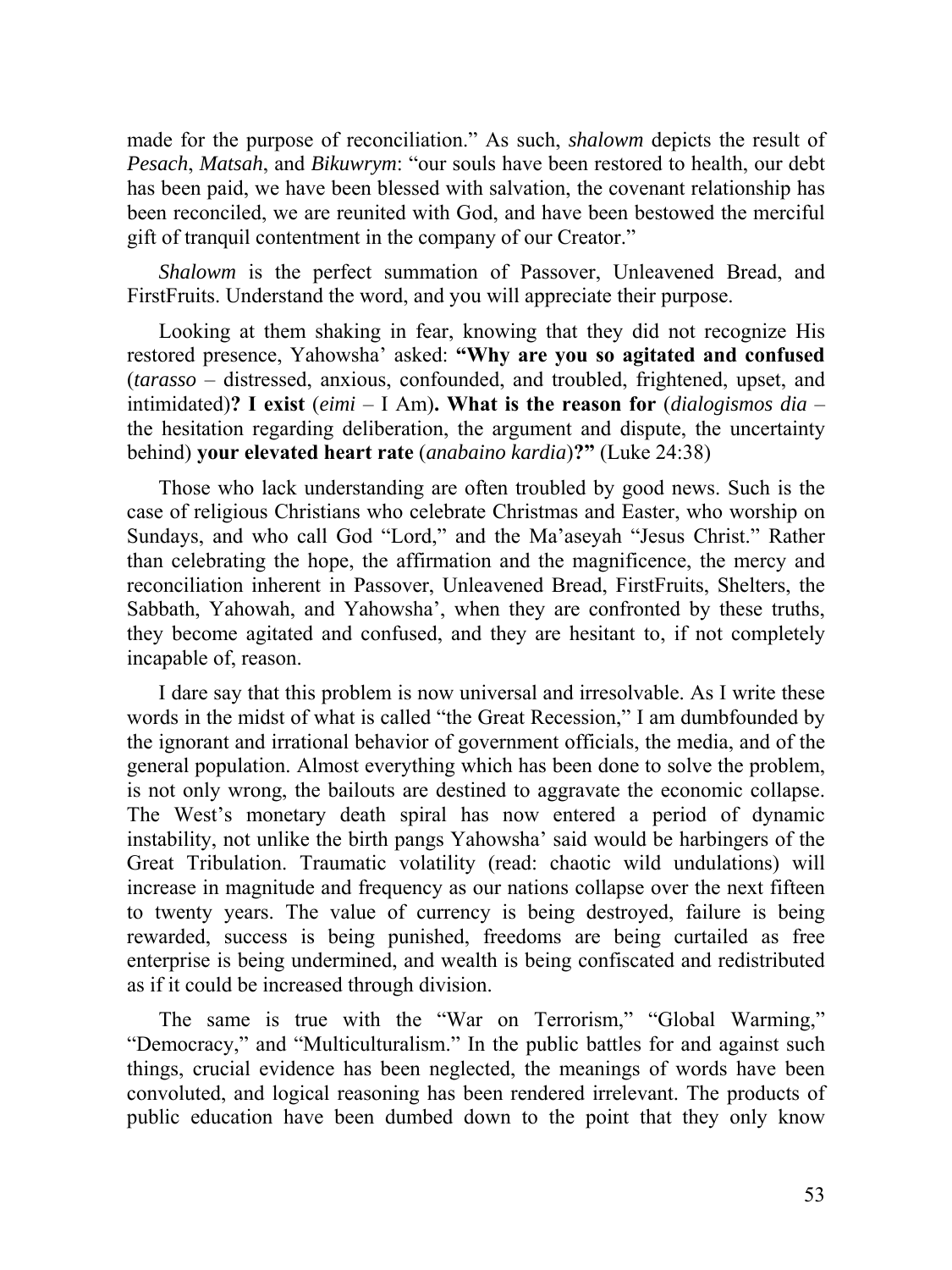made for the purpose of reconciliation." As such, *shalowm* depicts the result of *Pesach*, *Matsah*, and *Bikuwrym*: "our souls have been restored to health, our debt has been paid, we have been blessed with salvation, the covenant relationship has been reconciled, we are reunited with God, and have been bestowed the merciful gift of tranquil contentment in the company of our Creator."

*Shalowm* is the perfect summation of Passover, Unleavened Bread, and FirstFruits. Understand the word, and you will appreciate their purpose.

Looking at them shaking in fear, knowing that they did not recognize His restored presence, Yahowsha' asked: **"Why are you so agitated and confused** (*tarasso* – distressed, anxious, confounded, and troubled, frightened, upset, and intimidated)**? I exist** (*eimi* – I Am)**. What is the reason for** (*dialogismos dia* – the hesitation regarding deliberation, the argument and dispute, the uncertainty behind) **your elevated heart rate** (*anabaino kardia*)**?"** (Luke 24:38)

Those who lack understanding are often troubled by good news. Such is the case of religious Christians who celebrate Christmas and Easter, who worship on Sundays, and who call God "Lord," and the Ma'aseyah "Jesus Christ." Rather than celebrating the hope, the affirmation and the magnificence, the mercy and reconciliation inherent in Passover, Unleavened Bread, FirstFruits, Shelters, the Sabbath, Yahowah, and Yahowsha', when they are confronted by these truths, they become agitated and confused, and they are hesitant to, if not completely incapable of, reason.

I dare say that this problem is now universal and irresolvable. As I write these words in the midst of what is called "the Great Recession," I am dumbfounded by the ignorant and irrational behavior of government officials, the media, and of the general population. Almost everything which has been done to solve the problem, is not only wrong, the bailouts are destined to aggravate the economic collapse. The West's monetary death spiral has now entered a period of dynamic instability, not unlike the birth pangs Yahowsha' said would be harbingers of the Great Tribulation. Traumatic volatility (read: chaotic wild undulations) will increase in magnitude and frequency as our nations collapse over the next fifteen to twenty years. The value of currency is being destroyed, failure is being rewarded, success is being punished, freedoms are being curtailed as free enterprise is being undermined, and wealth is being confiscated and redistributed as if it could be increased through division.

The same is true with the "War on Terrorism," "Global Warming," "Democracy," and "Multiculturalism." In the public battles for and against such things, crucial evidence has been neglected, the meanings of words have been convoluted, and logical reasoning has been rendered irrelevant. The products of public education have been dumbed down to the point that they only know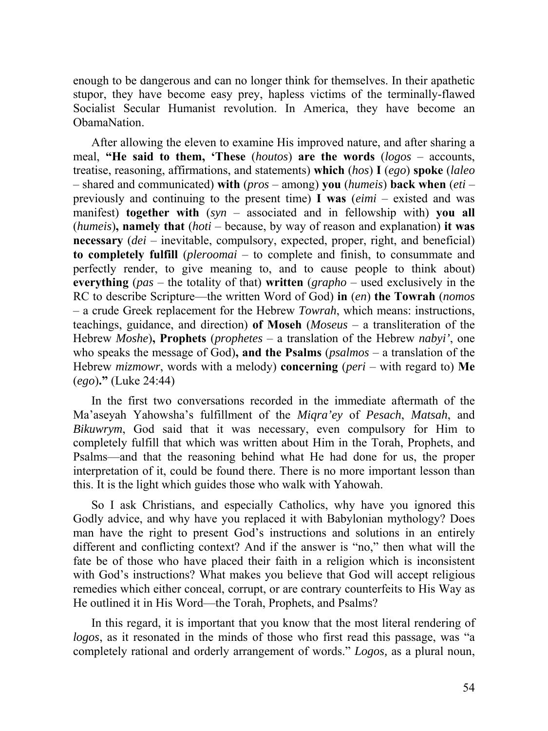enough to be dangerous and can no longer think for themselves. In their apathetic stupor, they have become easy prey, hapless victims of the terminally-flawed Socialist Secular Humanist revolution. In America, they have become an ObamaNation.

After allowing the eleven to examine His improved nature, and after sharing a meal, **"He said to them, 'These** (*houtos*) **are the words** (*logos* – accounts, treatise, reasoning, affirmations, and statements) **which** (*hos*) **I** (*ego*) **spoke** (*laleo* – shared and communicated) **with** (*pros* – among) **you** (*humeis*) **back when** (*eti* – previously and continuing to the present time) **I was** (*eimi* – existed and was manifest) **together with** (*syn* – associated and in fellowship with) **you all** (*humeis*)**, namely that** (*hoti* – because, by way of reason and explanation) **it was necessary** (*dei* – inevitable, compulsory, expected, proper, right, and beneficial) **to completely fulfill** (*pleroomai* – to complete and finish, to consummate and perfectly render, to give meaning to, and to cause people to think about) **everything** (*pas* – the totality of that) **written** (*grapho* – used exclusively in the RC to describe Scripture—the written Word of God) **in** (*en*) **the Towrah** (*nomos* – a crude Greek replacement for the Hebrew *Towrah*, which means: instructions, teachings, guidance, and direction) **of Moseh** (*Moseus* – a transliteration of the Hebrew *Moshe*)**, Prophets** (*prophetes* – a translation of the Hebrew *nabyi'*, one who speaks the message of God)**, and the Psalms** (*psalmos* – a translation of the Hebrew *mizmowr*, words with a melody) **concerning** (*peri* – with regard to) **Me** (*ego*)**."** (Luke 24:44)

In the first two conversations recorded in the immediate aftermath of the Ma'aseyah Yahowsha's fulfillment of the *Miqra'ey* of *Pesach*, *Matsah*, and *Bikuwrym*, God said that it was necessary, even compulsory for Him to completely fulfill that which was written about Him in the Torah, Prophets, and Psalms—and that the reasoning behind what He had done for us, the proper interpretation of it, could be found there. There is no more important lesson than this. It is the light which guides those who walk with Yahowah.

So I ask Christians, and especially Catholics, why have you ignored this Godly advice, and why have you replaced it with Babylonian mythology? Does man have the right to present God's instructions and solutions in an entirely different and conflicting context? And if the answer is "no," then what will the fate be of those who have placed their faith in a religion which is inconsistent with God's instructions? What makes you believe that God will accept religious remedies which either conceal, corrupt, or are contrary counterfeits to His Way as He outlined it in His Word—the Torah, Prophets, and Psalms?

In this regard, it is important that you know that the most literal rendering of *logos*, as it resonated in the minds of those who first read this passage, was "a completely rational and orderly arrangement of words." *Logos,* as a plural noun,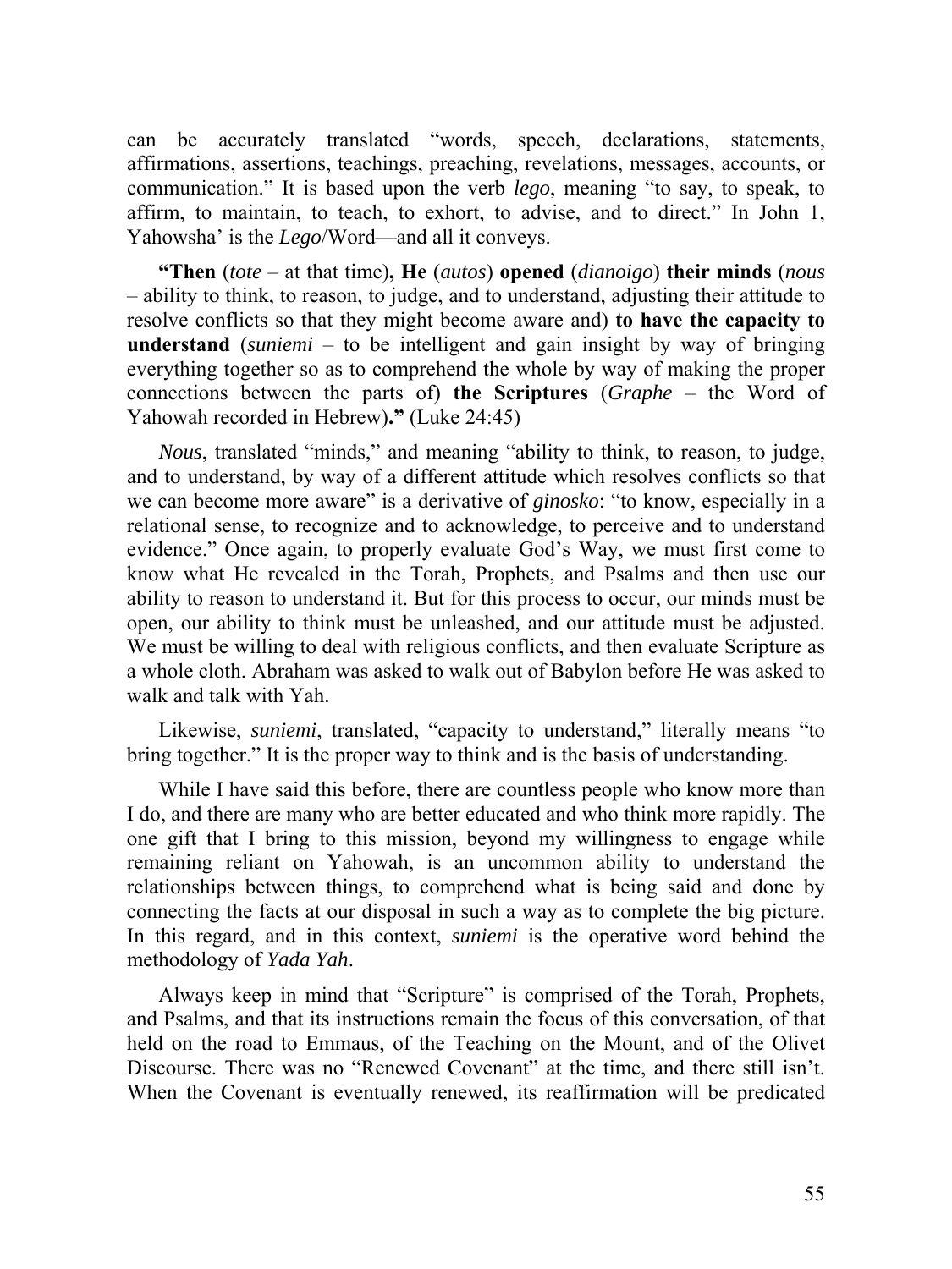can be accurately translated "words, speech, declarations, statements, affirmations, assertions, teachings, preaching, revelations, messages, accounts, or communication." It is based upon the verb *lego*, meaning "to say, to speak, to affirm, to maintain, to teach, to exhort, to advise, and to direct." In John 1, Yahowsha' is the *Lego*/Word—and all it conveys.

**"Then** (*tote* – at that time)**, He** (*autos*) **opened** (*dianoigo*) **their minds** (*nous* – ability to think, to reason, to judge, and to understand, adjusting their attitude to resolve conflicts so that they might become aware and) **to have the capacity to understand** (*suniemi* – to be intelligent and gain insight by way of bringing everything together so as to comprehend the whole by way of making the proper connections between the parts of) **the Scriptures** (*Graphe* – the Word of Yahowah recorded in Hebrew)**."** (Luke 24:45)

*Nous*, translated "minds," and meaning "ability to think, to reason, to judge, and to understand, by way of a different attitude which resolves conflicts so that we can become more aware" is a derivative of *ginosko*: "to know, especially in a relational sense, to recognize and to acknowledge, to perceive and to understand evidence." Once again, to properly evaluate God's Way, we must first come to know what He revealed in the Torah, Prophets, and Psalms and then use our ability to reason to understand it. But for this process to occur, our minds must be open, our ability to think must be unleashed, and our attitude must be adjusted. We must be willing to deal with religious conflicts, and then evaluate Scripture as a whole cloth. Abraham was asked to walk out of Babylon before He was asked to walk and talk with Yah.

Likewise, *suniemi*, translated, "capacity to understand," literally means "to bring together." It is the proper way to think and is the basis of understanding.

While I have said this before, there are countless people who know more than I do, and there are many who are better educated and who think more rapidly. The one gift that I bring to this mission, beyond my willingness to engage while remaining reliant on Yahowah, is an uncommon ability to understand the relationships between things, to comprehend what is being said and done by connecting the facts at our disposal in such a way as to complete the big picture. In this regard, and in this context, ***suniemi*** is the operative word behind the methodology of *Yada Yah*.

Always keep in mind that "Scripture" is comprised of the Torah, Prophets, and Psalms, and that its instructions remain the focus of this conversation, of that held on the road to Emmaus, of the Teaching on the Mount, and of the Olivet Discourse. There was no "Renewed Covenant" at the time, and there still isn't. When the Covenant is eventually renewed, its reaffirmation will be predicated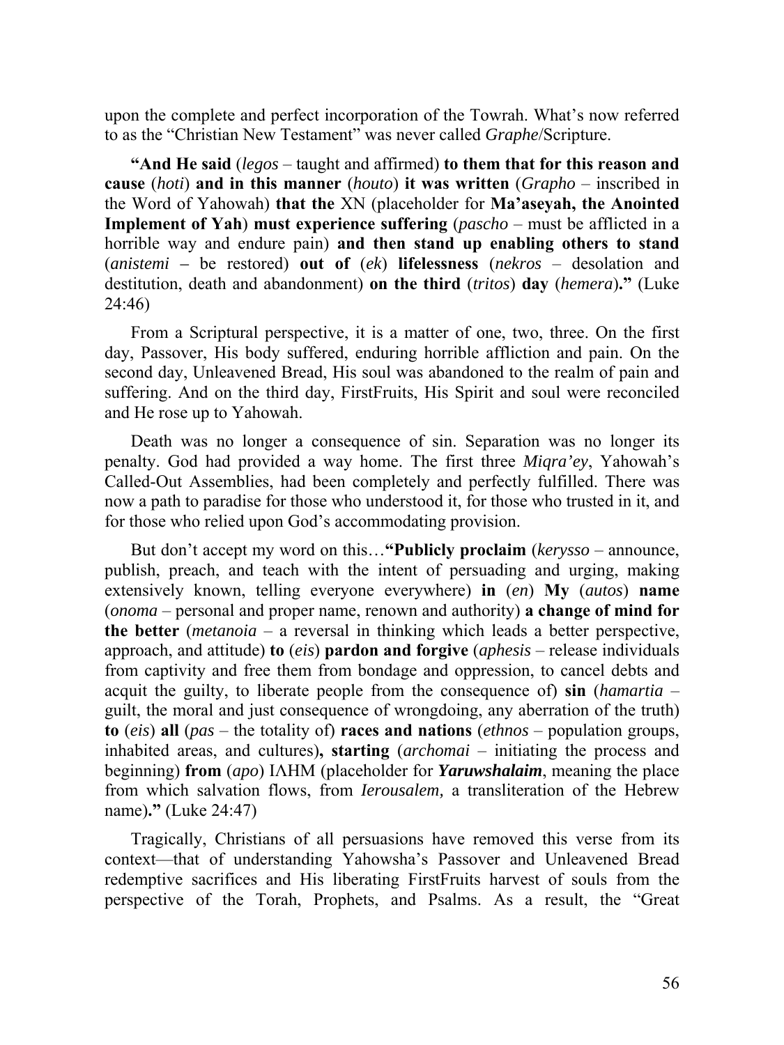upon the complete and perfect incorporation of the Towrah. What's now referred to as the "Christian New Testament" was never called *Graphe*/Scripture.

**"And He said** (*legos* – taught and affirmed) **to them that for this reason and cause** (*hoti*) **and in this manner** (*houto*) **it was written** (*Grapho* – inscribed in the Word of Yahowah) **that the** XN (placeholder for **Ma'aseyah, the Anointed Implement of Yah**) **must experience suffering** (*pascho* – must be afflicted in a horrible way and endure pain) **and then stand up enabling others to stand** (*anistemi* – be restored) **out of** (*ek*) **lifelessness** (*nekros* – desolation and destitution, death and abandonment) **on the third** (*tritos*) **day** (*hemera*)**."** (Luke 24:46)

From a Scriptural perspective, it is a matter of one, two, three. On the first day, Passover, His body suffered, enduring horrible affliction and pain. On the second day, Unleavened Bread, His soul was abandoned to the realm of pain and suffering. And on the third day, FirstFruits, His Spirit and soul were reconciled and He rose up to Yahowah.

Death was no longer a consequence of sin. Separation was no longer its penalty. God had provided a way home. The first three *Miqra'ey*, Yahowah's Called-Out Assemblies, had been completely and perfectly fulfilled. There was now a path to paradise for those who understood it, for those who trusted in it, and for those who relied upon God's accommodating provision.

But don't accept my word on this…**"Publicly proclaim** (*kerysso* – announce, publish, preach, and teach with the intent of persuading and urging, making extensively known, telling everyone everywhere) **in** (*en*) **My** (*autos*) **name** (*onoma* – personal and proper name, renown and authority) **a change of mind for the better** (*metanoia* – a reversal in thinking which leads a better perspective, approach, and attitude) **to** (*eis*) **pardon and forgive** (*aphesis* – release individuals from captivity and free them from bondage and oppression, to cancel debts and acquit the guilty, to liberate people from the consequence of) **sin** (*hamartia* – guilt, the moral and just consequence of wrongdoing, any aberration of the truth) **to** (*eis*) **all** (*pas* – the totality of) **races and nations** (*ethnos* – population groups, inhabited areas, and cultures)**, starting** (*archomai* – initiating the process and beginning) **from** (*apo*) ΙΛΗΜ (placeholder for ***Yaruwshalaim***, meaning the place from which salvation flows, from ***Ierousalem,*** a transliteration of the Hebrew name)**."** (Luke 24:47)

Tragically, Christians of all persuasions have removed this verse from its context—that of understanding Yahowsha's Passover and Unleavened Bread redemptive sacrifices and His liberating FirstFruits harvest of souls from the perspective of the Torah, Prophets, and Psalms. As a result, the "Great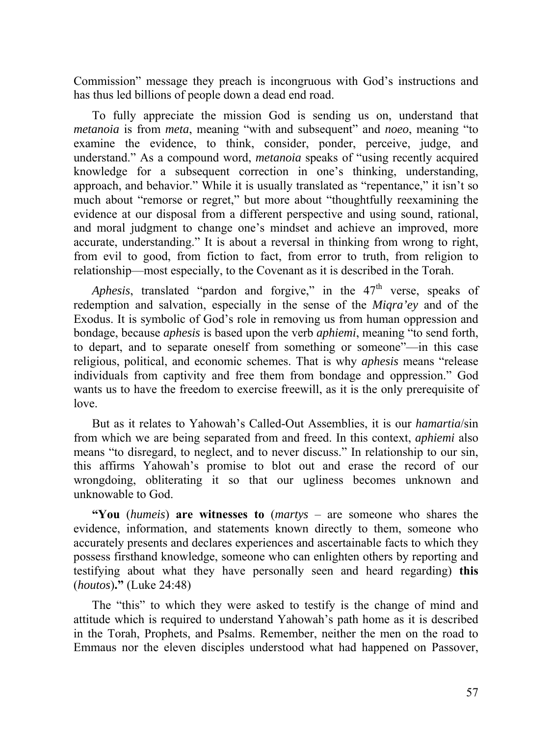Commission" message they preach is incongruous with God's instructions and has thus led billions of people down a dead end road.

To fully appreciate the mission God is sending us on, understand that *metanoia* is from *meta*, meaning "with and subsequent" and *noeo*, meaning "to examine the evidence, to think, consider, ponder, perceive, judge, and understand." As a compound word, *metanoia* speaks of "using recently acquired knowledge for a subsequent correction in one's thinking, understanding, approach, and behavior." While it is usually translated as "repentance," it isn't so much about "remorse or regret," but more about "thoughtfully reexamining the evidence at our disposal from a different perspective and using sound, rational, and moral judgment to change one's mindset and achieve an improved, more accurate, understanding." It is about a reversal in thinking from wrong to right, from evil to good, from fiction to fact, from error to truth, from religion to relationship—most especially, to the Covenant as it is described in the Torah.

*Aphesis*, translated "pardon and forgive," in the 47th verse, speaks of redemption and salvation, especially in the sense of the *Miqra'ey* and of the Exodus. It is symbolic of God's role in removing us from human oppression and bondage, because *aphesis* is based upon the verb *aphiemi*, meaning "to send forth, to depart, and to separate oneself from something or someone"—in this case religious, political, and economic schemes. That is why *aphesis* means "release individuals from captivity and free them from bondage and oppression." God wants us to have the freedom to exercise freewill, as it is the only prerequisite of love.

But as it relates to Yahowah's Called-Out Assemblies, it is our *hamartia*/sin from which we are being separated from and freed. In this context, *aphiemi* also means "to disregard, to neglect, and to never discuss." In relationship to our sin, this affirms Yahowah's promise to blot out and erase the record of our wrongdoing, obliterating it so that our ugliness becomes unknown and unknowable to God.

**"You** (*humeis*) **are witnesses to** (*martys* – are someone who shares the evidence, information, and statements known directly to them, someone who accurately presents and declares experiences and ascertainable facts to which they possess firsthand knowledge, someone who can enlighten others by reporting and testifying about what they have personally seen and heard regarding) **this** (*houtos*)**."** (Luke 24:48)

The "this" to which they were asked to testify is the change of mind and attitude which is required to understand Yahowah's path home as it is described in the Torah, Prophets, and Psalms. Remember, neither the men on the road to Emmaus nor the eleven disciples understood what had happened on Passover,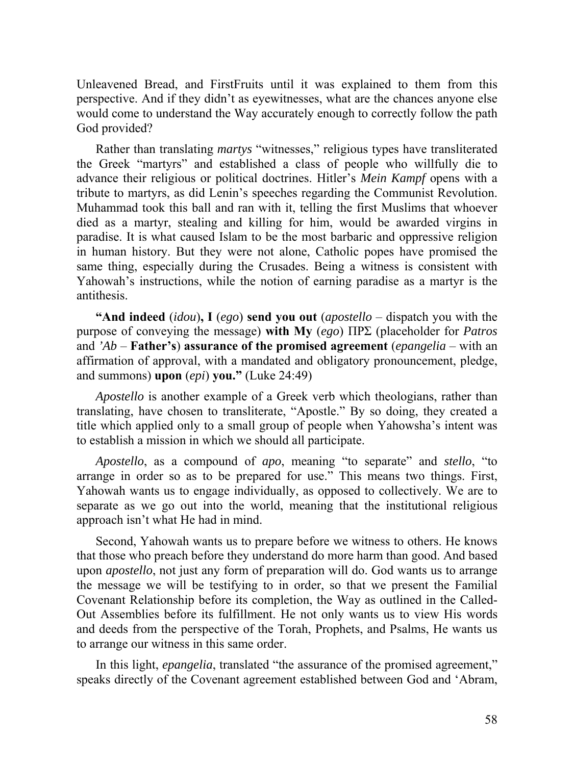Unleavened Bread, and FirstFruits until it was explained to them from this perspective. And if they didn't as eyewitnesses, what are the chances anyone else would come to understand the Way accurately enough to correctly follow the path God provided?

Rather than translating *martys* "witnesses," religious types have transliterated the Greek "martyrs" and established a class of people who willfully die to advance their religious or political doctrines. Hitler's *Mein Kampf* opens with a tribute to martyrs, as did Lenin's speeches regarding the Communist Revolution. Muhammad took this ball and ran with it, telling the first Muslims that whoever died as a martyr, stealing and killing for him, would be awarded virgins in paradise. It is what caused Islam to be the most barbaric and oppressive religion in human history. But they were not alone, Catholic popes have promised the same thing, especially during the Crusades. Being a witness is consistent with Yahowah's instructions, while the notion of earning paradise as a martyr is the antithesis.

**"And indeed** (*idou*)**, I** (*ego*) **send you out** (*apostello* – dispatch you with the purpose of conveying the message) **with My** (*ego*) ΠΡΣ (placeholder for *Patros* and *'Ab* – **Father's**) **assurance of the promised agreement** (*epangelia* – with an affirmation of approval, with a mandated and obligatory pronouncement, pledge, and summons) **upon** (*epi*) **you."** (Luke 24:49)

*Apostello* is another example of a Greek verb which theologians, rather than translating, have chosen to transliterate, "Apostle." By so doing, they created a title which applied only to a small group of people when Yahowsha's intent was to establish a mission in which we should all participate.

*Apostello*, as a compound of *apo*, meaning "to separate" and *stello*, "to arrange in order so as to be prepared for use." This means two things. First, Yahowah wants us to engage individually, as opposed to collectively. We are to separate as we go out into the world, meaning that the institutional religious approach isn't what He had in mind.

Second, Yahowah wants us to prepare before we witness to others. He knows that those who preach before they understand do more harm than good. And based upon *apostello*, not just any form of preparation will do. God wants us to arrange the message we will be testifying to in order, so that we present the Familial Covenant Relationship before its completion, the Way as outlined in the Called-Out Assemblies before its fulfillment. He not only wants us to view His words and deeds from the perspective of the Torah, Prophets, and Psalms, He wants us to arrange our witness in this same order.

In this light, *epangelia*, translated "the assurance of the promised agreement," speaks directly of the Covenant agreement established between God and 'Abram,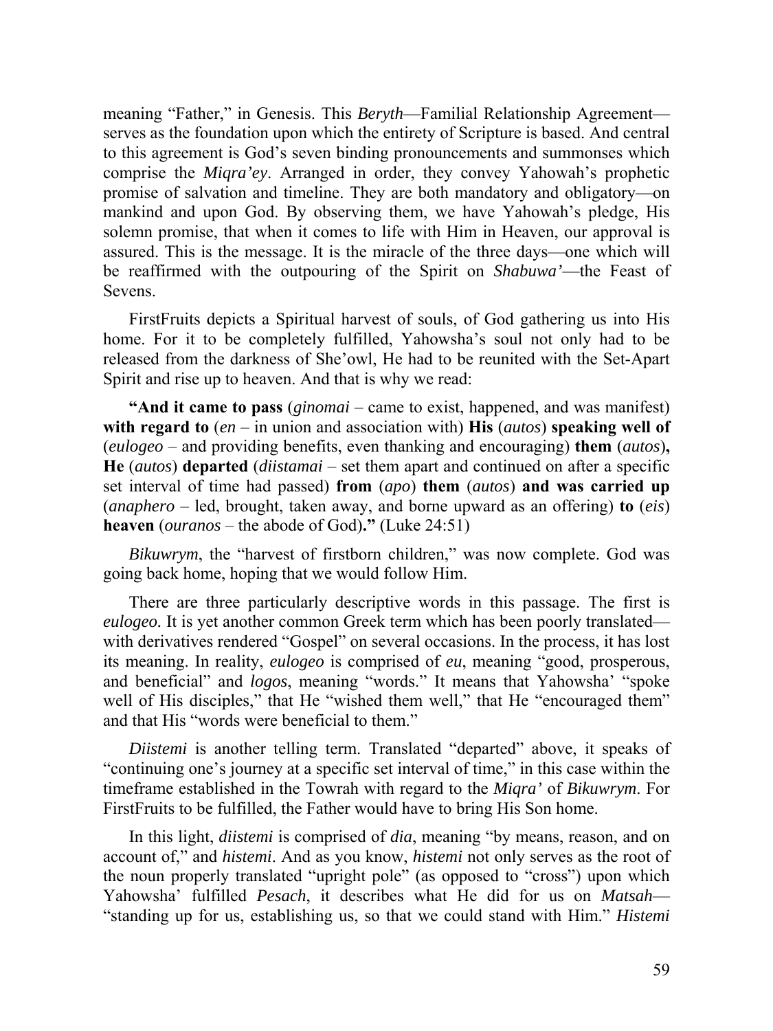meaning "Father," in Genesis. This *Beryth*—Familial Relationship Agreement—serves as the foundation upon which the entirety of Scripture is based. And central to this agreement is God's seven binding pronouncements and summonses which comprise the *Miqra'ey*. Arranged in order, they convey Yahowah's prophetic promise of salvation and timeline. They are both mandatory and obligatory—on mankind and upon God. By observing them, we have Yahowah's pledge, His solemn promise, that when it comes to life with Him in Heaven, our approval is assured. This is the message. It is the miracle of the three days—one which will be reaffirmed with the outpouring of the Spirit on *Shabuwa'*—the Feast of Sevens.

FirstFruits depicts a Spiritual harvest of souls, of God gathering us into His home. For it to be completely fulfilled, Yahowsha's soul not only had to be released from the darkness of She'owl, He had to be reunited with the Set-Apart Spirit and rise up to heaven. And that is why we read:

**"And it came to pass** (*ginomai* – came to exist, happened, and was manifest) **with regard to** (*en* – in union and association with) **His** (*autos*) **speaking well of** (*eulogeo* – and providing benefits, even thanking and encouraging) **them** (*autos*)**, He** (*autos*) **departed** (*diistamai* – set them apart and continued on after a specific set interval of time had passed) **from** (*apo*) **them** (*autos*) **and was carried up** (*anaphero* – led, brought, taken away, and borne upward as an offering) **to** (*eis*) **heaven** (*ouranos* – the abode of God)**."** (Luke 24:51)

*Bikuwrym*, the "harvest of firstborn children," was now complete. God was going back home, hoping that we would follow Him.

There are three particularly descriptive words in this passage. The first is *eulogeo*. It is yet another common Greek term which has been poorly translated—with derivatives rendered "Gospel" on several occasions. In the process, it has lost its meaning. In reality, *eulogeo* is comprised of *eu*, meaning "good, prosperous, and beneficial" and *logos*, meaning "words." It means that Yahowsha' "spoke well of His disciples," that He "wished them well," that He "encouraged them" and that His "words were beneficial to them."

*Diistemi* is another telling term. Translated "departed" above, it speaks of "continuing one's journey at a specific set interval of time," in this case within the timeframe established in the Towrah with regard to the *Miqra'* of *Bikuwrym*. For FirstFruits to be fulfilled, the Father would have to bring His Son home.

In this light, *diistemi* is comprised of *dia*, meaning "by means, reason, and on account of," and *histemi*. And as you know, *histemi* not only serves as the root of the noun properly translated "upright pole" (as opposed to "cross") upon which Yahowsha' fulfilled *Pesach*, it describes what He did for us on *Matsah*—"standing up for us, establishing us, so that we could stand with Him." *Histemi*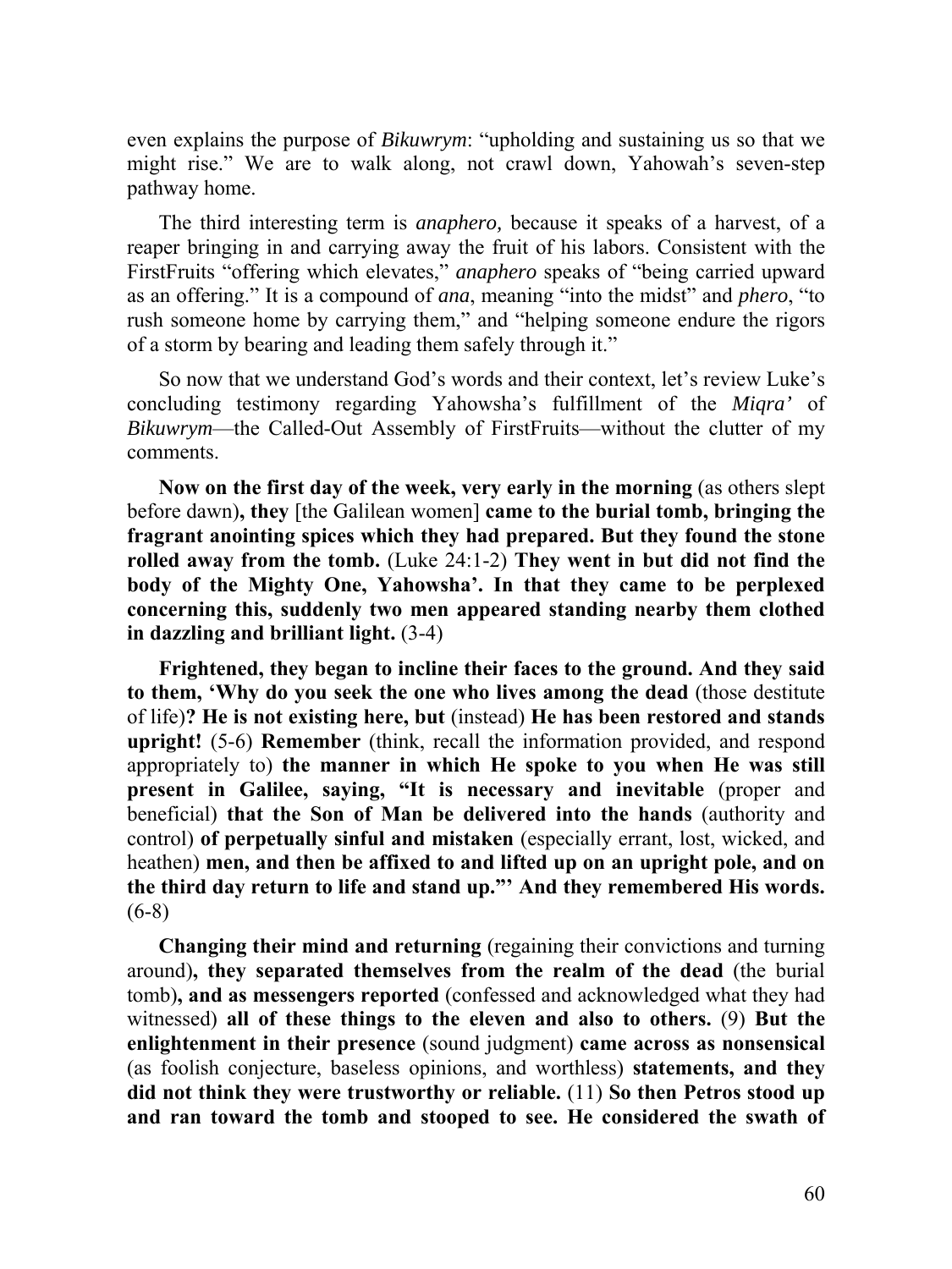even explains the purpose of *Bikuwrym*: "upholding and sustaining us so that we might rise." We are to walk along, not crawl down, Yahowah's seven-step pathway home.

The third interesting term is *anaphero,* because it speaks of a harvest, of a reaper bringing in and carrying away the fruit of his labors. Consistent with the FirstFruits "offering which elevates," *anaphero* speaks of "being carried upward as an offering." It is a compound of *ana*, meaning "into the midst" and *phero*, "to rush someone home by carrying them," and "helping someone endure the rigors of a storm by bearing and leading them safely through it."

So now that we understand God's words and their context, let's review Luke's concluding testimony regarding Yahowsha's fulfillment of the *Miqra'* of *Bikuwrym*—the Called-Out Assembly of FirstFruits—without the clutter of my comments.

**Now on the first day of the week, very early in the morning** (as others slept before dawn)**, they** [the Galilean women] **came to the burial tomb, bringing the fragrant anointing spices which they had prepared. But they found the stone rolled away from the tomb.** (Luke 24:1-2) **They went in but did not find the body of the Mighty One, Yahowsha'. In that they came to be perplexed concerning this, suddenly two men appeared standing nearby them clothed in dazzling and brilliant light.** (3-4)

**Frightened, they began to incline their faces to the ground. And they said to them, 'Why do you seek the one who lives among the dead** (those destitute of life)**? He is not existing here, but** (instead) **He has been restored and stands upright!** (5-6) **Remember** (think, recall the information provided, and respond appropriately to) **the manner in which He spoke to you when He was still present in Galilee, saying, "It is necessary and inevitable** (proper and beneficial) **that the Son of Man be delivered into the hands** (authority and control) **of perpetually sinful and mistaken** (especially errant, lost, wicked, and heathen) **men, and then be affixed to and lifted up on an upright pole, and on the third day return to life and stand up."' And they remembered His words.** (6-8)

**Changing their mind and returning** (regaining their convictions and turning around)**, they separated themselves from the realm of the dead** (the burial tomb)**, and as messengers reported** (confessed and acknowledged what they had witnessed) **all of these things to the eleven and also to others.** (9) **But the enlightenment in their presence** (sound judgment) **came across as nonsensical** (as foolish conjecture, baseless opinions, and worthless) **statements, and they did not think they were trustworthy or reliable.** (11) **So then Petros stood up and ran toward the tomb and stooped to see. He considered the swath of**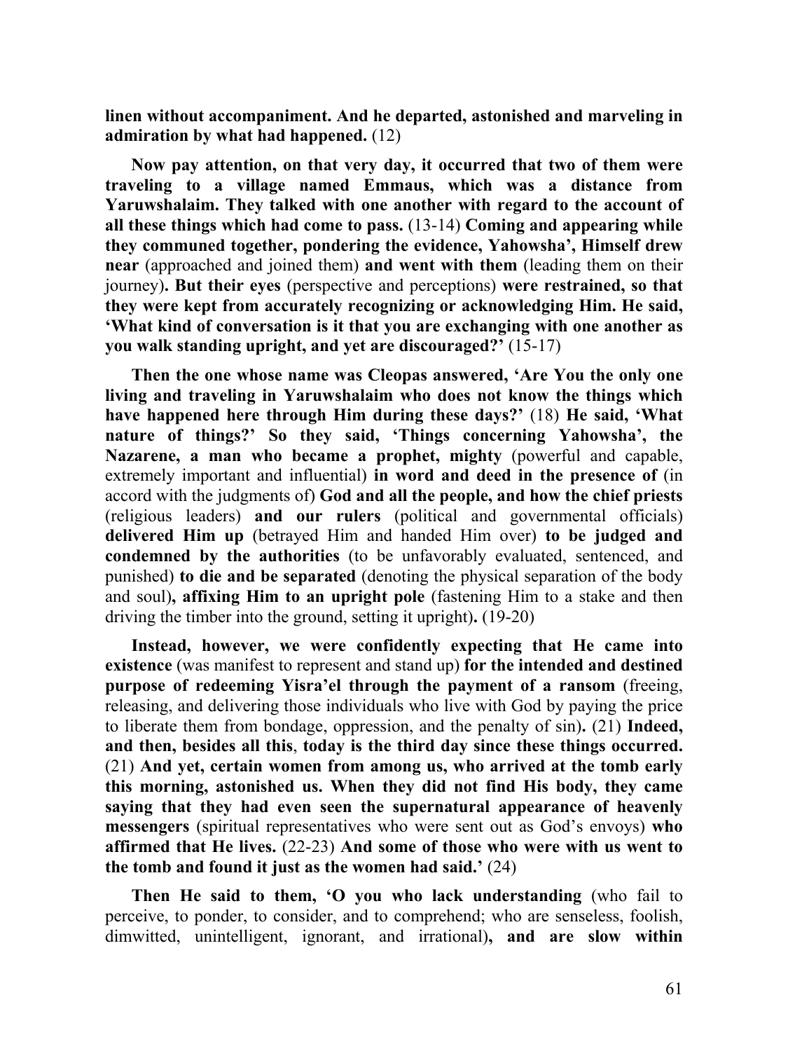**linen without accompaniment. And he departed, astonished and marveling in admiration by what had happened.** (12)

**Now pay attention, on that very day, it occurred that two of them were traveling to a village named Emmaus, which was a distance from Yaruwshalaim. They talked with one another with regard to the account of all these things which had come to pass.** (13-14) **Coming and appearing while they communed together, pondering the evidence, Yahowsha', Himself drew near** (approached and joined them) **and went with them** (leading them on their journey)**. But their eyes** (perspective and perceptions) **were restrained, so that they were kept from accurately recognizing or acknowledging Him. He said, 'What kind of conversation is it that you are exchanging with one another as you walk standing upright, and yet are discouraged?'** (15-17)

**Then the one whose name was Cleopas answered, 'Are You the only one living and traveling in Yaruwshalaim who does not know the things which have happened here through Him during these days?'** (18) **He said, 'What nature of things?' So they said, 'Things concerning Yahowsha', the Nazarene, a man who became a prophet, mighty** (powerful and capable, extremely important and influential) **in word and deed in the presence of** (in accord with the judgments of) **God and all the people, and how the chief priests** (religious leaders) **and our rulers** (political and governmental officials) **delivered Him up** (betrayed Him and handed Him over) **to be judged and condemned by the authorities** (to be unfavorably evaluated, sentenced, and punished) **to die and be separated** (denoting the physical separation of the body and soul)**, affixing Him to an upright pole** (fastening Him to a stake and then driving the timber into the ground, setting it upright)**.** (19-20)

**Instead, however, we were confidently expecting that He came into existence** (was manifest to represent and stand up) **for the intended and destined purpose of redeeming Yisra'el through the payment of a ransom** (freeing, releasing, and delivering those individuals who live with God by paying the price to liberate them from bondage, oppression, and the penalty of sin)**.** (21) **Indeed, and then, besides all this**, **today is the third day since these things occurred.** (21) **And yet, certain women from among us, who arrived at the tomb early this morning, astonished us. When they did not find His body, they came saying that they had even seen the supernatural appearance of heavenly messengers** (spiritual representatives who were sent out as God's envoys) **who affirmed that He lives.** (22-23) **And some of those who were with us went to the tomb and found it just as the women had said.'** (24)

**Then He said to them, 'O you who lack understanding** (who fail to perceive, to ponder, to consider, and to comprehend; who are senseless, foolish, dimwitted, unintelligent, ignorant, and irrational)**, and are slow within**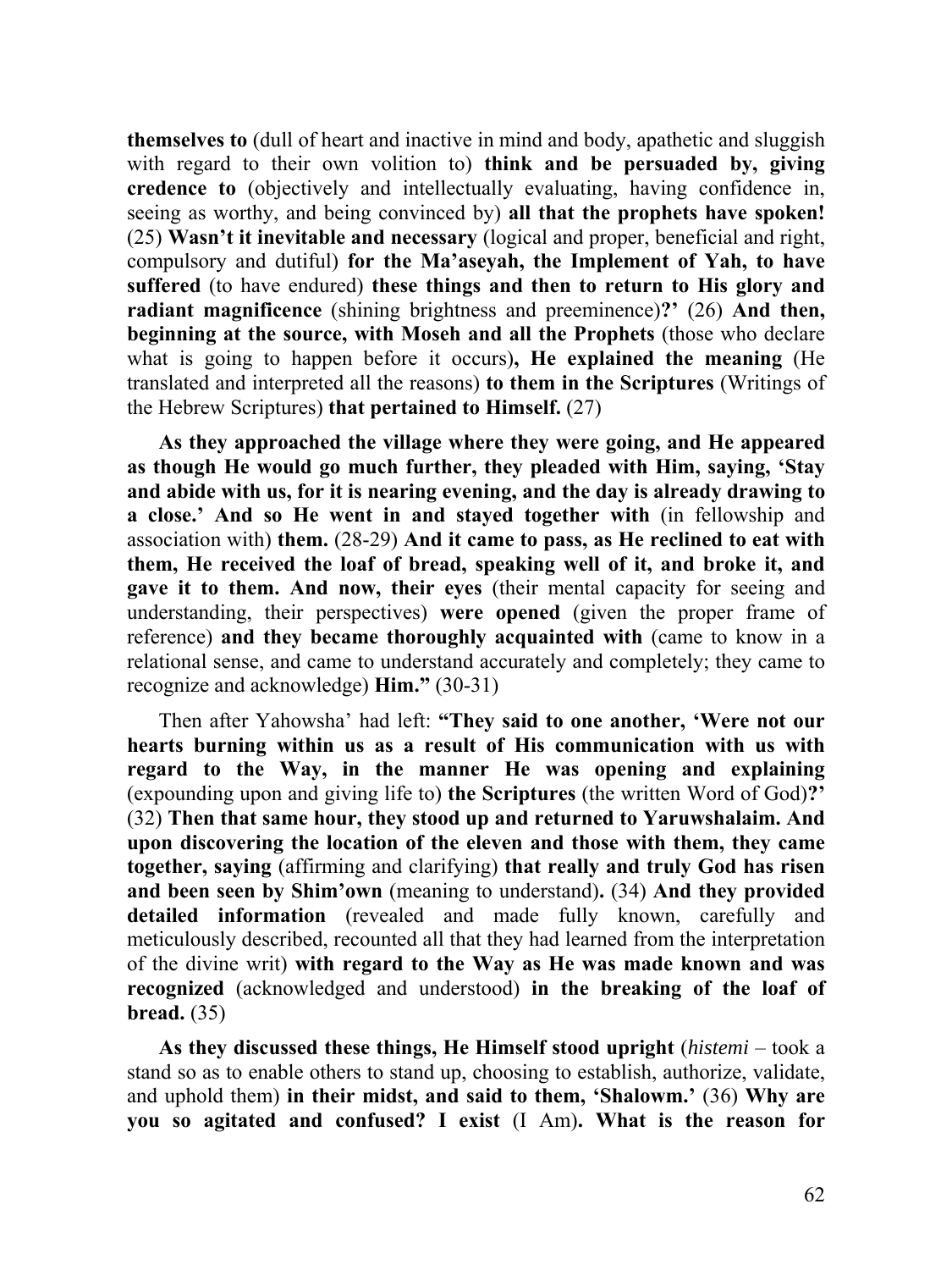**themselves to** (dull of heart and inactive in mind and body, apathetic and sluggish with regard to their own volition to) **think and be persuaded by, giving credence to** (objectively and intellectually evaluating, having confidence in, seeing as worthy, and being convinced by) **all that the prophets have spoken!** (25) **Wasn't it inevitable and necessary** (logical and proper, beneficial and right, compulsory and dutiful) **for the Ma'aseyah, the Implement of Yah, to have suffered** (to have endured) **these things and then to return to His glory and radiant magnificence** (shining brightness and preeminence)**?'** (26) **And then, beginning at the source, with Moseh and all the Prophets** (those who declare what is going to happen before it occurs)**, He explained the meaning** (He translated and interpreted all the reasons) **to them in the Scriptures** (Writings of the Hebrew Scriptures) **that pertained to Himself.** (27)

**As they approached the village where they were going, and He appeared as though He would go much further, they pleaded with Him, saying, 'Stay and abide with us, for it is nearing evening, and the day is already drawing to a close.' And so He went in and stayed together with** (in fellowship and association with) **them.** (28-29) **And it came to pass, as He reclined to eat with them, He received the loaf of bread, speaking well of it, and broke it, and gave it to them. And now, their eyes** (their mental capacity for seeing and understanding, their perspectives) **were opened** (given the proper frame of reference) **and they became thoroughly acquainted with** (came to know in a relational sense, and came to understand accurately and completely; they came to recognize and acknowledge) **Him."** (30-31)

Then after Yahowsha' had left: **"They said to one another, 'Were not our hearts burning within us as a result of His communication with us with regard to the Way, in the manner He was opening and explaining** (expounding upon and giving life to) **the Scriptures** (the written Word of God)**?'** (32) **Then that same hour, they stood up and returned to Yaruwshalaim. And upon discovering the location of the eleven and those with them, they came together, saying** (affirming and clarifying) **that really and truly God has risen and been seen by Shim'own** (meaning to understand)**.** (34) **And they provided detailed information** (revealed and made fully known, carefully and meticulously described, recounted all that they had learned from the interpretation of the divine writ) **with regard to the Way as He was made known and was recognized** (acknowledged and understood) **in the breaking of the loaf of bread.** (35)

**As they discussed these things, He Himself stood upright** (*histemi* – took a stand so as to enable others to stand up, choosing to establish, authorize, validate, and uphold them) **in their midst, and said to them, 'Shalowm.'** (36) **Why are you so agitated and confused? I exist** (I Am)**. What is the reason for**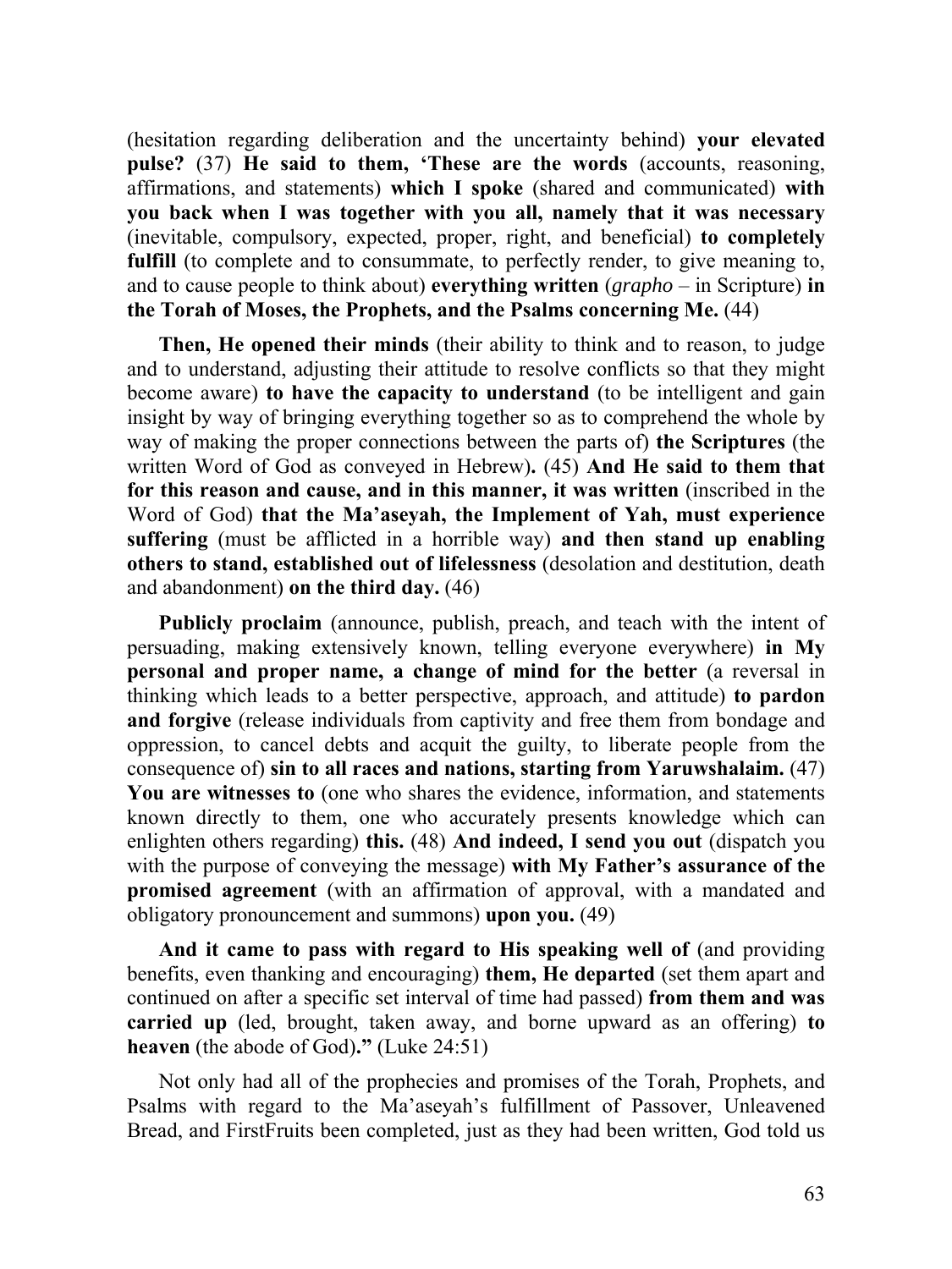(hesitation regarding deliberation and the uncertainty behind) **your elevated pulse?** (37) **He said to them, 'These are the words** (accounts, reasoning, affirmations, and statements) **which I spoke** (shared and communicated) **with you back when I was together with you all, namely that it was necessary** (inevitable, compulsory, expected, proper, right, and beneficial) **to completely fulfill** (to complete and to consummate, to perfectly render, to give meaning to, and to cause people to think about) **everything written** (*grapho* – in Scripture) **in the Torah of Moses, the Prophets, and the Psalms concerning Me.** (44)

**Then, He opened their minds** (their ability to think and to reason, to judge and to understand, adjusting their attitude to resolve conflicts so that they might become aware) **to have the capacity to understand** (to be intelligent and gain insight by way of bringing everything together so as to comprehend the whole by way of making the proper connections between the parts of) **the Scriptures** (the written Word of God as conveyed in Hebrew)**.** (45) **And He said to them that for this reason and cause, and in this manner, it was written** (inscribed in the Word of God) **that the Ma'aseyah, the Implement of Yah, must experience suffering** (must be afflicted in a horrible way) **and then stand up enabling others to stand, established out of lifelessness** (desolation and destitution, death and abandonment) **on the third day.** (46)

**Publicly proclaim** (announce, publish, preach, and teach with the intent of persuading, making extensively known, telling everyone everywhere) **in My personal and proper name, a change of mind for the better** (a reversal in thinking which leads to a better perspective, approach, and attitude) **to pardon and forgive** (release individuals from captivity and free them from bondage and oppression, to cancel debts and acquit the guilty, to liberate people from the consequence of) **sin to all races and nations, starting from Yaruwshalaim.** (47) **You are witnesses to** (one who shares the evidence, information, and statements known directly to them, one who accurately presents knowledge which can enlighten others regarding) **this.** (48) **And indeed, I send you out** (dispatch you with the purpose of conveying the message) **with My Father's assurance of the promised agreement** (with an affirmation of approval, with a mandated and obligatory pronouncement and summons) **upon you.** (49)

**And it came to pass with regard to His speaking well of** (and providing benefits, even thanking and encouraging) **them, He departed** (set them apart and continued on after a specific set interval of time had passed) **from them and was carried up** (led, brought, taken away, and borne upward as an offering) **to heaven** (the abode of God)**."** (Luke 24:51)

Not only had all of the prophecies and promises of the Torah, Prophets, and Psalms with regard to the Ma'aseyah's fulfillment of Passover, Unleavened Bread, and FirstFruits been completed, just as they had been written, God told us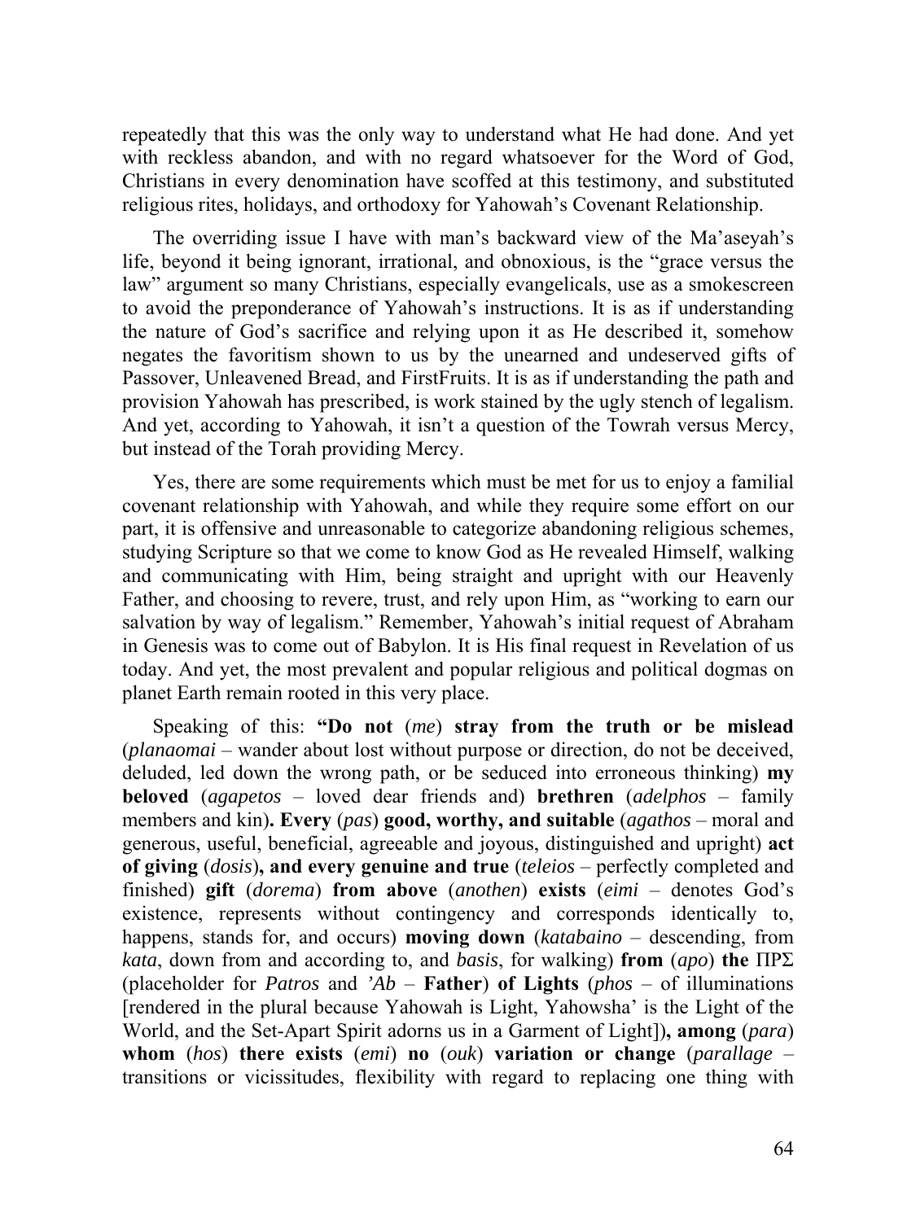repeatedly that this was the only way to understand what He had done. And yet with reckless abandon, and with no regard whatsoever for the Word of God, Christians in every denomination have scoffed at this testimony, and substituted religious rites, holidays, and orthodoxy for Yahowah's Covenant Relationship.

The overriding issue I have with man's backward view of the Ma'aseyah's life, beyond it being ignorant, irrational, and obnoxious, is the "grace versus the law" argument so many Christians, especially evangelicals, use as a smokescreen to avoid the preponderance of Yahowah's instructions. It is as if understanding the nature of God's sacrifice and relying upon it as He described it, somehow negates the favoritism shown to us by the unearned and undeserved gifts of Passover, Unleavened Bread, and FirstFruits. It is as if understanding the path and provision Yahowah has prescribed, is work stained by the ugly stench of legalism. And yet, according to Yahowah, it isn't a question of the Towrah versus Mercy, but instead of the Torah providing Mercy.

Yes, there are some requirements which must be met for us to enjoy a familial covenant relationship with Yahowah, and while they require some effort on our part, it is offensive and unreasonable to categorize abandoning religious schemes, studying Scripture so that we come to know God as He revealed Himself, walking and communicating with Him, being straight and upright with our Heavenly Father, and choosing to revere, trust, and rely upon Him, as "working to earn our salvation by way of legalism." Remember, Yahowah's initial request of Abraham in Genesis was to come out of Babylon. It is His final request in Revelation of us today. And yet, the most prevalent and popular religious and political dogmas on planet Earth remain rooted in this very place.

Speaking of this: **"Do not** (*me*) **stray from the truth or be mislead** (*planaomai* – wander about lost without purpose or direction, do not be deceived, deluded, led down the wrong path, or be seduced into erroneous thinking) **my beloved** (*agapetos* – loved dear friends and) **brethren** (*adelphos* – family members and kin)**. Every** (*pas*) **good, worthy, and suitable** (*agathos* – moral and generous, useful, beneficial, agreeable and joyous, distinguished and upright) **act of giving** (*dosis*)**, and every genuine and true** (*teleios* – perfectly completed and finished) **gift** (*dorema*) **from above** (*anothen*) **exists** (*eimi* – denotes God's existence, represents without contingency and corresponds identically to, happens, stands for, and occurs) **moving down** (*katabaino* – descending, from *kata*, down from and according to, and *basis*, for walking) **from** (*apo*) **the** ΠΡΣ (placeholder for *Patros* and *'Ab* – **Father**) **of Lights** (*phos* – of illuminations [rendered in the plural because Yahowah is Light, Yahowsha' is the Light of the World, and the Set-Apart Spirit adorns us in a Garment of Light])**, among** (*para*) **whom** (*hos*) **there exists** (*emi*) **no** (*ouk*) **variation or change** (*parallage* – transitions or vicissitudes, flexibility with regard to replacing one thing with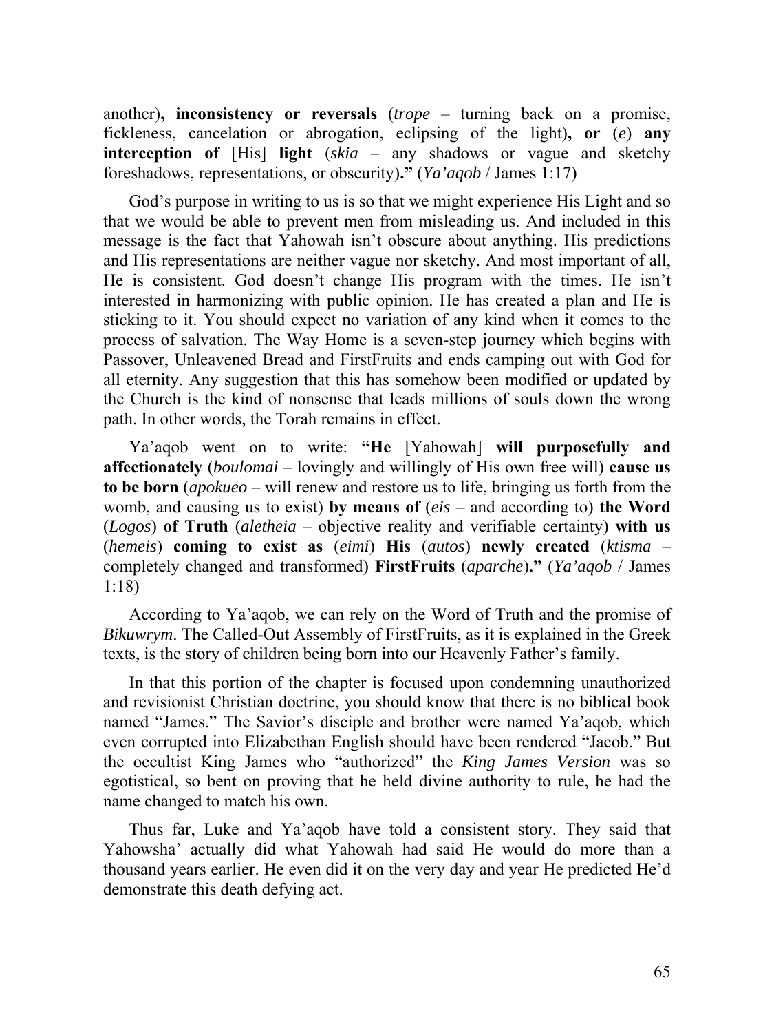another)**, inconsistency or reversals** (*trope* – turning back on a promise, fickleness, cancelation or abrogation, eclipsing of the light)**, or** (*e*) **any interception of** [His] **light** (*skia* – any shadows or vague and sketchy foreshadows, representations, or obscurity)**."** (*Ya'aqob* / James 1:17)

God's purpose in writing to us is so that we might experience His Light and so that we would be able to prevent men from misleading us. And included in this message is the fact that Yahowah isn't obscure about anything. His predictions and His representations are neither vague nor sketchy. And most important of all, He is consistent. God doesn't change His program with the times. He isn't interested in harmonizing with public opinion. He has created a plan and He is sticking to it. You should expect no variation of any kind when it comes to the process of salvation. The Way Home is a seven-step journey which begins with Passover, Unleavened Bread and FirstFruits and ends camping out with God for all eternity. Any suggestion that this has somehow been modified or updated by the Church is the kind of nonsense that leads millions of souls down the wrong path. In other words, the Torah remains in effect.

Ya'aqob went on to write: **"He** [Yahowah] **will purposefully and affectionately** (*boulomai* – lovingly and willingly of His own free will) **cause us to be born** (*apokueo* – will renew and restore us to life, bringing us forth from the womb, and causing us to exist) **by means of** (*eis* – and according to) **the Word** (*Logos*) **of Truth** (*aletheia* – objective reality and verifiable certainty) **with us** (*hemeis*) **coming to exist as** (*eimi*) **His** (*autos*) **newly created** (*ktisma* – completely changed and transformed) **FirstFruits** (*aparche*)**."** (*Ya'aqob* / James 1:18)

According to Ya'aqob, we can rely on the Word of Truth and the promise of *Bikuwrym*. The Called-Out Assembly of FirstFruits, as it is explained in the Greek texts, is the story of children being born into our Heavenly Father's family.

In that this portion of the chapter is focused upon condemning unauthorized and revisionist Christian doctrine, you should know that there is no biblical book named "James." The Savior's disciple and brother were named Ya'aqob, which even corrupted into Elizabethan English should have been rendered "Jacob." But the occultist King James who "authorized" the *King James Version* was so egotistical, so bent on proving that he held divine authority to rule, he had the name changed to match his own.

Thus far, Luke and Ya'aqob have told a consistent story. They said that Yahowsha' actually did what Yahowah had said He would do more than a thousand years earlier. He even did it on the very day and year He predicted He'd demonstrate this death defying act.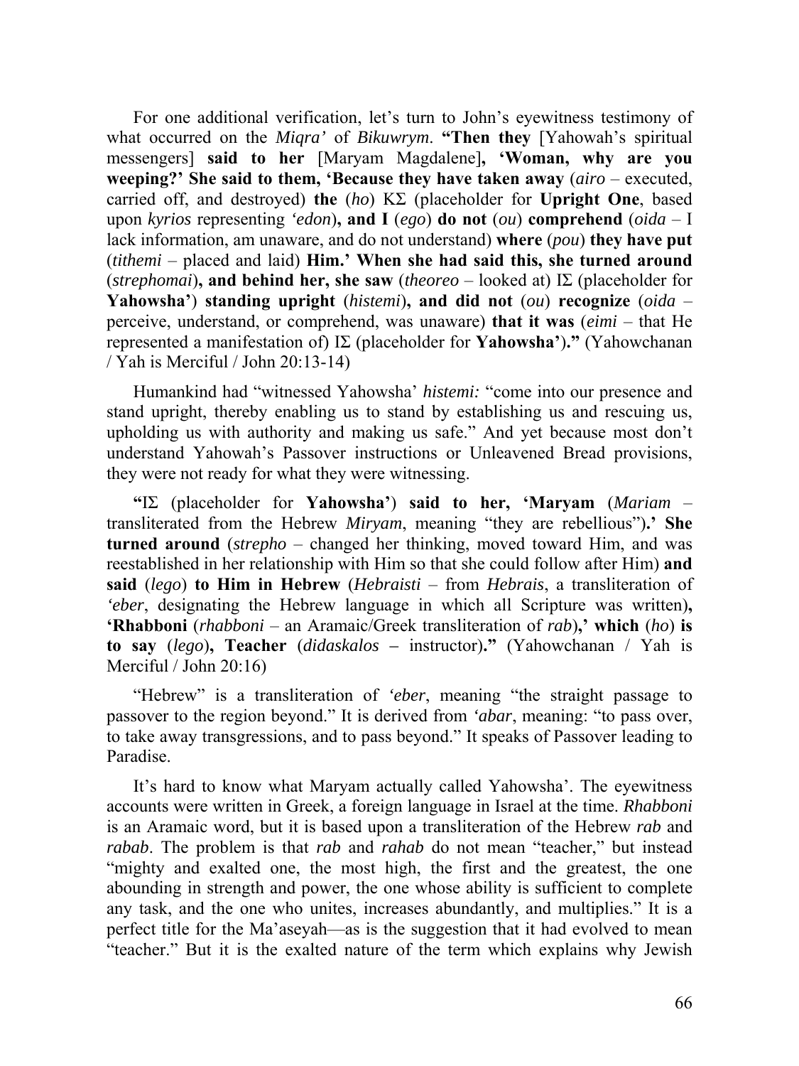For one additional verification, let's turn to John's eyewitness testimony of what occurred on the *Miqra'* of *Bikuwrym*. **"Then they** [Yahowah's spiritual messengers] **said to her** [Maryam Magdalene]**, 'Woman, why are you weeping?' She said to them, 'Because they have taken away** (*airo* – executed, carried off, and destroyed) **the** (*ho*) ΚΣ (placeholder for **Upright One**, based upon *kyrios* representing *'edon*)**, and I** (*ego*) **do not** (*ou*) **comprehend** (*oida* – I lack information, am unaware, and do not understand) **where** (*pou*) **they have put** (*tithemi* – placed and laid) **Him.' When she had said this, she turned around** (*strephomai*)**, and behind her, she saw** (*theoreo* – looked at) ΙΣ (placeholder for **Yahowsha'**) **standing upright** (*histemi*)**, and did not** (*ou*) **recognize** (*oida* – perceive, understand, or comprehend, was unaware) **that it was** (*eimi* – that He represented a manifestation of) ΙΣ (placeholder for **Yahowsha'**)**."** (Yahowchanan / Yah is Merciful / John 20:13-14)

Humankind had "witnessed Yahowsha' *histemi:* "come into our presence and stand upright, thereby enabling us to stand by establishing us and rescuing us, upholding us with authority and making us safe." And yet because most don't understand Yahowah's Passover instructions or Unleavened Bread provisions, they were not ready for what they were witnessing.

**"**ΙΣ (placeholder for **Yahowsha'**) **said to her, 'Maryam** (*Mariam* – transliterated from the Hebrew *Miryam*, meaning "they are rebellious")**.' She turned around** (*strepho* – changed her thinking, moved toward Him, and was reestablished in her relationship with Him so that she could follow after Him) **and said** (*lego*) **to Him in Hebrew** (*Hebraisti* – from *Hebrais*, a transliteration of *'eber*, designating the Hebrew language in which all Scripture was written)**, 'Rhabboni** (*rhabboni* – an Aramaic/Greek transliteration of *rab*)**,' which** (*ho*) **is to say** (*lego*)**, Teacher** (*didaskalos* – instructor)**."** (Yahowchanan / Yah is Merciful / John 20:16)

"Hebrew" is a transliteration of *'eber*, meaning "the straight passage to passover to the region beyond." It is derived from *'abar*, meaning: "to pass over, to take away transgressions, and to pass beyond." It speaks of Passover leading to Paradise.

It's hard to know what Maryam actually called Yahowsha'. The eyewitness accounts were written in Greek, a foreign language in Israel at the time. *Rhabboni* is an Aramaic word, but it is based upon a transliteration of the Hebrew *rab* and *rabab*. The problem is that *rab* and *rahab* do not mean "teacher," but instead "mighty and exalted one, the most high, the first and the greatest, the one abounding in strength and power, the one whose ability is sufficient to complete any task, and the one who unites, increases abundantly, and multiplies." It is a perfect title for the Ma'aseyah—as is the suggestion that it had evolved to mean "teacher." But it is the exalted nature of the term which explains why Jewish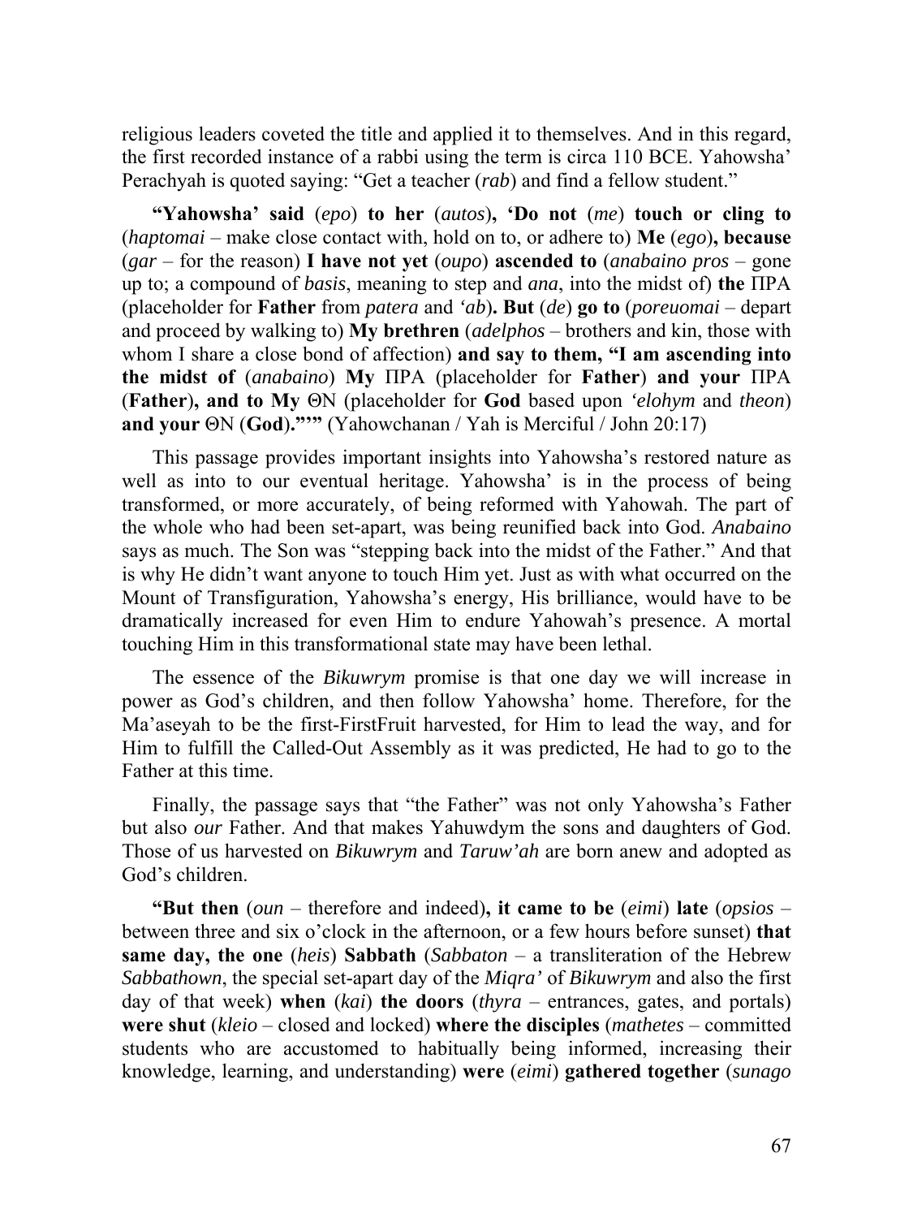religious leaders coveted the title and applied it to themselves. And in this regard, the first recorded instance of a rabbi using the term is circa 110 BCE. Yahowsha' Perachyah is quoted saying: "Get a teacher (*rab*) and find a fellow student."

**"Yahowsha' said** (*epo*) **to her** (*autos*)**, 'Do not** (*me*) **touch or cling to** (*haptomai* – make close contact with, hold on to, or adhere to) **Me** (*ego*)**, because** (*gar* – for the reason) **I have not yet** (*oupo*) **ascended to** (*anabaino pros* – gone up to; a compound of *basis*, meaning to step and *ana*, into the midst of) **the** ΠΡΑ (placeholder for **Father** from *patera* and *'ab*)**. But** (*de*) **go to** (*poreuomai* – depart and proceed by walking to) **My brethren** (*adelphos* – brothers and kin, those with whom I share a close bond of affection) **and say to them, "I am ascending into the midst of** (*anabaino*) **My** ΠΡΑ (placeholder for **Father**) **and your** ΠΡΑ (**Father**)**, and to My** ΘΝ (placeholder for **God** based upon *'elohym* and *theon*) **and your** ΘΝ (**God**)**."'"** (Yahowchanan / Yah is Merciful / John 20:17)

This passage provides important insights into Yahowsha's restored nature as well as into to our eventual heritage. Yahowsha' is in the process of being transformed, or more accurately, of being reformed with Yahowah. The part of the whole who had been set-apart, was being reunified back into God. *Anabaino* says as much. The Son was "stepping back into the midst of the Father." And that is why He didn't want anyone to touch Him yet. Just as with what occurred on the Mount of Transfiguration, Yahowsha's energy, His brilliance, would have to be dramatically increased for even Him to endure Yahowah's presence. A mortal touching Him in this transformational state may have been lethal.

The essence of the *Bikuwrym* promise is that one day we will increase in power as God's children, and then follow Yahowsha' home. Therefore, for the Ma'aseyah to be the first-FirstFruit harvested, for Him to lead the way, and for Him to fulfill the Called-Out Assembly as it was predicted, He had to go to the Father at this time.

Finally, the passage says that "the Father" was not only Yahowsha's Father but also *our* Father. And that makes Yahuwdym the sons and daughters of God. Those of us harvested on *Bikuwrym* and *Taruw'ah* are born anew and adopted as God's children.

**"But then** (*oun* – therefore and indeed)**, it came to be** (*eimi*) **late** (*opsios* – between three and six o'clock in the afternoon, or a few hours before sunset) **that same day, the one** (*heis*) **Sabbath** (*Sabbaton* – a transliteration of the Hebrew *Sabbathown*, the special set-apart day of the *Miqra'* of *Bikuwrym* and also the first day of that week) **when** (*kai*) **the doors** (*thyra* – entrances, gates, and portals) **were shut** (*kleio* – closed and locked) **where the disciples** (*mathetes* – committed students who are accustomed to habitually being informed, increasing their knowledge, learning, and understanding) **were** (*eimi*) **gathered together** (*sunago*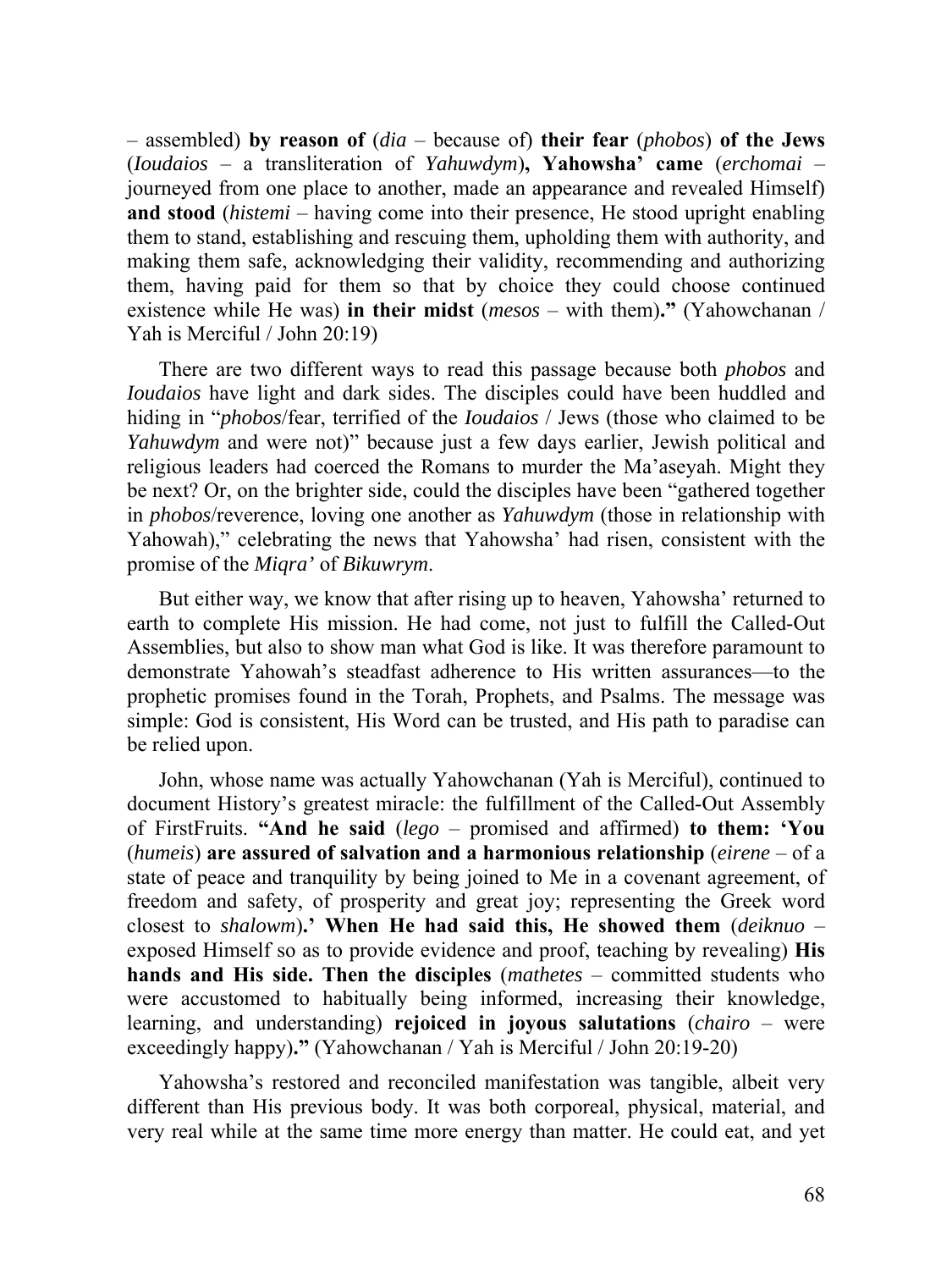– assembled) **by reason of** (*dia* – because of) **their fear** (*phobos*) **of the Jews** (*Ioudaios* – a transliteration of *Yahuwdym*)**, Yahowsha' came** (*erchomai* – journeyed from one place to another, made an appearance and revealed Himself) **and stood** (*histemi* – having come into their presence, He stood upright enabling them to stand, establishing and rescuing them, upholding them with authority, and making them safe, acknowledging their validity, recommending and authorizing them, having paid for them so that by choice they could choose continued existence while He was) **in their midst** (*mesos* – with them)**."** (Yahowchanan / Yah is Merciful / John 20:19)

There are two different ways to read this passage because both *phobos* and *Ioudaios* have light and dark sides. The disciples could have been huddled and hiding in "*phobos*/fear, terrified of the *Ioudaios* / Jews (those who claimed to be *Yahuwdym* and were not)" because just a few days earlier, Jewish political and religious leaders had coerced the Romans to murder the Ma'aseyah. Might they be next? Or, on the brighter side, could the disciples have been "gathered together in *phobos*/reverence, loving one another as *Yahuwdym* (those in relationship with Yahowah)," celebrating the news that Yahowsha' had risen, consistent with the promise of the *Miqra'* of *Bikuwrym*.

But either way, we know that after rising up to heaven, Yahowsha' returned to earth to complete His mission. He had come, not just to fulfill the Called-Out Assemblies, but also to show man what God is like. It was therefore paramount to demonstrate Yahowah's steadfast adherence to His written assurances—to the prophetic promises found in the Torah, Prophets, and Psalms. The message was simple: God is consistent, His Word can be trusted, and His path to paradise can be relied upon.

John, whose name was actually Yahowchanan (Yah is Merciful), continued to document History's greatest miracle: the fulfillment of the Called-Out Assembly of FirstFruits. **"And he said** (*lego* – promised and affirmed) **to them: 'You** (*humeis*) **are assured of salvation and a harmonious relationship** (*eirene* – of a state of peace and tranquility by being joined to Me in a covenant agreement, of freedom and safety, of prosperity and great joy; representing the Greek word closest to *shalowm*)**.' When He had said this, He showed them** (*deiknuo* – exposed Himself so as to provide evidence and proof, teaching by revealing) **His hands and His side. Then the disciples** (*mathetes* – committed students who were accustomed to habitually being informed, increasing their knowledge, learning, and understanding) **rejoiced in joyous salutations** (*chairo* – were exceedingly happy)**."** (Yahowchanan / Yah is Merciful / John 20:19-20)

Yahowsha's restored and reconciled manifestation was tangible, albeit very different than His previous body. It was both corporeal, physical, material, and very real while at the same time more energy than matter. He could eat, and yet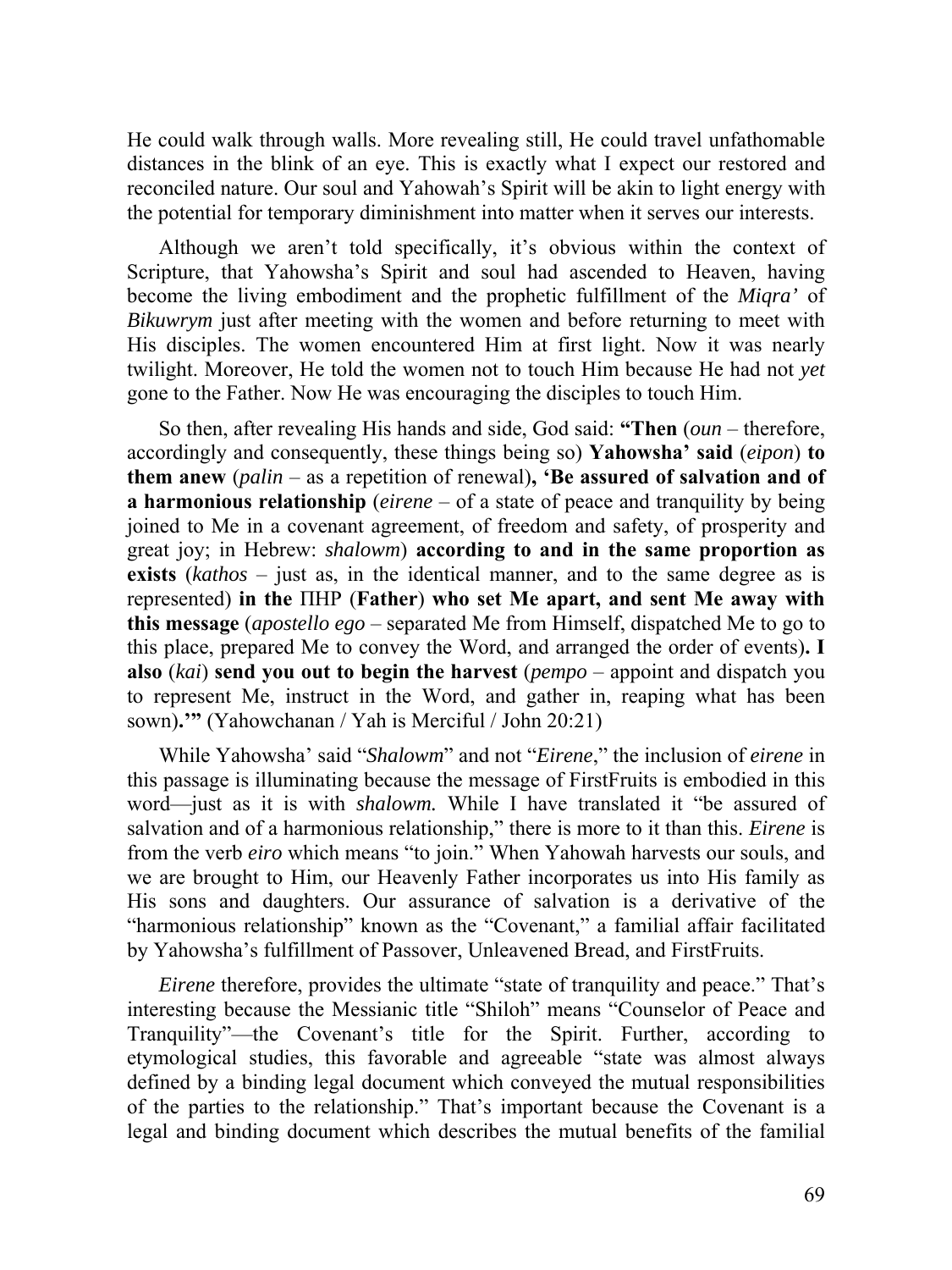He could walk through walls. More revealing still, He could travel unfathomable distances in the blink of an eye. This is exactly what I expect our restored and reconciled nature. Our soul and Yahowah's Spirit will be akin to light energy with the potential for temporary diminishment into matter when it serves our interests.

Although we aren't told specifically, it's obvious within the context of Scripture, that Yahowsha's Spirit and soul had ascended to Heaven, having become the living embodiment and the prophetic fulfillment of the *Miqra'* of *Bikuwrym* just after meeting with the women and before returning to meet with His disciples. The women encountered Him at first light. Now it was nearly twilight. Moreover, He told the women not to touch Him because He had not *yet* gone to the Father. Now He was encouraging the disciples to touch Him.

So then, after revealing His hands and side, God said: **"Then** (*oun* – therefore, accordingly and consequently, these things being so) **Yahowsha' said** (*eipon*) **to them anew** (*palin* – as a repetition of renewal)**, 'Be assured of salvation and of a harmonious relationship** (*eirene* – of a state of peace and tranquility by being joined to Me in a covenant agreement, of freedom and safety, of prosperity and great joy; in Hebrew: *shalowm*) **according to and in the same proportion as exists** (*kathos* – just as, in the identical manner, and to the same degree as is represented) **in the** ΠΗΡ (**Father**) **who set Me apart, and sent Me away with this message** (*apostello ego* – separated Me from Himself, dispatched Me to go to this place, prepared Me to convey the Word, and arranged the order of events)**. I also** (*kai*) **send you out to begin the harvest** (*pempo* – appoint and dispatch you to represent Me, instruct in the Word, and gather in, reaping what has been sown)**.'"** (Yahowchanan / Yah is Merciful / John 20:21)

While Yahowsha' said "*Shalowm*" and not "*Eirene*," the inclusion of *eirene* in this passage is illuminating because the message of FirstFruits is embodied in this word—just as it is with *shalowm.* While I have translated it "be assured of salvation and of a harmonious relationship," there is more to it than this. *Eirene* is from the verb *eiro* which means "to join." When Yahowah harvests our souls, and we are brought to Him, our Heavenly Father incorporates us into His family as His sons and daughters. Our assurance of salvation is a derivative of the "harmonious relationship" known as the "Covenant," a familial affair facilitated by Yahowsha's fulfillment of Passover, Unleavened Bread, and FirstFruits.

*Eirene* therefore, provides the ultimate "state of tranquility and peace." That's interesting because the Messianic title "Shiloh" means "Counselor of Peace and Tranquility"—the Covenant's title for the Spirit. Further, according to etymological studies, this favorable and agreeable "state was almost always defined by a binding legal document which conveyed the mutual responsibilities of the parties to the relationship." That's important because the Covenant is a legal and binding document which describes the mutual benefits of the familial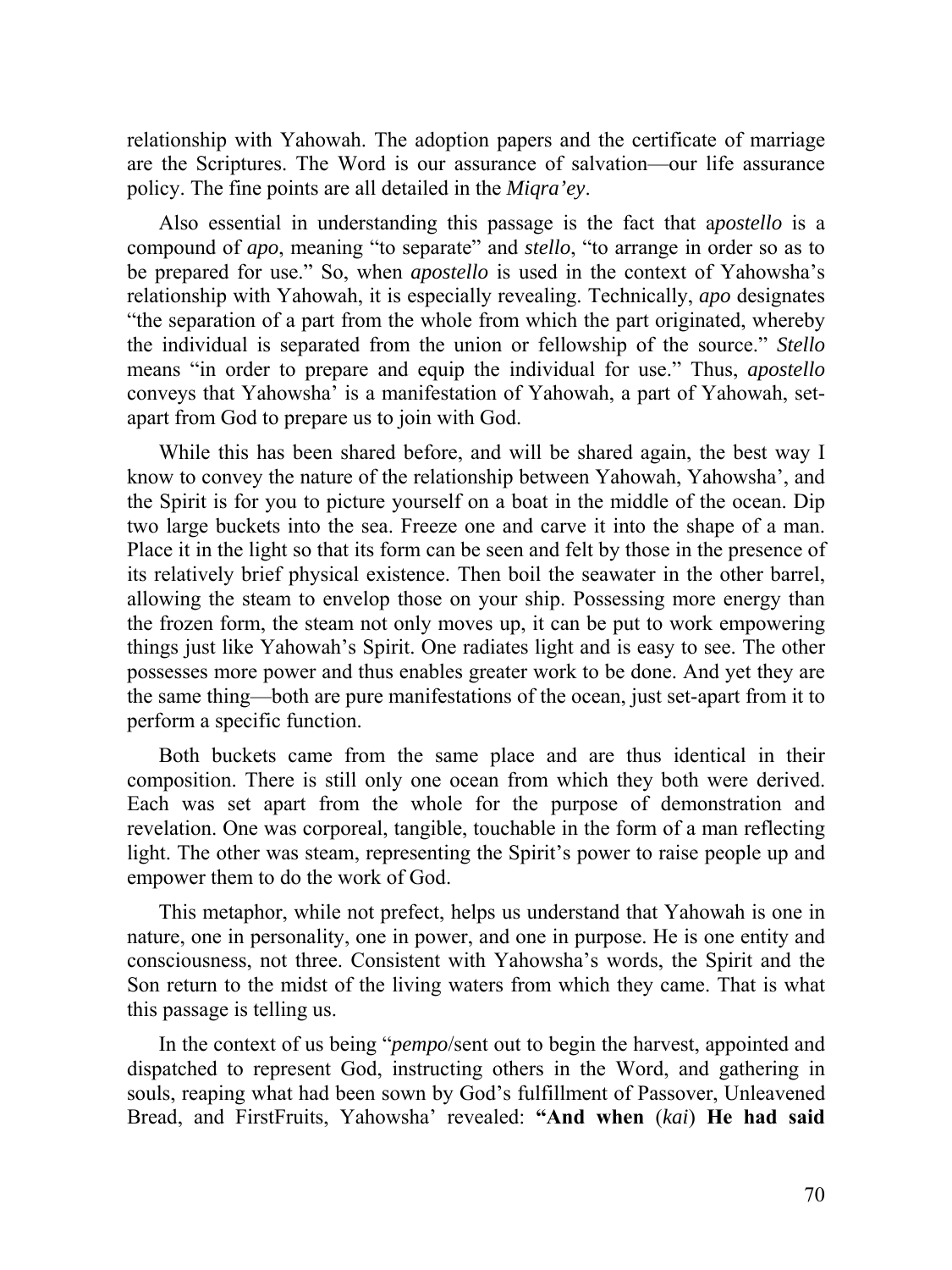relationship with Yahowah. The adoption papers and the certificate of marriage are the Scriptures. The Word is our assurance of salvation—our life assurance policy. The fine points are all detailed in the *Miqra'ey*.

Also essential in understanding this passage is the fact that a*postello* is a compound of *apo*, meaning "to separate" and *stello*, "to arrange in order so as to be prepared for use." So, when *apostello* is used in the context of Yahowsha's relationship with Yahowah, it is especially revealing. Technically, *apo* designates "the separation of a part from the whole from which the part originated, whereby the individual is separated from the union or fellowship of the source." *Stello* means "in order to prepare and equip the individual for use." Thus, *apostello* conveys that Yahowsha' is a manifestation of Yahowah, a part of Yahowah, set-apart from God to prepare us to join with God.

While this has been shared before, and will be shared again, the best way I know to convey the nature of the relationship between Yahowah, Yahowsha', and the Spirit is for you to picture yourself on a boat in the middle of the ocean. Dip two large buckets into the sea. Freeze one and carve it into the shape of a man. Place it in the light so that its form can be seen and felt by those in the presence of its relatively brief physical existence. Then boil the seawater in the other barrel, allowing the steam to envelop those on your ship. Possessing more energy than the frozen form, the steam not only moves up, it can be put to work empowering things just like Yahowah's Spirit. One radiates light and is easy to see. The other possesses more power and thus enables greater work to be done. And yet they are the same thing—both are pure manifestations of the ocean, just set-apart from it to perform a specific function.

Both buckets came from the same place and are thus identical in their composition. There is still only one ocean from which they both were derived. Each was set apart from the whole for the purpose of demonstration and revelation. One was corporeal, tangible, touchable in the form of a man reflecting light. The other was steam, representing the Spirit's power to raise people up and empower them to do the work of God.

This metaphor, while not prefect, helps us understand that Yahowah is one in nature, one in personality, one in power, and one in purpose. He is one entity and consciousness, not three. Consistent with Yahowsha's words, the Spirit and the Son return to the midst of the living waters from which they came. That is what this passage is telling us.

In the context of us being "*pempo*/sent out to begin the harvest, appointed and dispatched to represent God, instructing others in the Word, and gathering in souls, reaping what had been sown by God's fulfillment of Passover, Unleavened Bread, and FirstFruits, Yahowsha' revealed: **"And when** (*kai*) **He had said**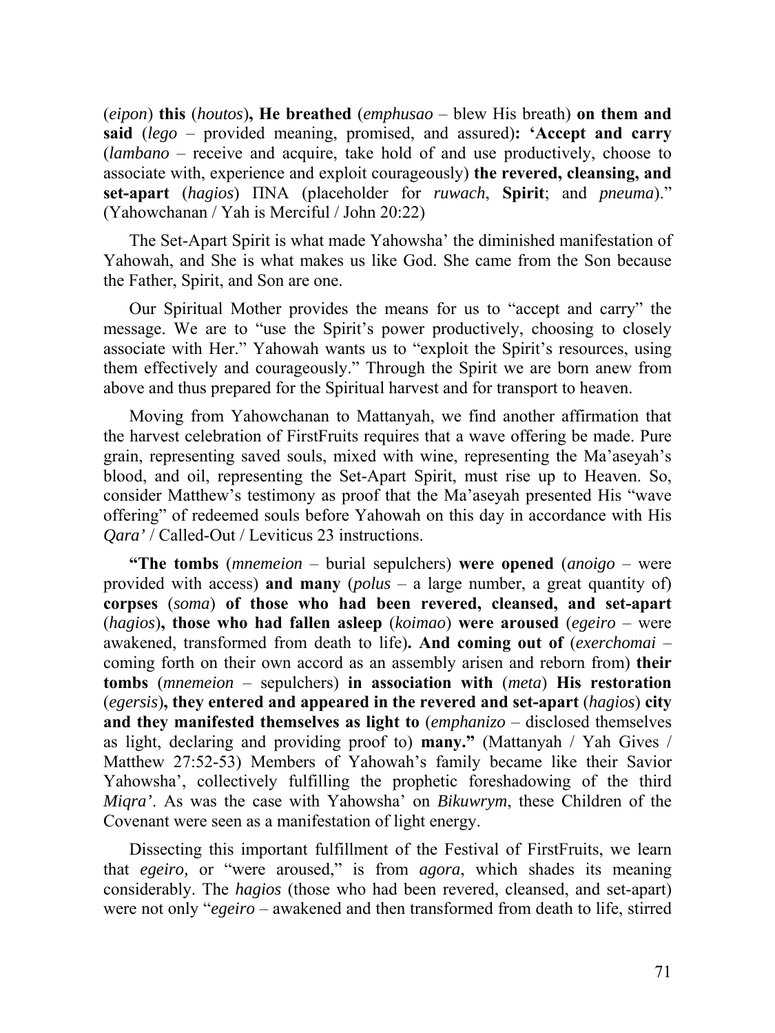(*eipon*) **this** (*houtos*)**, He breathed** (*emphusao* – blew His breath) **on them and said** (*lego* – provided meaning, promised, and assured)**: 'Accept and carry** (*lambano* – receive and acquire, take hold of and use productively, choose to associate with, experience and exploit courageously) **the revered, cleansing, and set-apart** (*hagios*) ΠΝΑ (placeholder for *ruwach*, **Spirit**; and *pneuma*)." (Yahowchanan / Yah is Merciful / John 20:22)

The Set-Apart Spirit is what made Yahowsha' the diminished manifestation of Yahowah, and She is what makes us like God. She came from the Son because the Father, Spirit, and Son are one.

Our Spiritual Mother provides the means for us to "accept and carry" the message. We are to "use the Spirit's power productively, choosing to closely associate with Her." Yahowah wants us to "exploit the Spirit's resources, using them effectively and courageously." Through the Spirit we are born anew from above and thus prepared for the Spiritual harvest and for transport to heaven.

Moving from Yahowchanan to Mattanyah, we find another affirmation that the harvest celebration of FirstFruits requires that a wave offering be made. Pure grain, representing saved souls, mixed with wine, representing the Ma'aseyah's blood, and oil, representing the Set-Apart Spirit, must rise up to Heaven. So, consider Matthew's testimony as proof that the Ma'aseyah presented His "wave offering" of redeemed souls before Yahowah on this day in accordance with His *Qara'* / Called-Out / Leviticus 23 instructions.

**"The tombs** (*mnemeion* – burial sepulchers) **were opened** (*anoigo* – were provided with access) **and many** (*polus* – a large number, a great quantity of) **corpses** (*soma*) **of those who had been revered, cleansed, and set-apart** (*hagios*)**, those who had fallen asleep** (*koimao*) **were aroused** (*egeiro* – were awakened, transformed from death to life)**. And coming out of** (*exerchomai* – coming forth on their own accord as an assembly arisen and reborn from) **their tombs** (*mnemeion* – sepulchers) **in association with** (*meta*) **His restoration** (*egersis*)**, they entered and appeared in the revered and set-apart** (*hagios*) **city and they manifested themselves as light to** (*emphanizo* – disclosed themselves as light, declaring and providing proof to) **many."** (Mattanyah / Yah Gives / Matthew 27:52-53) Members of Yahowah's family became like their Savior Yahowsha', collectively fulfilling the prophetic foreshadowing of the third *Miqra'*. As was the case with Yahowsha' on *Bikuwrym*, these Children of the Covenant were seen as a manifestation of light energy.

Dissecting this important fulfillment of the Festival of FirstFruits, we learn that *egeiro,* or "were aroused," is from *agora*, which shades its meaning considerably. The *hagios* (those who had been revered, cleansed, and set-apart) were not only "*egeiro* – awakened and then transformed from death to life, stirred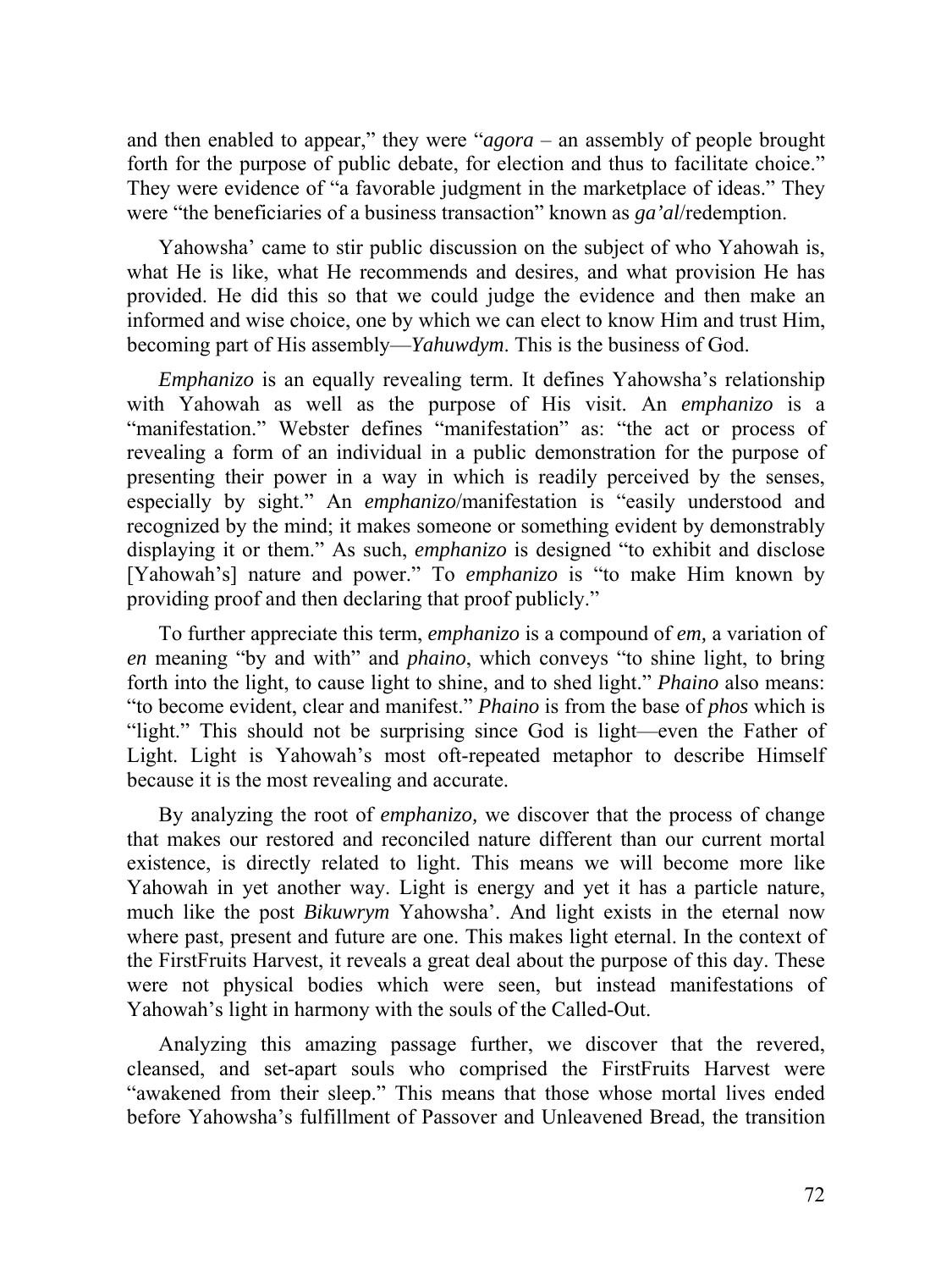and then enabled to appear," they were "*agora* – an assembly of people brought forth for the purpose of public debate, for election and thus to facilitate choice." They were evidence of "a favorable judgment in the marketplace of ideas." They were "the beneficiaries of a business transaction" known as *ga'al*/redemption.

Yahowsha' came to stir public discussion on the subject of who Yahowah is, what He is like, what He recommends and desires, and what provision He has provided. He did this so that we could judge the evidence and then make an informed and wise choice, one by which we can elect to know Him and trust Him, becoming part of His assembly—*Yahuwdym*. This is the business of God.

*Emphanizo* is an equally revealing term. It defines Yahowsha's relationship with Yahowah as well as the purpose of His visit. An *emphanizo* is a "manifestation." Webster defines "manifestation" as: "the act or process of revealing a form of an individual in a public demonstration for the purpose of presenting their power in a way in which is readily perceived by the senses, especially by sight." An *emphanizo*/manifestation is "easily understood and recognized by the mind; it makes someone or something evident by demonstrably displaying it or them." As such, *emphanizo* is designed "to exhibit and disclose [Yahowah's] nature and power." To *emphanizo* is "to make Him known by providing proof and then declaring that proof publicly."

To further appreciate this term, *emphanizo* is a compound of *em,* a variation of *en* meaning "by and with" and *phaino*, which conveys "to shine light, to bring forth into the light, to cause light to shine, and to shed light." *Phaino* also means: "to become evident, clear and manifest." *Phaino* is from the base of *phos* which is "light." This should not be surprising since God is light—even the Father of Light. Light is Yahowah's most oft-repeated metaphor to describe Himself because it is the most revealing and accurate.

By analyzing the root of *emphanizo,* we discover that the process of change that makes our restored and reconciled nature different than our current mortal existence, is directly related to light. This means we will become more like Yahowah in yet another way. Light is energy and yet it has a particle nature, much like the post *Bikuwrym* Yahowsha'. And light exists in the eternal now where past, present and future are one. This makes light eternal. In the context of the FirstFruits Harvest, it reveals a great deal about the purpose of this day. These were not physical bodies which were seen, but instead manifestations of Yahowah's light in harmony with the souls of the Called-Out.

Analyzing this amazing passage further, we discover that the revered, cleansed, and set-apart souls who comprised the FirstFruits Harvest were "awakened from their sleep." This means that those whose mortal lives ended before Yahowsha's fulfillment of Passover and Unleavened Bread, the transition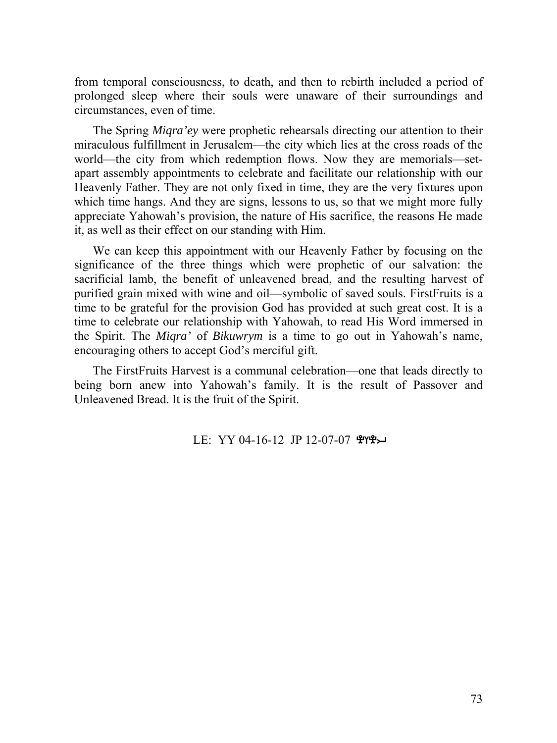from temporal consciousness, to death, and then to rebirth included a period of prolonged sleep where their souls were unaware of their surroundings and circumstances, even of time.

The Spring *Miqra'ey* were prophetic rehearsals directing our attention to their miraculous fulfillment in Jerusalem—the city which lies at the cross roads of the world—the city from which redemption flows. Now they are memorials—set-apart assembly appointments to celebrate and facilitate our relationship with our Heavenly Father. They are not only fixed in time, they are the very fixtures upon which time hangs. And they are signs, lessons to us, so that we might more fully appreciate Yahowah's provision, the nature of His sacrifice, the reasons He made it, as well as their effect on our standing with Him.

We can keep this appointment with our Heavenly Father by focusing on the significance of the three things which were prophetic of our salvation: the sacrificial lamb, the benefit of unleavened bread, and the resulting harvest of purified grain mixed with wine and oil—symbolic of saved souls. FirstFruits is a time to be grateful for the provision God has provided at such great cost. It is a time to celebrate our relationship with Yahowah, to read His Word immersed in the Spirit. The *Miqra'* of *Bikuwrym* is a time to go out in Yahowah's name, encouraging others to accept God's merciful gift.

The FirstFruits Harvest is a communal celebration—one that leads directly to being born anew into Yahowah's family. It is the result of Passover and Unleavened Bread. It is the fruit of the Spirit.

LE: YY 04-16-12 JP 12-07-07 𐤉𐤄𐤅𐤄